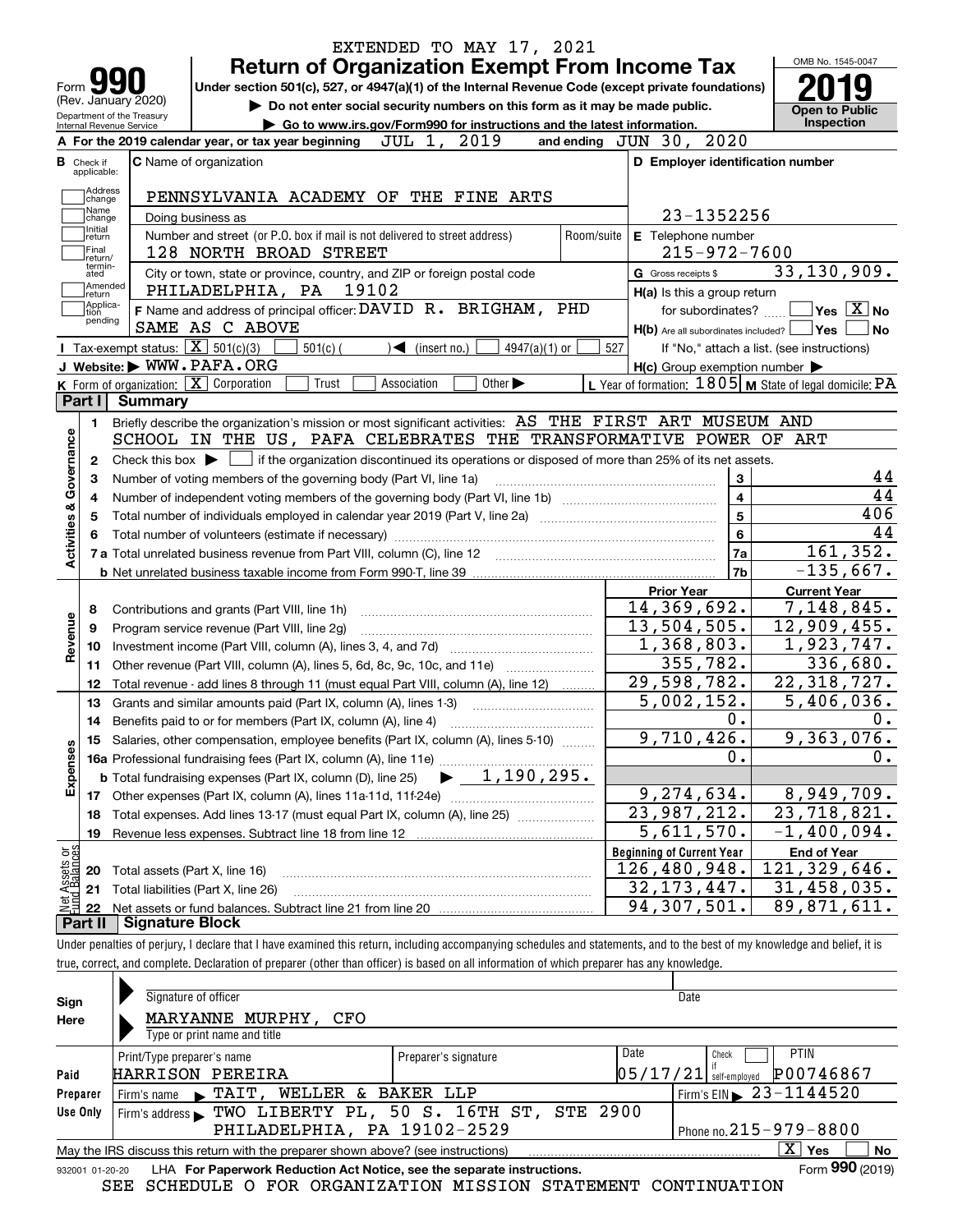EXTENDED TO MAY 17, 2021

# Form 990 — Return of Organization Exempt From Income Tax

(Rev. January 2020)

Department of the Treasury
Internal Revenue Service

**Under section 501(c), 527, or 4947(a)(1) of the Internal Revenue Code (except private foundations)**

▶ Do not enter social security numbers on this form as it may be made public.

▶ Go to www.irs.gov/Form990 for instructions and the latest information.

OMB No. 1545-0047

**2019**

**Open to Public Inspection**

**A** For the 2019 calendar year, or tax year beginning JUL 1, 2019 and ending JUN 30, 2020

**B** Check if applicable: Address change, Name change, Initial return, Final return/terminated, Amended return, Application pending

**C** Name of organization: PENNSYLVANIA ACADEMY OF THE FINE ARTS

Doing business as

Number and street (or P.O. box if mail is not delivered to street address): 128 NORTH BROAD STREET — Room/suite

City or town, state or province, country, and ZIP or foreign postal code: PHILADELPHIA, PA 19102

**D** Employer identification number: 23-1352256

**E** Telephone number: 215-972-7600

**G** Gross receipts $ 33,130,909.

**F** Name and address of principal officer: DAVID R. BRIGHAM, PHD
SAME AS C ABOVE

**H(a)** Is this a group return for subordinates? ☐ Yes ☒ No

**H(b)** Are all subordinates included? ☐ Yes ☐ No
If "No," attach a list. (see instructions)

**H(c)** Group exemption number ▶

**I** Tax-exempt status: ☒ 501(c)(3) ☐ 501(c) ( ) ◀ (insert no.) ☐ 4947(a)(1) or ☐ 527

**J** Website: ▶ WWW.PAFA.ORG

**K** Form of organization: ☒ Corporation ☐ Trust ☐ Association ☐ Other ▶

**L** Year of formation: 1805 **M** State of legal domicile: PA

## Part I Summary

**Activities & Governance**

1. Briefly describe the organization's mission or most significant activities: AS THE FIRST ART MUSEUM AND SCHOOL IN THE US, PAFA CELEBRATES THE TRANSFORMATIVE POWER OF ART
2. Check this box ▶ ☐ if the organization discontinued its operations or disposed of more than 25% of its net assets.

| Line | Description | No. | Value |
|---|---|---|---|
| 3 | Number of voting members of the governing body (Part VI, line 1a) | 3 | 44 |
| 4 | Number of independent voting members of the governing body (Part VI, line 1b) | 4 | 44 |
| 5 | Total number of individuals employed in calendar year 2019 (Part V, line 2a) | 5 | 406 |
| 6 | Total number of volunteers (estimate if necessary) | 6 | 44 |
| 7a | Total unrelated business revenue from Part VIII, column (C), line 12 | 7a | 161,352. |
| b | Net unrelated business taxable income from Form 990-T, line 39 | 7b | -135,667. |

| Line | Description | Prior Year | Current Year |
|---|---|---|---|
| **Revenue** | | | |
| 8 | Contributions and grants (Part VIII, line 1h) | 14,369,692. | 7,148,845. |
| 9 | Program service revenue (Part VIII, line 2g) | 13,504,505. | 12,909,455. |
| 10 | Investment income (Part VIII, column (A), lines 3, 4, and 7d) | 1,368,803. | 1,923,747. |
| 11 | Other revenue (Part VIII, column (A), lines 5, 6d, 8c, 9c, 10c, and 11e) | 355,782. | 336,680. |
| 12 | Total revenue - add lines 8 through 11 (must equal Part VIII, column (A), line 12) | 29,598,782. | 22,318,727. |
| **Expenses** | | | |
| 13 | Grants and similar amounts paid (Part IX, column (A), lines 1-3) | 5,002,152. | 5,406,036. |
| 14 | Benefits paid to or for members (Part IX, column (A), line 4) | 0. | 0. |
| 15 | Salaries, other compensation, employee benefits (Part IX, column (A), lines 5-10) | 9,710,426. | 9,363,076. |
| 16a | Professional fundraising fees (Part IX, column (A), line 11e) | 0. | 0. |
| b | Total fundraising expenses (Part IX, column (D), line 25) ▶ 1,190,295. | | |
| 17 | Other expenses (Part IX, column (A), lines 11a-11d, 11f-24e) | 9,274,634. | 8,949,709. |
| 18 | Total expenses. Add lines 13-17 (must equal Part IX, column (A), line 25) | 23,987,212. | 23,718,821. |
| 19 | Revenue less expenses. Subtract line 18 from line 12 | 5,611,570. | -1,400,094. |
| **Net Assets or Fund Balances** | | **Beginning of Current Year** | **End of Year** |
| 20 | Total assets (Part X, line 16) | 126,480,948. | 121,329,646. |
| 21 | Total liabilities (Part X, line 26) | 32,173,447. | 31,458,035. |
| 22 | Net assets or fund balances. Subtract line 21 from line 20 | 94,307,501. | 89,871,611. |

## Part II Signature Block

Under penalties of perjury, I declare that I have examined this return, including accompanying schedules and statements, and to the best of my knowledge and belief, it is true, correct, and complete. Declaration of preparer (other than officer) is based on all information of which preparer has any knowledge.

**Sign Here**

Signature of officer — Date

MARYANNE MURPHY, CFO
Type or print name and title

**Paid Preparer Use Only**

| Print/Type preparer's name | Preparer's signature | Date | Check if self-employed | PTIN |
|---|---|---|---|---|
| HARRISON PEREIRA | | 05/17/21 | ☐ | P00746867 |

Firm's name ▶ TAIT, WELLER & BAKER LLP — Firm's EIN ▶ 23-1144520

Firm's address ▶ TWO LIBERTY PL, 50 S. 16TH ST, STE 2900
PHILADELPHIA, PA 19102-2529 — Phone no. 215-979-8800

May the IRS discuss this return with the preparer shown above? (see instructions) ☒ Yes ☐ No

932001 01-20-20 LHA For Paperwork Reduction Act Notice, see the separate instructions. Form **990** (2019)

SEE SCHEDULE O FOR ORGANIZATION MISSION STATEMENT CONTINUATION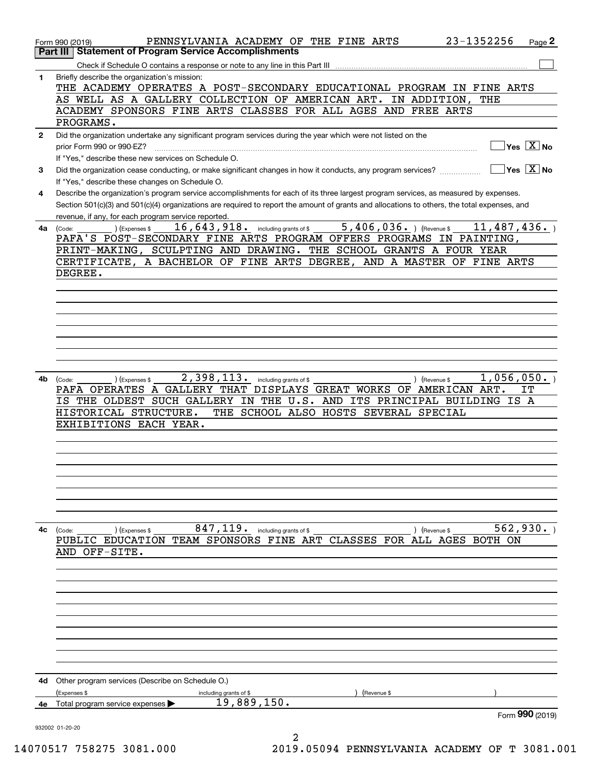Form 990 (2019) PENNSYLVANIA ACADEMY OF THE FINE ARTS 23-1352256 Page 2

## Part III Statement of Program Service Accomplishments

Check if Schedule O contains a response or note to any line in this Part III [ ]

**1** Briefly describe the organization's mission:

THE ACADEMY OPERATES A POST-SECONDARY EDUCATIONAL PROGRAM IN FINE ARTS AS WELL AS A GALLERY COLLECTION OF AMERICAN ART. IN ADDITION, THE ACADEMY SPONSORS FINE ARTS CLASSES FOR ALL AGES AND FREE ARTS PROGRAMS.

**2** Did the organization undertake any significant program services during the year which were not listed on the prior Form 990 or 990-EZ? [ ] Yes [X] No

If "Yes," describe these new services on Schedule O.

**3** Did the organization cease conducting, or make significant changes in how it conducts, any program services? [ ] Yes [X] No

If "Yes," describe these changes on Schedule O.

**4** Describe the organization's program service accomplishments for each of its three largest program services, as measured by expenses. Section 501(c)(3) and 501(c)(4) organizations are required to report the amount of grants and allocations to others, the total expenses, and revenue, if any, for each program service reported.

**4a** (Code: ) (Expenses $ 16,643,918. including grants of $ 5,406,036. ) (Revenue $ 11,487,436. )

PAFA'S POST-SECONDARY FINE ARTS PROGRAM OFFERS PROGRAMS IN PAINTING, PRINT-MAKING, SCULPTING AND DRAWING. THE SCHOOL GRANTS A FOUR YEAR CERTIFICATE, A BACHELOR OF FINE ARTS DEGREE, AND A MASTER OF FINE ARTS DEGREE.

**4b** (Code: ) (Expenses $ 2,398,113. including grants of $ ) (Revenue $ 1,056,050. )

PAFA OPERATES A GALLERY THAT DISPLAYS GREAT WORKS OF AMERICAN ART. IT IS THE OLDEST SUCH GALLERY IN THE U.S. AND ITS PRINCIPAL BUILDING IS A HISTORICAL STRUCTURE. THE SCHOOL ALSO HOSTS SEVERAL SPECIAL EXHIBITIONS EACH YEAR.

**4c** (Code: ) (Expenses $ 847,119. including grants of $ ) (Revenue $ 562,930. )

PUBLIC EDUCATION TEAM SPONSORS FINE ART CLASSES FOR ALL AGES BOTH ON AND OFF-SITE.

**4d** Other program services (Describe on Schedule O.)

(Expenses $ including grants of $ ) (Revenue $ )

**4e** Total program service expenses ▶ 19,889,150.

Form 990 (2019)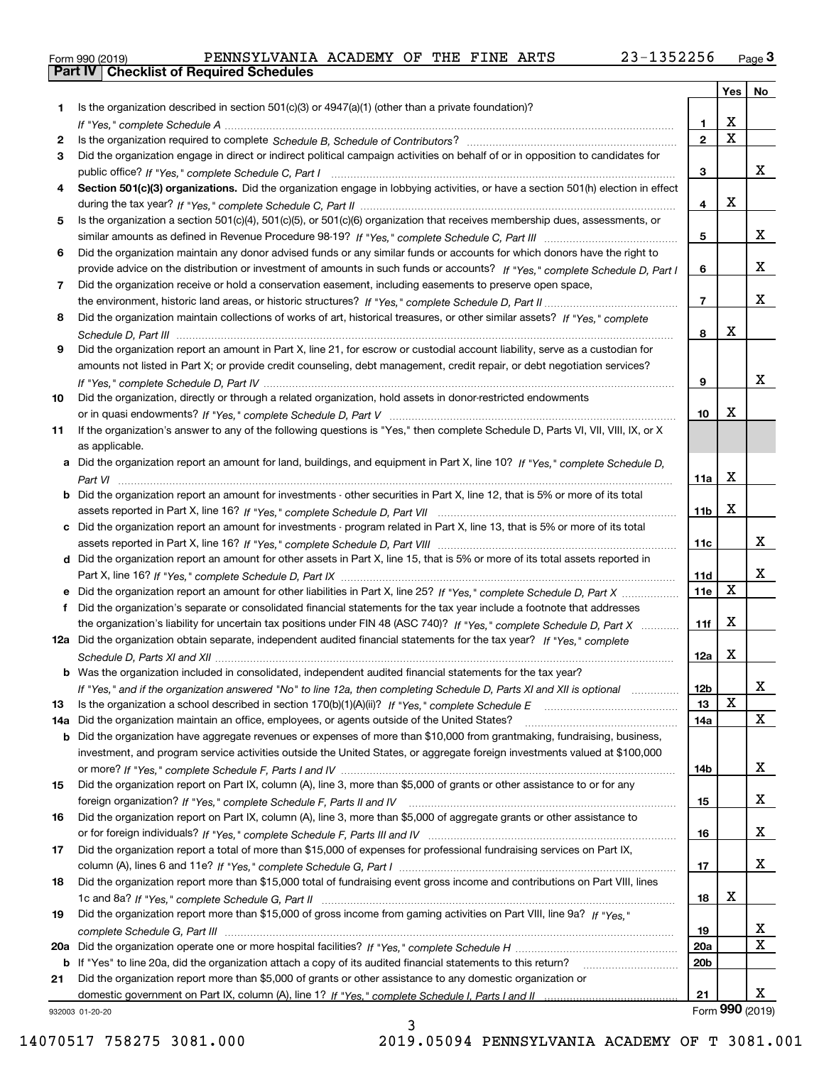Form 990 (2019) PENNSYLVANIA ACADEMY OF THE FINE ARTS 23-1352256

## Part IV Checklist of Required Schedules

| | | | Yes | No |
|---|---|---|---|---|
| 1 | Is the organization described in section 501(c)(3) or 4947(a)(1) (other than a private foundation)? *If "Yes," complete Schedule A* | 1 | X | |
| 2 | Is the organization required to complete *Schedule B, Schedule of Contributors*? | 2 | X | |
| 3 | Did the organization engage in direct or indirect political campaign activities on behalf of or in opposition to candidates for public office? *If "Yes," complete Schedule C, Part I* | 3 | | X |
| 4 | **Section 501(c)(3) organizations.** Did the organization engage in lobbying activities, or have a section 501(h) election in effect during the tax year? *If "Yes," complete Schedule C, Part II* | 4 | X | |
| 5 | Is the organization a section 501(c)(4), 501(c)(5), or 501(c)(6) organization that receives membership dues, assessments, or similar amounts as defined in Revenue Procedure 98-19? *If "Yes," complete Schedule C, Part III* | 5 | | X |
| 6 | Did the organization maintain any donor advised funds or any similar funds or accounts for which donors have the right to provide advice on the distribution or investment of amounts in such funds or accounts? *If "Yes," complete Schedule D, Part I* | 6 | | X |
| 7 | Did the organization receive or hold a conservation easement, including easements to preserve open space, the environment, historic land areas, or historic structures? *If "Yes," complete Schedule D, Part II* | 7 | | X |
| 8 | Did the organization maintain collections of works of art, historical treasures, or other similar assets? *If "Yes," complete Schedule D, Part III* | 8 | X | |
| 9 | Did the organization report an amount in Part X, line 21, for escrow or custodial account liability, serve as a custodian for amounts not listed in Part X; or provide credit counseling, debt management, credit repair, or debt negotiation services? *If "Yes," complete Schedule D, Part IV* | 9 | | X |
| 10 | Did the organization, directly or through a related organization, hold assets in donor-restricted endowments or in quasi endowments? *If "Yes," complete Schedule D, Part V* | 10 | X | |
| 11 | If the organization's answer to any of the following questions is "Yes," then complete Schedule D, Parts VI, VII, VIII, IX, or X as applicable. | | | |
| a | Did the organization report an amount for land, buildings, and equipment in Part X, line 10? *If "Yes," complete Schedule D, Part VI* | 11a | X | |
| b | Did the organization report an amount for investments - other securities in Part X, line 12, that is 5% or more of its total assets reported in Part X, line 16? *If "Yes," complete Schedule D, Part VII* | 11b | X | |
| c | Did the organization report an amount for investments - program related in Part X, line 13, that is 5% or more of its total assets reported in Part X, line 16? *If "Yes," complete Schedule D, Part VIII* | 11c | | X |
| d | Did the organization report an amount for other assets in Part X, line 15, that is 5% or more of its total assets reported in Part X, line 16? *If "Yes," complete Schedule D, Part IX* | 11d | | X |
| e | Did the organization report an amount for other liabilities in Part X, line 25? *If "Yes," complete Schedule D, Part X* | 11e | X | |
| f | Did the organization's separate or consolidated financial statements for the tax year include a footnote that addresses the organization's liability for uncertain tax positions under FIN 48 (ASC 740)? *If "Yes," complete Schedule D, Part X* | 11f | X | |
| 12a | Did the organization obtain separate, independent audited financial statements for the tax year? *If "Yes," complete Schedule D, Parts XI and XII* | 12a | X | |
| b | Was the organization included in consolidated, independent audited financial statements for the tax year? *If "Yes," and if the organization answered "No" to line 12a, then completing Schedule D, Parts XI and XII is optional* | 12b | | X |
| 13 | Is the organization a school described in section 170(b)(1)(A)(ii)? *If "Yes," complete Schedule E* | 13 | X | |
| 14a | Did the organization maintain an office, employees, or agents outside of the United States? | 14a | | X |
| b | Did the organization have aggregate revenues or expenses of more than $10,000 from grantmaking, fundraising, business, investment, and program service activities outside the United States, or aggregate foreign investments valued at $100,000 or more? *If "Yes," complete Schedule F, Parts I and IV* | 14b | | X |
| 15 | Did the organization report on Part IX, column (A), line 3, more than $5,000 of grants or other assistance to or for any foreign organization? *If "Yes," complete Schedule F, Parts II and IV* | 15 | | X |
| 16 | Did the organization report on Part IX, column (A), line 3, more than $5,000 of aggregate grants or other assistance to or for foreign individuals? *If "Yes," complete Schedule F, Parts III and IV* | 16 | | X |
| 17 | Did the organization report a total of more than $15,000 of expenses for professional fundraising services on Part IX, column (A), lines 6 and 11e? *If "Yes," complete Schedule G, Part I* | 17 | | X |
| 18 | Did the organization report more than $15,000 total of fundraising event gross income and contributions on Part VIII, lines 1c and 8a? *If "Yes," complete Schedule G, Part II* | 18 | X | |
| 19 | Did the organization report more than $15,000 of gross income from gaming activities on Part VIII, line 9a? *If "Yes," complete Schedule G, Part III* | 19 | | X |
| 20a | Did the organization operate one or more hospital facilities? *If "Yes," complete Schedule H* | 20a | | X |
| b | If "Yes" to line 20a, did the organization attach a copy of its audited financial statements to this return? | 20b | | |
| 21 | Did the organization report more than $5,000 of grants or other assistance to any domestic organization or domestic government on Part IX, column (A), line 1? *If "Yes," complete Schedule I, Parts I and II* | 21 | | X |

932003 01-20-20 Form **990** (2019)

14070517 758275 3081.000 2019.05094 PENNSYLVANIA ACADEMY OF T 3081.001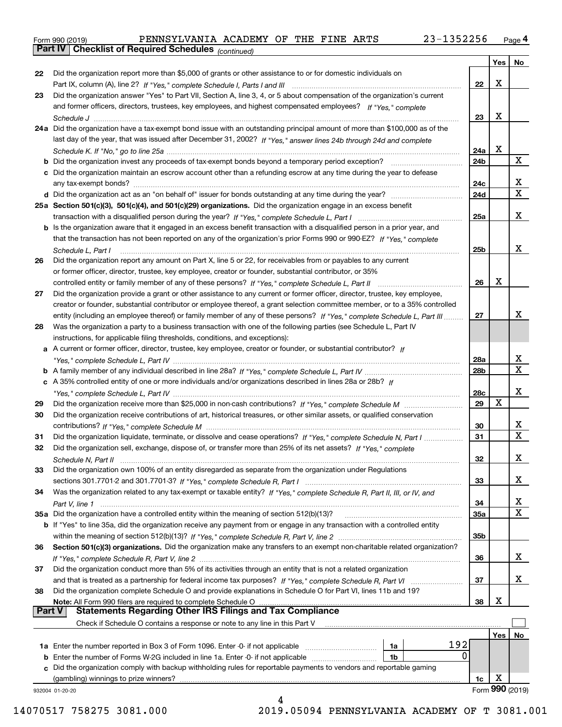Form 990 (2019) PENNSYLVANIA ACADEMY OF THE FINE ARTS 23-1352256 Page **4**

**Part IV Checklist of Required Schedules** *(continued)*

| | | | Yes | No |
|---|---|---|---|---|
| 22 | Did the organization report more than $5,000 of grants or other assistance to or for domestic individuals on Part IX, column (A), line 2? *If "Yes," complete Schedule I, Parts I and III* | 22 | X | |
| 23 | Did the organization answer "Yes" to Part VII, Section A, line 3, 4, or 5 about compensation of the organization's current and former officers, directors, trustees, key employees, and highest compensated employees? *If "Yes," complete Schedule J* | 23 | X | |
| 24a | Did the organization have a tax-exempt bond issue with an outstanding principal amount of more than $100,000 as of the last day of the year, that was issued after December 31, 2002? *If "Yes," answer lines 24b through 24d and complete Schedule K. If "No," go to line 25a* | 24a | X | |
| b | Did the organization invest any proceeds of tax-exempt bonds beyond a temporary period exception? | 24b | | X |
| c | Did the organization maintain an escrow account other than a refunding escrow at any time during the year to defease any tax-exempt bonds? | 24c | | X |
| d | Did the organization act as an "on behalf of" issuer for bonds outstanding at any time during the year? | 24d | | X |
| 25a | **Section 501(c)(3), 501(c)(4), and 501(c)(29) organizations.** Did the organization engage in an excess benefit transaction with a disqualified person during the year? *If "Yes," complete Schedule L, Part I* | 25a | | X |
| b | Is the organization aware that it engaged in an excess benefit transaction with a disqualified person in a prior year, and that the transaction has not been reported on any of the organization's prior Forms 990 or 990-EZ? *If "Yes," complete Schedule L, Part I* | 25b | | X |
| 26 | Did the organization report any amount on Part X, line 5 or 22, for receivables from or payables to any current or former officer, director, trustee, key employee, creator or founder, substantial contributor, or 35% controlled entity or family member of any of these persons? *If "Yes," complete Schedule L, Part II* | 26 | X | |
| 27 | Did the organization provide a grant or other assistance to any current or former officer, director, trustee, key employee, creator or founder, substantial contributor or employee thereof, a grant selection committee member, or to a 35% controlled entity (including an employee thereof) or family member of any of these persons? *If "Yes," complete Schedule L, Part III* | 27 | | X |
| 28 | Was the organization a party to a business transaction with one of the following parties (see Schedule L, Part IV instructions, for applicable filing thresholds, conditions, and exceptions): | | | |
| a | A current or former officer, director, trustee, key employee, creator or founder, or substantial contributor? *If "Yes," complete Schedule L, Part IV* | 28a | | X |
| b | A family member of any individual described in line 28a? *If "Yes," complete Schedule L, Part IV* | 28b | | X |
| c | A 35% controlled entity of one or more individuals and/or organizations described in lines 28a or 28b? *If "Yes," complete Schedule L, Part IV* | 28c | | X |
| 29 | Did the organization receive more than $25,000 in non-cash contributions? *If "Yes," complete Schedule M* | 29 | X | |
| 30 | Did the organization receive contributions of art, historical treasures, or other similar assets, or qualified conservation contributions? *If "Yes," complete Schedule M* | 30 | | X |
| 31 | Did the organization liquidate, terminate, or dissolve and cease operations? *If "Yes," complete Schedule N, Part I* | 31 | | X |
| 32 | Did the organization sell, exchange, dispose of, or transfer more than 25% of its net assets? *If "Yes," complete Schedule N, Part II* | 32 | | X |
| 33 | Did the organization own 100% of an entity disregarded as separate from the organization under Regulations sections 301.7701-2 and 301.7701-3? *If "Yes," complete Schedule R, Part I* | 33 | | X |
| 34 | Was the organization related to any tax-exempt or taxable entity? *If "Yes," complete Schedule R, Part II, III, or IV, and Part V, line 1* | 34 | | X |
| 35a | Did the organization have a controlled entity within the meaning of section 512(b)(13)? | 35a | | X |
| b | If "Yes" to line 35a, did the organization receive any payment from or engage in any transaction with a controlled entity within the meaning of section 512(b)(13)? *If "Yes," complete Schedule R, Part V, line 2* | 35b | | |
| 36 | **Section 501(c)(3) organizations.** Did the organization make any transfers to an exempt non-charitable related organization? *If "Yes," complete Schedule R, Part V, line 2* | 36 | | X |
| 37 | Did the organization conduct more than 5% of its activities through an entity that is not a related organization and that is treated as a partnership for federal income tax purposes? *If "Yes," complete Schedule R, Part VI* | 37 | | X |
| 38 | Did the organization complete Schedule O and provide explanations in Schedule O for Part VI, lines 11b and 19? **Note:** All Form 990 filers are required to complete Schedule O | 38 | X | |

**Part V Statements Regarding Other IRS Filings and Tax Compliance**

Check if Schedule O contains a response or note to any line in this Part V ☐

| | | | | | Yes | No |
|---|---|---|---|---|---|---|
| 1a | Enter the number reported in Box 3 of Form 1096. Enter -0- if not applicable | 1a | 192 | | | |
| b | Enter the number of Forms W-2G included in line 1a. Enter -0- if not applicable | 1b | 0 | | | |
| c | Did the organization comply with backup withholding rules for reportable payments to vendors and reportable gaming (gambling) winnings to prize winners? | | | 1c | X | |

932004 01-20-20 Form **990** (2019)

14070517 758275 3081.000 2019.05094 PENNSYLVANIA ACADEMY OF T 3081.001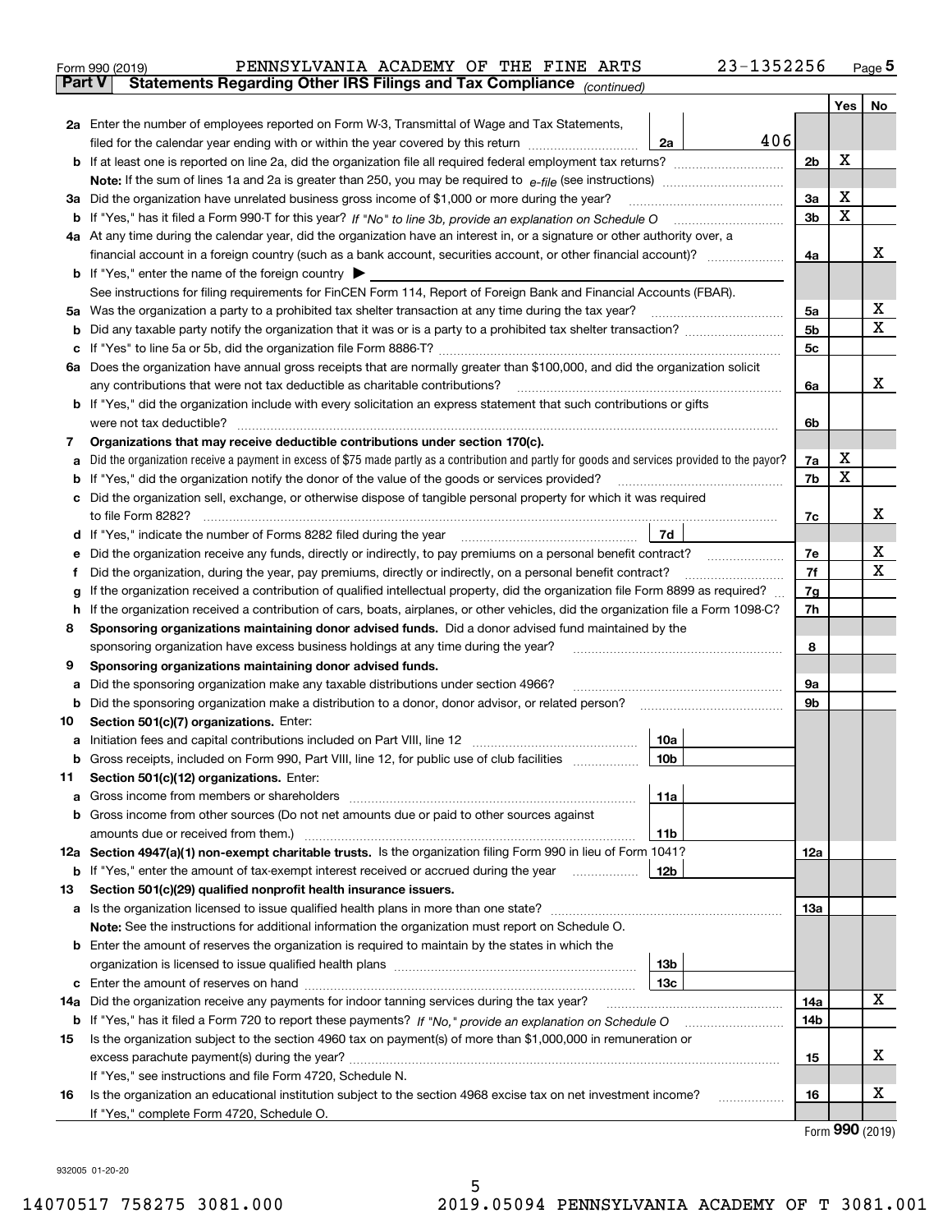Form 990 (2019) PENNSYLVANIA ACADEMY OF THE FINE ARTS 23-1352256 Page 5

**Part V Statements Regarding Other IRS Filings and Tax Compliance** *(continued)*

| Line | Description | Box | Amount | Line | Yes | No |
|---|---|---|---|---|---|---|
| 2a | Enter the number of employees reported on Form W-3, Transmittal of Wage and Tax Statements, filed for the calendar year ending with or within the year covered by this return | 2a | 406 | | | |
| b | If at least one is reported on line 2a, did the organization file all required federal employment tax returns? | | | 2b | X | |
| | Note: If the sum of lines 1a and 2a is greater than 250, you may be required to *e-file* (see instructions) | | | | | |
| 3a | Did the organization have unrelated business gross income of $1,000 or more during the year? | | | 3a | X | |
| b | If "Yes," has it filed a Form 990-T for this year? *If "No" to line 3b, provide an explanation on Schedule O* | | | 3b | X | |
| 4a | At any time during the calendar year, did the organization have an interest in, or a signature or other authority over, a financial account in a foreign country (such as a bank account, securities account, or other financial account)? | | | 4a | | X |
| b | If "Yes," enter the name of the foreign country ▶ | | | | | |
| | See instructions for filing requirements for FinCEN Form 114, Report of Foreign Bank and Financial Accounts (FBAR). | | | | | |
| 5a | Was the organization a party to a prohibited tax shelter transaction at any time during the tax year? | | | 5a | | X |
| b | Did any taxable party notify the organization that it was or is a party to a prohibited tax shelter transaction? | | | 5b | | X |
| c | If "Yes" to line 5a or 5b, did the organization file Form 8886-T? | | | 5c | | |
| 6a | Does the organization have annual gross receipts that are normally greater than $100,000, and did the organization solicit any contributions that were not tax deductible as charitable contributions? | | | 6a | | X |
| b | If "Yes," did the organization include with every solicitation an express statement that such contributions or gifts were not tax deductible? | | | 6b | | |
| 7 | **Organizations that may receive deductible contributions under section 170(c).** | | | | | |
| a | Did the organization receive a payment in excess of $75 made partly as a contribution and partly for goods and services provided to the payor? | | | 7a | X | |
| b | If "Yes," did the organization notify the donor of the value of the goods or services provided? | | | 7b | X | |
| c | Did the organization sell, exchange, or otherwise dispose of tangible personal property for which it was required to file Form 8282? | | | 7c | | X |
| d | If "Yes," indicate the number of Forms 8282 filed during the year | 7d | | | | |
| e | Did the organization receive any funds, directly or indirectly, to pay premiums on a personal benefit contract? | | | 7e | | X |
| f | Did the organization, during the year, pay premiums, directly or indirectly, on a personal benefit contract? | | | 7f | | X |
| g | If the organization received a contribution of qualified intellectual property, did the organization file Form 8899 as required? | | | 7g | | |
| h | If the organization received a contribution of cars, boats, airplanes, or other vehicles, did the organization file a Form 1098-C? | | | 7h | | |
| 8 | **Sponsoring organizations maintaining donor advised funds.** Did a donor advised fund maintained by the sponsoring organization have excess business holdings at any time during the year? | | | 8 | | |
| 9 | **Sponsoring organizations maintaining donor advised funds.** | | | | | |
| a | Did the sponsoring organization make any taxable distributions under section 4966? | | | 9a | | |
| b | Did the sponsoring organization make a distribution to a donor, donor advisor, or related person? | | | 9b | | |
| 10 | **Section 501(c)(7) organizations.** Enter: | | | | | |
| a | Initiation fees and capital contributions included on Part VIII, line 12 | 10a | | | | |
| b | Gross receipts, included on Form 990, Part VIII, line 12, for public use of club facilities | 10b | | | | |
| 11 | **Section 501(c)(12) organizations.** Enter: | | | | | |
| a | Gross income from members or shareholders | 11a | | | | |
| b | Gross income from other sources (Do not net amounts due or paid to other sources against amounts due or received from them.) | 11b | | | | |
| 12a | **Section 4947(a)(1) non-exempt charitable trusts.** Is the organization filing Form 990 in lieu of Form 1041? | | | 12a | | |
| b | If "Yes," enter the amount of tax-exempt interest received or accrued during the year | 12b | | | | |
| 13 | **Section 501(c)(29) qualified nonprofit health insurance issuers.** | | | | | |
| a | Is the organization licensed to issue qualified health plans in more than one state? | | | 13a | | |
| | **Note:** See the instructions for additional information the organization must report on Schedule O. | | | | | |
| b | Enter the amount of reserves the organization is required to maintain by the states in which the organization is licensed to issue qualified health plans | 13b | | | | |
| c | Enter the amount of reserves on hand | 13c | | | | |
| 14a | Did the organization receive any payments for indoor tanning services during the tax year? | | | 14a | | X |
| b | If "Yes," has it filed a Form 720 to report these payments? *If "No," provide an explanation on Schedule O* | | | 14b | | |
| 15 | Is the organization subject to the section 4960 tax on payment(s) of more than $1,000,000 in remuneration or excess parachute payment(s) during the year? | | | 15 | | X |
| | If "Yes," see instructions and file Form 4720, Schedule N. | | | | | |
| 16 | Is the organization an educational institution subject to the section 4968 excise tax on net investment income? | | | 16 | | X |
| | If "Yes," complete Form 4720, Schedule O. | | | | | |

Form **990** (2019)

932005 01-20-20

14070517 758275 3081.000 2019.05094 PENNSYLVANIA ACADEMY OF T 3081.001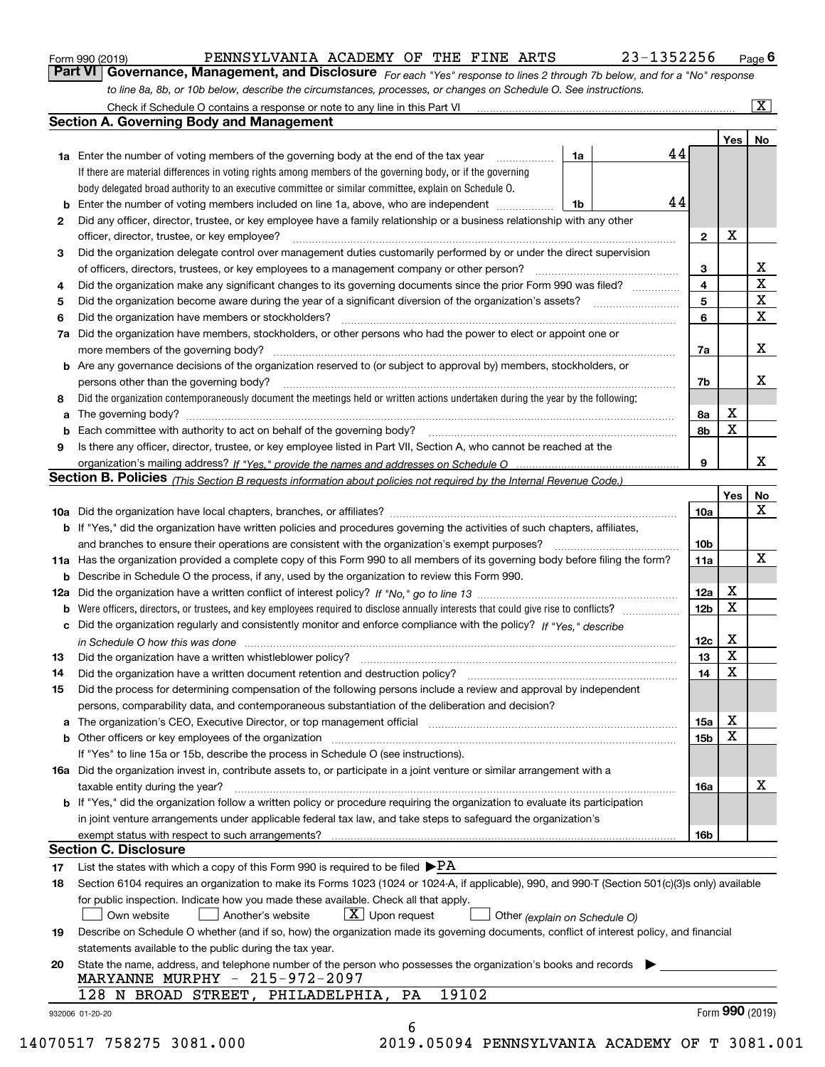Form 990 (2019) PENNSYLVANIA ACADEMY OF THE FINE ARTS 23-1352256 Page 6

**Part VI Governance, Management, and Disclosure** *For each "Yes" response to lines 2 through 7b below, and for a "No" response to line 8a, 8b, or 10b below, describe the circumstances, processes, or changes on Schedule O. See instructions.*

Check if Schedule O contains a response or note to any line in this Part VI [X]

## Section A. Governing Body and Management

| | | | | Yes | No |
|---|---|---|---|---|---|
| 1a | Enter the number of voting members of the governing body at the end of the tax year. If there are material differences in voting rights among members of the governing body, or if the governing body delegated broad authority to an executive committee or similar committee, explain on Schedule O. | 1a | 44 | | |
| b | Enter the number of voting members included on line 1a, above, who are independent | 1b | 44 | | |
| 2 | Did any officer, director, trustee, or key employee have a family relationship or a business relationship with any other officer, director, trustee, or key employee? | | 2 | X | |
| 3 | Did the organization delegate control over management duties customarily performed by or under the direct supervision of officers, directors, trustees, or key employees to a management company or other person? | | 3 | | X |
| 4 | Did the organization make any significant changes to its governing documents since the prior Form 990 was filed? | | 4 | | X |
| 5 | Did the organization become aware during the year of a significant diversion of the organization's assets? | | 5 | | X |
| 6 | Did the organization have members or stockholders? | | 6 | | X |
| 7a | Did the organization have members, stockholders, or other persons who had the power to elect or appoint one or more members of the governing body? | | 7a | | X |
| b | Are any governance decisions of the organization reserved to (or subject to approval by) members, stockholders, or persons other than the governing body? | | 7b | | X |
| 8 | Did the organization contemporaneously document the meetings held or written actions undertaken during the year by the following: | | | | |
| a | The governing body? | | 8a | X | |
| b | Each committee with authority to act on behalf of the governing body? | | 8b | X | |
| 9 | Is there any officer, director, trustee, or key employee listed in Part VII, Section A, who cannot be reached at the organization's mailing address? *If "Yes," provide the names and addresses on Schedule O* | | 9 | | X |

## Section B. Policies *(This Section B requests information about policies not required by the Internal Revenue Code.)*

| | | | Yes | No |
|---|---|---|---|---|
| 10a | Did the organization have local chapters, branches, or affiliates? | 10a | | X |
| b | If "Yes," did the organization have written policies and procedures governing the activities of such chapters, affiliates, and branches to ensure their operations are consistent with the organization's exempt purposes? | 10b | | |
| 11a | Has the organization provided a complete copy of this Form 990 to all members of its governing body before filing the form? | 11a | | X |
| b | Describe in Schedule O the process, if any, used by the organization to review this Form 990. | | | |
| 12a | Did the organization have a written conflict of interest policy? *If "No," go to line 13* | 12a | X | |
| b | Were officers, directors, or trustees, and key employees required to disclose annually interests that could give rise to conflicts? | 12b | X | |
| c | Did the organization regularly and consistently monitor and enforce compliance with the policy? *If "Yes," describe in Schedule O how this was done* | 12c | X | |
| 13 | Did the organization have a written whistleblower policy? | 13 | X | |
| 14 | Did the organization have a written document retention and destruction policy? | 14 | X | |
| 15 | Did the process for determining compensation of the following persons include a review and approval by independent persons, comparability data, and contemporaneous substantiation of the deliberation and decision? | | | |
| a | The organization's CEO, Executive Director, or top management official | 15a | X | |
| b | Other officers or key employees of the organization | 15b | X | |
| | If "Yes" to line 15a or 15b, describe the process in Schedule O (see instructions). | | | |
| 16a | Did the organization invest in, contribute assets to, or participate in a joint venture or similar arrangement with a taxable entity during the year? | 16a | | X |
| b | If "Yes," did the organization follow a written policy or procedure requiring the organization to evaluate its participation in joint venture arrangements under applicable federal tax law, and take steps to safeguard the organization's exempt status with respect to such arrangements? | 16b | | |

## Section C. Disclosure

17 List the states with which a copy of this Form 990 is required to be filed ▶PA

18 Section 6104 requires an organization to make its Forms 1023 (1024 or 1024-A, if applicable), 990, and 990-T (Section 501(c)(3)s only) available for public inspection. Indicate how you made these available. Check all that apply.

[ ] Own website [ ] Another's website [X] Upon request [ ] Other *(explain on Schedule O)*

19 Describe on Schedule O whether (and if so, how) the organization made its governing documents, conflict of interest policy, and financial statements available to the public during the tax year.

20 State the name, address, and telephone number of the person who possesses the organization's books and records ▶

MARYANNE MURPHY - 215-972-2097
128 N BROAD STREET, PHILADELPHIA, PA 19102

932006 01-20-20 Form **990** (2019)

14070517 758275 3081.000 2019.05094 PENNSYLVANIA ACADEMY OF T 3081.001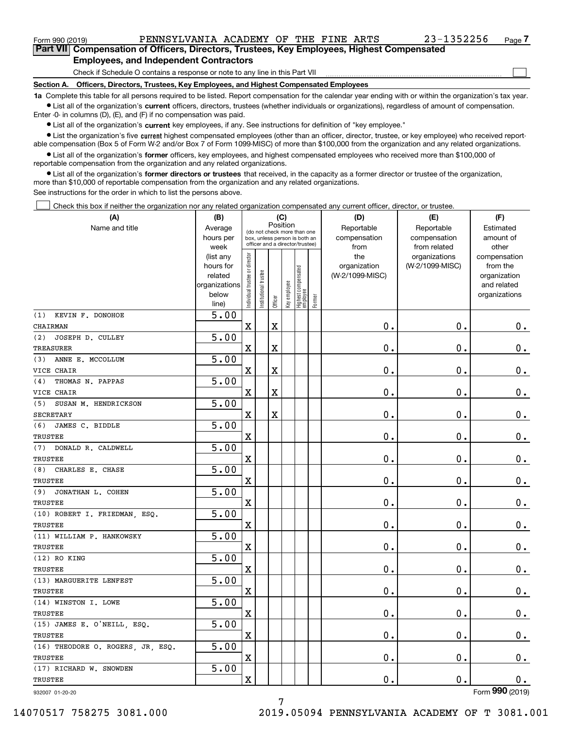Form 990 (2019) PENNSYLVANIA ACADEMY OF THE FINE ARTS 23-1352256 Page 7

## Part VII Compensation of Officers, Directors, Trustees, Key Employees, Highest Compensated Employees, and Independent Contractors

Check if Schedule O contains a response or note to any line in this Part VII

### Section A. Officers, Directors, Trustees, Key Employees, and Highest Compensated Employees

**1a** Complete this table for all persons required to be listed. Report compensation for the calendar year ending with or within the organization's tax year.

- List all of the organization's **current** officers, directors, trustees (whether individuals or organizations), regardless of amount of compensation. Enter -0- in columns (D), (E), and (F) if no compensation was paid.
- List all of the organization's **current** key employees, if any. See instructions for definition of "key employee."
- List the organization's five **current** highest compensated employees (other than an officer, director, trustee, or key employee) who received reportable compensation (Box 5 of Form W-2 and/or Box 7 of Form 1099-MISC) of more than $100,000 from the organization and any related organizations.
- List all of the organization's **former** officers, key employees, and highest compensated employees who received more than $100,000 of reportable compensation from the organization and any related organizations.
- List all of the organization's **former directors or trustees** that received, in the capacity as a former director or trustee of the organization, more than $10,000 of reportable compensation from the organization and any related organizations.

See instructions for the order in which to list the persons above.

Check this box if neither the organization nor any related organization compensated any current officer, director, or trustee.

| (A) Name and title | (B) Average hours per week (list any hours for related organizations below line) | (C) Position: Individual trustee or director | Institutional trustee | Officer | Key employee | Highest compensated employee | Former | (D) Reportable compensation from the organization (W-2/1099-MISC) | (E) Reportable compensation from related organizations (W-2/1099-MISC) | (F) Estimated amount of other compensation from the organization and related organizations |
|---|---|---|---|---|---|---|---|---|---|---|
| (1) KEVIN F. DONOHOE<br>CHAIRMAN | 5.00 | X | | X | | | | 0. | 0. | 0. |
| (2) JOSEPH D. CULLEY<br>TREASURER | 5.00 | X | | X | | | | 0. | 0. | 0. |
| (3) ANNE E. MCCOLLUM<br>VICE CHAIR | 5.00 | X | | X | | | | 0. | 0. | 0. |
| (4) THOMAS N. PAPPAS<br>VICE CHAIR | 5.00 | X | | X | | | | 0. | 0. | 0. |
| (5) SUSAN M. HENDRICKSON<br>SECRETARY | 5.00 | X | | X | | | | 0. | 0. | 0. |
| (6) JAMES C. BIDDLE<br>TRUSTEE | 5.00 | X | | | | | | 0. | 0. | 0. |
| (7) DONALD R. CALDWELL<br>TRUSTEE | 5.00 | X | | | | | | 0. | 0. | 0. |
| (8) CHARLES E. CHASE<br>TRUSTEE | 5.00 | X | | | | | | 0. | 0. | 0. |
| (9) JONATHAN L. COHEN<br>TRUSTEE | 5.00 | X | | | | | | 0. | 0. | 0. |
| (10) ROBERT I. FRIEDMAN, ESQ.<br>TRUSTEE | 5.00 | X | | | | | | 0. | 0. | 0. |
| (11) WILLIAM P. HANKOWSKY<br>TRUSTEE | 5.00 | X | | | | | | 0. | 0. | 0. |
| (12) RO KING<br>TRUSTEE | 5.00 | X | | | | | | 0. | 0. | 0. |
| (13) MARGUERITE LENFEST<br>TRUSTEE | 5.00 | X | | | | | | 0. | 0. | 0. |
| (14) WINSTON I. LOWE<br>TRUSTEE | 5.00 | X | | | | | | 0. | 0. | 0. |
| (15) JAMES E. O'NEILL, ESQ.<br>TRUSTEE | 5.00 | X | | | | | | 0. | 0. | 0. |
| (16) THEODORE O. ROGERS, JR, ESQ.<br>TRUSTEE | 5.00 | X | | | | | | 0. | 0. | 0. |
| (17) RICHARD W. SNOWDEN<br>TRUSTEE | 5.00 | X | | | | | | 0. | 0. | 0. |

932007 01-20-20 Form 990 (2019)

14070517 758275 3081.000 2019.05094 PENNSYLVANIA ACADEMY OF T 3081.001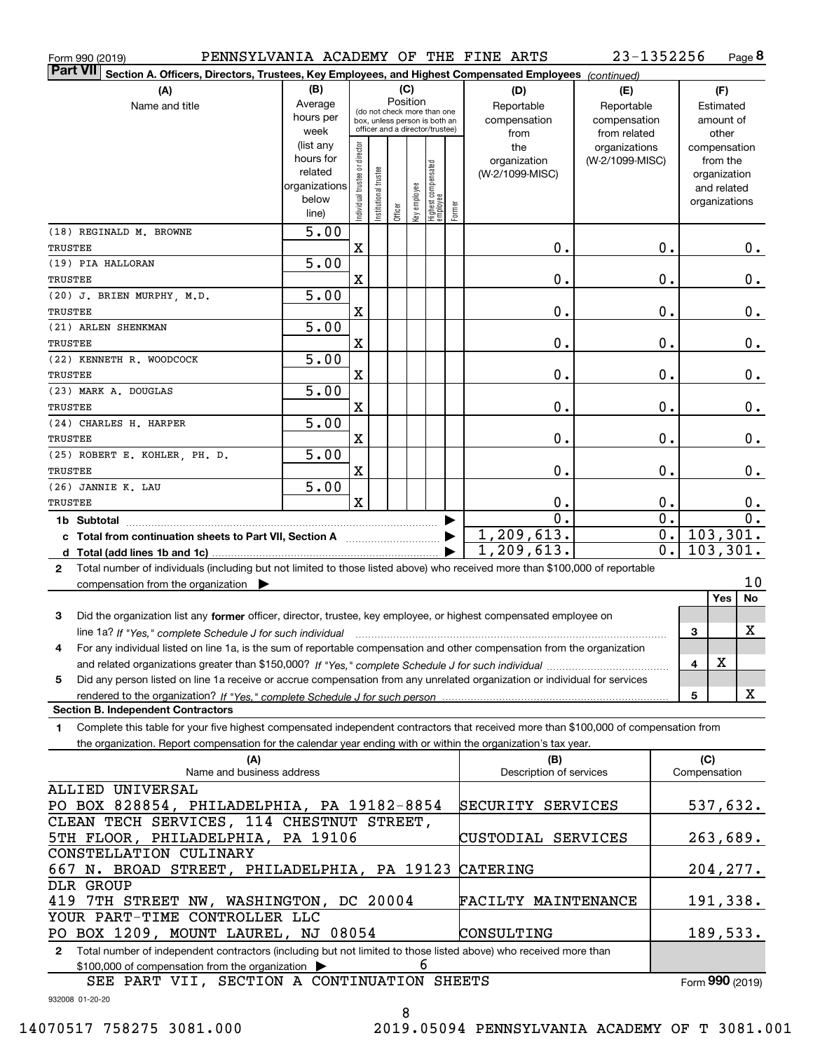Form 990 (2019) PENNSYLVANIA ACADEMY OF THE FINE ARTS 23-1352256

**Part VII Section A. Officers, Directors, Trustees, Key Employees, and Highest Compensated Employees** *(continued)*

| (A) Name and title | (B) Average hours per week (list any hours for related organizations below line) | (C) Position: Individual trustee or director | Institutional trustee | Officer | Key employee | Highest compensated employee | Former | (D) Reportable compensation from the organization (W-2/1099-MISC) | (E) Reportable compensation from related organizations (W-2/1099-MISC) | (F) Estimated amount of other compensation from the organization and related organizations |
|---|---|---|---|---|---|---|---|---|---|---|
| (18) REGINALD M. BROWNE TRUSTEE | 5.00 | X | | | | | | 0. | 0. | 0. |
| (19) PIA HALLORAN TRUSTEE | 5.00 | X | | | | | | 0. | 0. | 0. |
| (20) J. BRIEN MURPHY, M.D. TRUSTEE | 5.00 | X | | | | | | 0. | 0. | 0. |
| (21) ARLEN SHENKMAN TRUSTEE | 5.00 | X | | | | | | 0. | 0. | 0. |
| (22) KENNETH R. WOODCOCK TRUSTEE | 5.00 | X | | | | | | 0. | 0. | 0. |
| (23) MARK A. DOUGLAS TRUSTEE | 5.00 | X | | | | | | 0. | 0. | 0. |
| (24) CHARLES H. HARPER TRUSTEE | 5.00 | X | | | | | | 0. | 0. | 0. |
| (25) ROBERT E. KOHLER, PH. D. TRUSTEE | 5.00 | X | | | | | | 0. | 0. | 0. |
| (26) JANNIE K. LAU TRUSTEE | 5.00 | X | | | | | | 0. | 0. | 0. |
| **1b Subtotal** | | | | | | | | 0. | 0. | 0. |
| **c Total from continuation sheets to Part VII, Section A** | | | | | | | | 1,209,613. | 0. | 103,301. |
| **d Total (add lines 1b and 1c)** | | | | | | | | 1,209,613. | 0. | 103,301. |

**2** Total number of individuals (including but not limited to those listed above) who received more than $100,000 of reportable compensation from the organization ▶ 10

| | | Yes | No |
|---|---|---|---|
| **3** Did the organization list any **former** officer, director, trustee, key employee, or highest compensated employee on line 1a? *If "Yes," complete Schedule J for such individual* | 3 | | X |
| **4** For any individual listed on line 1a, is the sum of reportable compensation and other compensation from the organization and related organizations greater than $150,000? *If "Yes," complete Schedule J for such individual* | 4 | X | |
| **5** Did any person listed on line 1a receive or accrue compensation from any unrelated organization or individual for services rendered to the organization? *If "Yes," complete Schedule J for such person* | 5 | | X |

**Section B. Independent Contractors**

**1** Complete this table for your five highest compensated independent contractors that received more than $100,000 of compensation from the organization. Report compensation for the calendar year ending with or within the organization's tax year.

| (A) Name and business address | (B) Description of services | (C) Compensation |
|---|---|---|
| ALLIED UNIVERSAL PO BOX 828854, PHILADELPHIA, PA 19182-8854 | SECURITY SERVICES | 537,632. |
| CLEAN TECH SERVICES, 114 CHESTNUT STREET, 5TH FLOOR, PHILADELPHIA, PA 19106 | CUSTODIAL SERVICES | 263,689. |
| CONSTELLATION CULINARY 667 N. BROAD STREET, PHILADELPHIA, PA 19123 | CATERING | 204,277. |
| DLR GROUP 419 7TH STREET NW, WASHINGTON, DC 20004 | FACILTY MAINTENANCE | 191,338. |
| YOUR PART-TIME CONTROLLER LLC PO BOX 1209, MOUNT LAUREL, NJ 08054 | CONSULTING | 189,533. |

**2** Total number of independent contractors (including but not limited to those listed above) who received more than $100,000 of compensation from the organization ▶ 6

SEE PART VII, SECTION A CONTINUATION SHEETS

Form **990** (2019)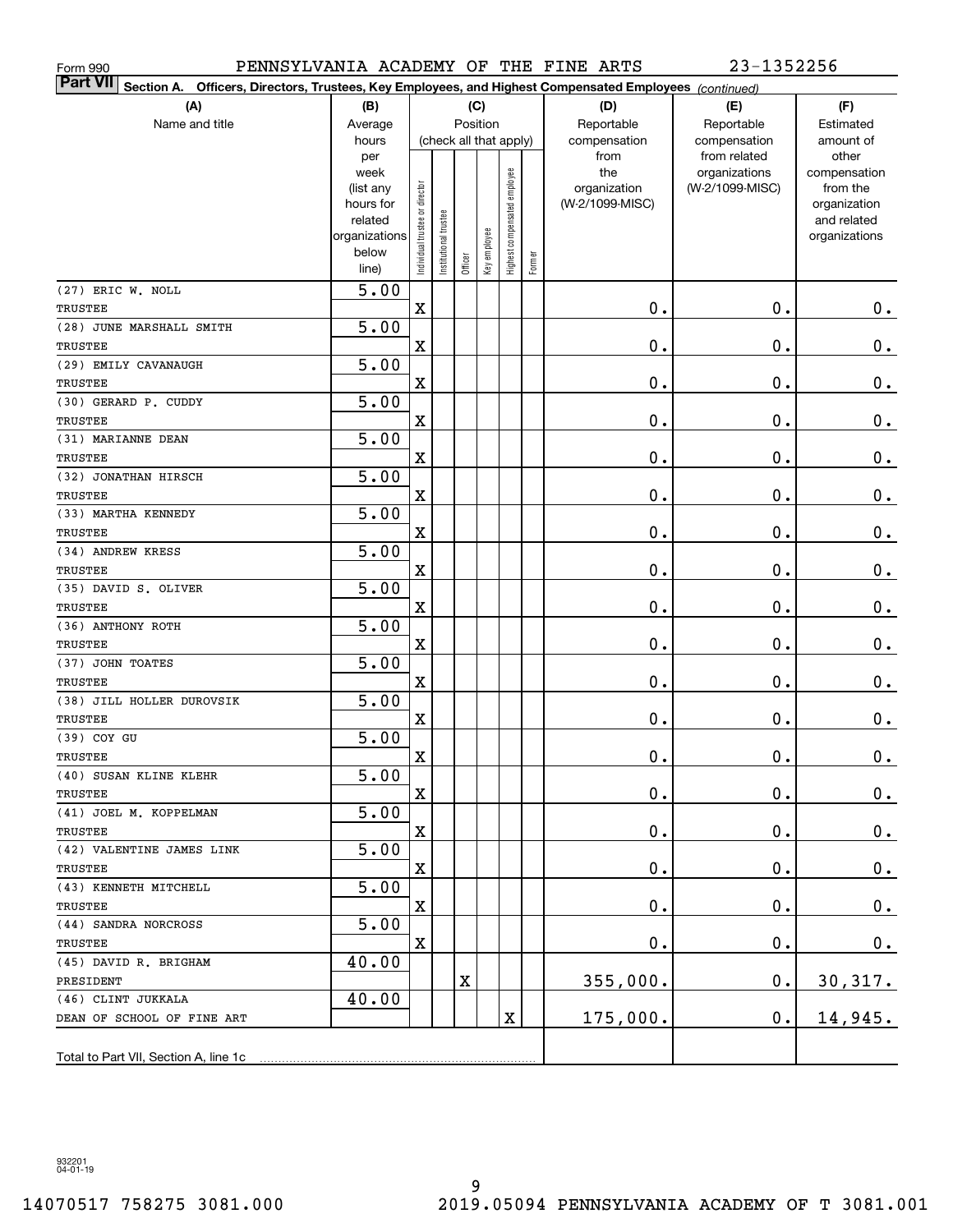Form 990 PENNSYLVANIA ACADEMY OF THE FINE ARTS 23-1352256

**Part VII Section A. Officers, Directors, Trustees, Key Employees, and Highest Compensated Employees** *(continued)*

| (A) Name and title | (B) Average hours per week (list any hours for related organizations below line) | (C) Individual trustee or director | Institutional trustee | Officer | Key employee | Highest compensated employee | Former | (D) Reportable compensation from the organization (W-2/1099-MISC) | (E) Reportable compensation from related organizations (W-2/1099-MISC) | (F) Estimated amount of other compensation from the organization and related organizations |
|---|---|---|---|---|---|---|---|---|---|---|
| (27) ERIC W. NOLL<br>TRUSTEE | 5.00 | X | | | | | | 0. | 0. | 0. |
| (28) JUNE MARSHALL SMITH<br>TRUSTEE | 5.00 | X | | | | | | 0. | 0. | 0. |
| (29) EMILY CAVANAUGH<br>TRUSTEE | 5.00 | X | | | | | | 0. | 0. | 0. |
| (30) GERARD P. CUDDY<br>TRUSTEE | 5.00 | X | | | | | | 0. | 0. | 0. |
| (31) MARIANNE DEAN<br>TRUSTEE | 5.00 | X | | | | | | 0. | 0. | 0. |
| (32) JONATHAN HIRSCH<br>TRUSTEE | 5.00 | X | | | | | | 0. | 0. | 0. |
| (33) MARTHA KENNEDY<br>TRUSTEE | 5.00 | X | | | | | | 0. | 0. | 0. |
| (34) ANDREW KRESS<br>TRUSTEE | 5.00 | X | | | | | | 0. | 0. | 0. |
| (35) DAVID S. OLIVER<br>TRUSTEE | 5.00 | X | | | | | | 0. | 0. | 0. |
| (36) ANTHONY ROTH<br>TRUSTEE | 5.00 | X | | | | | | 0. | 0. | 0. |
| (37) JOHN TOATES<br>TRUSTEE | 5.00 | X | | | | | | 0. | 0. | 0. |
| (38) JILL HOLLER DUROVSIK<br>TRUSTEE | 5.00 | X | | | | | | 0. | 0. | 0. |
| (39) COY GU<br>TRUSTEE | 5.00 | X | | | | | | 0. | 0. | 0. |
| (40) SUSAN KLINE KLEHR<br>TRUSTEE | 5.00 | X | | | | | | 0. | 0. | 0. |
| (41) JOEL M. KOPPELMAN<br>TRUSTEE | 5.00 | X | | | | | | 0. | 0. | 0. |
| (42) VALENTINE JAMES LINK<br>TRUSTEE | 5.00 | X | | | | | | 0. | 0. | 0. |
| (43) KENNETH MITCHELL<br>TRUSTEE | 5.00 | X | | | | | | 0. | 0. | 0. |
| (44) SANDRA NORCROSS<br>TRUSTEE | 5.00 | X | | | | | | 0. | 0. | 0. |
| (45) DAVID R. BRIGHAM<br>PRESIDENT | 40.00 | | | X | | | | 355,000. | 0. | 30,317. |
| (46) CLINT JUKKALA<br>DEAN OF SCHOOL OF FINE ART | 40.00 | | | | | X | | 175,000. | 0. | 14,945. |
| Total to Part VII, Section A, line 1c | | | | | | | | | | |

932201
04-01-19

14070517 758275 3081.000 2019.05094 PENNSYLVANIA ACADEMY OF T 3081.001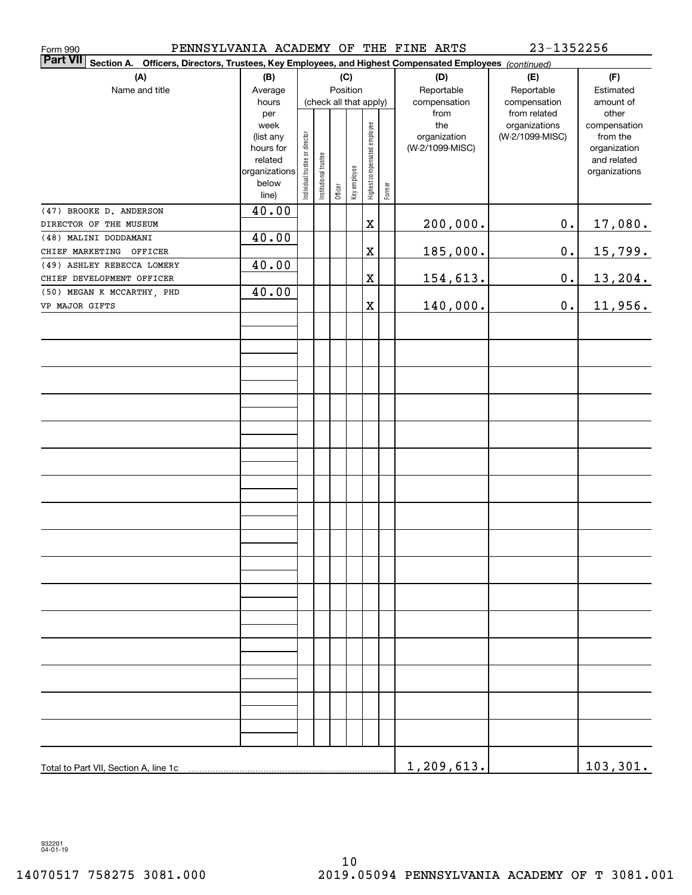Form 990 PENNSYLVANIA ACADEMY OF THE FINE ARTS 23-1352256

**Part VII** **Section A. Officers, Directors, Trustees, Key Employees, and Highest Compensated Employees** *(continued)*

| (A) Name and title | (B) Average hours per week (list any hours for related organizations below line) | (C) Position (check all that apply): Individual trustee or director | Institutional trustee | Officer | Key employee | Highest compensated employee | Former | (D) Reportable compensation from the organization (W-2/1099-MISC) | (E) Reportable compensation from related organizations (W-2/1099-MISC) | (F) Estimated amount of other compensation from the organization and related organizations |
|---|---|---|---|---|---|---|---|---|---|---|
| (47) BROOKE D. ANDERSON<br>DIRECTOR OF THE MUSEUM | 40.00 | | | | | X | | 200,000. | 0. | 17,080. |
| (48) MALINI DODDAMANI<br>CHIEF MARKETING OFFICER | 40.00 | | | | | X | | 185,000. | 0. | 15,799. |
| (49) ASHLEY REBECCA LOMERY<br>CHIEF DEVELOPMENT OFFICER | 40.00 | | | | | X | | 154,613. | 0. | 13,204. |
| (50) MEGAN K MCCARTHY, PHD<br>VP MAJOR GIFTS | 40.00 | | | | | X | | 140,000. | 0. | 11,956. |
| Total to Part VII, Section A, line 1c | | | | | | | | 1,209,613. | | 103,301. |

932201 04-01-19

14070517 758275 3081.000 2019.05094 PENNSYLVANIA ACADEMY OF T 3081.001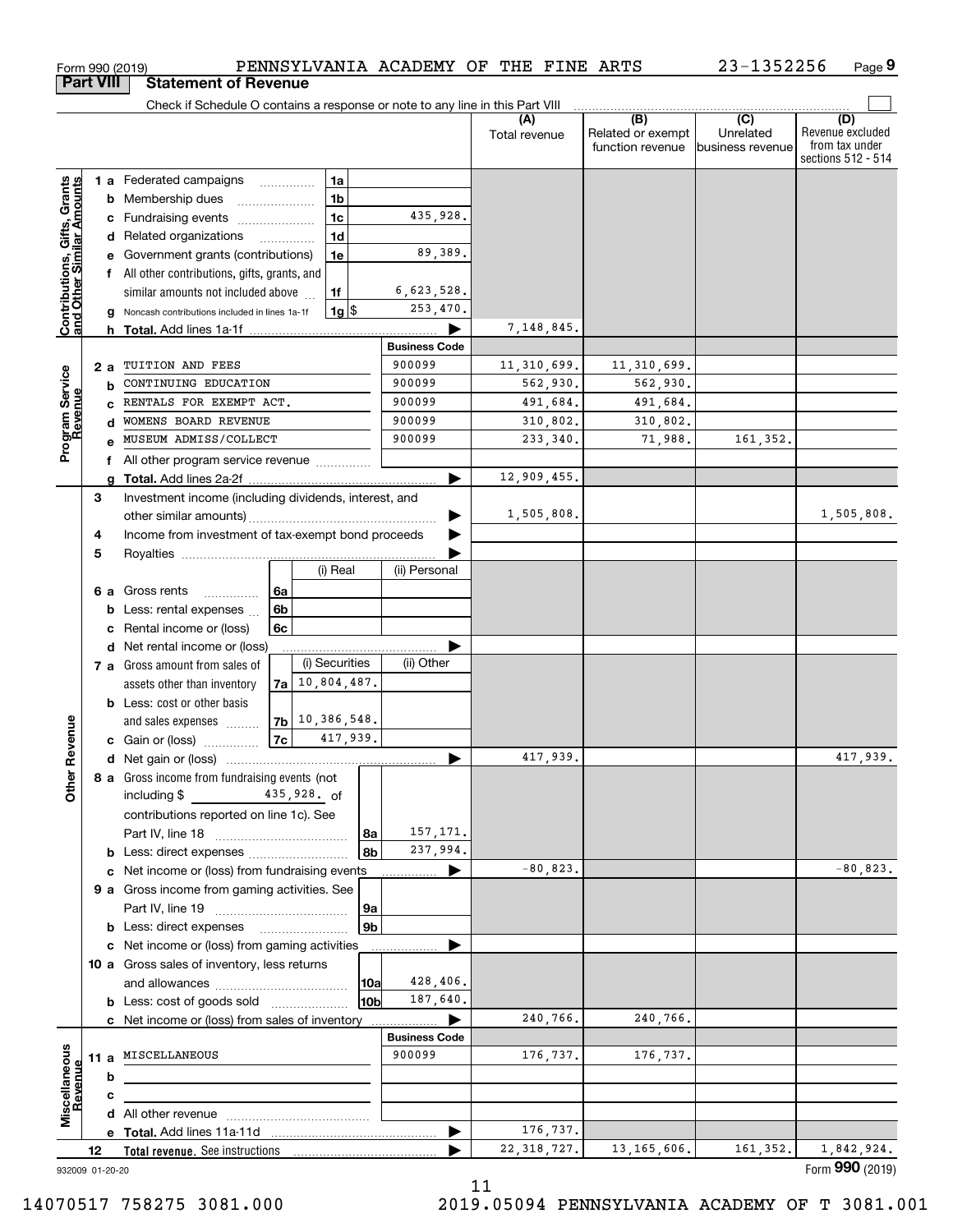Form 990 (2019) PENNSYLVANIA ACADEMY OF THE FINE ARTS 23-1352256 Page 9

## Part VIII Statement of Revenue

Check if Schedule O contains a response or note to any line in this Part VIII

| | | | (A) Total revenue | (B) Related or exempt function revenue | (C) Unrelated business revenue | (D) Revenue excluded from tax under sections 512 - 514 |
|---|---|---|---|---|---|---|
| **Contributions, Gifts, Grants and Other Similar Amounts** | 1a Federated campaigns — 1a | | | | | |
| | b Membership dues — 1b | | | | | |
| | c Fundraising events — 1c | 435,928. | | | | |
| | d Related organizations — 1d | | | | | |
| | e Government grants (contributions) — 1e | 89,389. | | | | |
| | f All other contributions, gifts, grants, and similar amounts not included above — 1f | 6,623,528. | | | | |
| | g Noncash contributions included in lines 1a-1f — 1g $ | 253,470. | | | | |
| | h **Total.** Add lines 1a-1f | | 7,148,845. | | | |
| **Program Service Revenue** | | **Business Code** | | | | |
| | 2a TUITION AND FEES | 900099 | 11,310,699. | 11,310,699. | | |
| | b CONTINUING EDUCATION | 900099 | 562,930. | 562,930. | | |
| | c RENTALS FOR EXEMPT ACT. | 900099 | 491,684. | 491,684. | | |
| | d WOMENS BOARD REVENUE | 900099 | 310,802. | 310,802. | | |
| | e MUSEUM ADMISS/COLLECT | 900099 | 233,340. | 71,988. | 161,352. | |
| | f All other program service revenue | | | | | |
| | g **Total.** Add lines 2a-2f | | 12,909,455. | | | |
| **Other Revenue** | 3 Investment income (including dividends, interest, and other similar amounts) | | 1,505,808. | | | 1,505,808. |
| | 4 Income from investment of tax-exempt bond proceeds | | | | | |
| | 5 Royalties | | | | | |
| | 6a Gross rents — 6a — (i) Real / (ii) Personal | | | | | |
| | b Less: rental expenses — 6b | | | | | |
| | c Rental income or (loss) — 6c | | | | | |
| | d Net rental income or (loss) | | | | | |
| | 7a Gross amount from sales of assets other than inventory — 7a — (i) Securities 10,804,487. / (ii) Other | | | | | |
| | b Less: cost or other basis and sales expenses — 7b — (i) Securities 10,386,548. | | | | | |
| | c Gain or (loss) — 7c — (i) Securities 417,939. | | | | | |
| | d Net gain or (loss) | | 417,939. | | | 417,939. |
| | 8a Gross income from fundraising events (not including $ 435,928. of contributions reported on line 1c). See Part IV, line 18 — 8a | 157,171. | | | | |
| | b Less: direct expenses — 8b | 237,994. | | | | |
| | c Net income or (loss) from fundraising events | | -80,823. | | | -80,823. |
| | 9a Gross income from gaming activities. See Part IV, line 19 — 9a | | | | | |
| | b Less: direct expenses — 9b | | | | | |
| | c Net income or (loss) from gaming activities | | | | | |
| | 10a Gross sales of inventory, less returns and allowances — 10a | 428,406. | | | | |
| | b Less: cost of goods sold — 10b | 187,640. | | | | |
| | c Net income or (loss) from sales of inventory | | 240,766. | 240,766. | | |
| **Miscellaneous Revenue** | | **Business Code** | | | | |
| | 11a MISCELLANEOUS | 900099 | 176,737. | 176,737. | | |
| | b | | | | | |
| | c | | | | | |
| | d All other revenue | | | | | |
| | e **Total.** Add lines 11a-11d | | 176,737. | | | |
| | 12 **Total revenue.** See instructions | | 22,318,727. | 13,165,606. | 161,352. | 1,842,924. |

932009 01-20-20

Form **990** (2019)

14070517 758275 3081.000 2019.05094 PENNSYLVANIA ACADEMY OF T 3081.001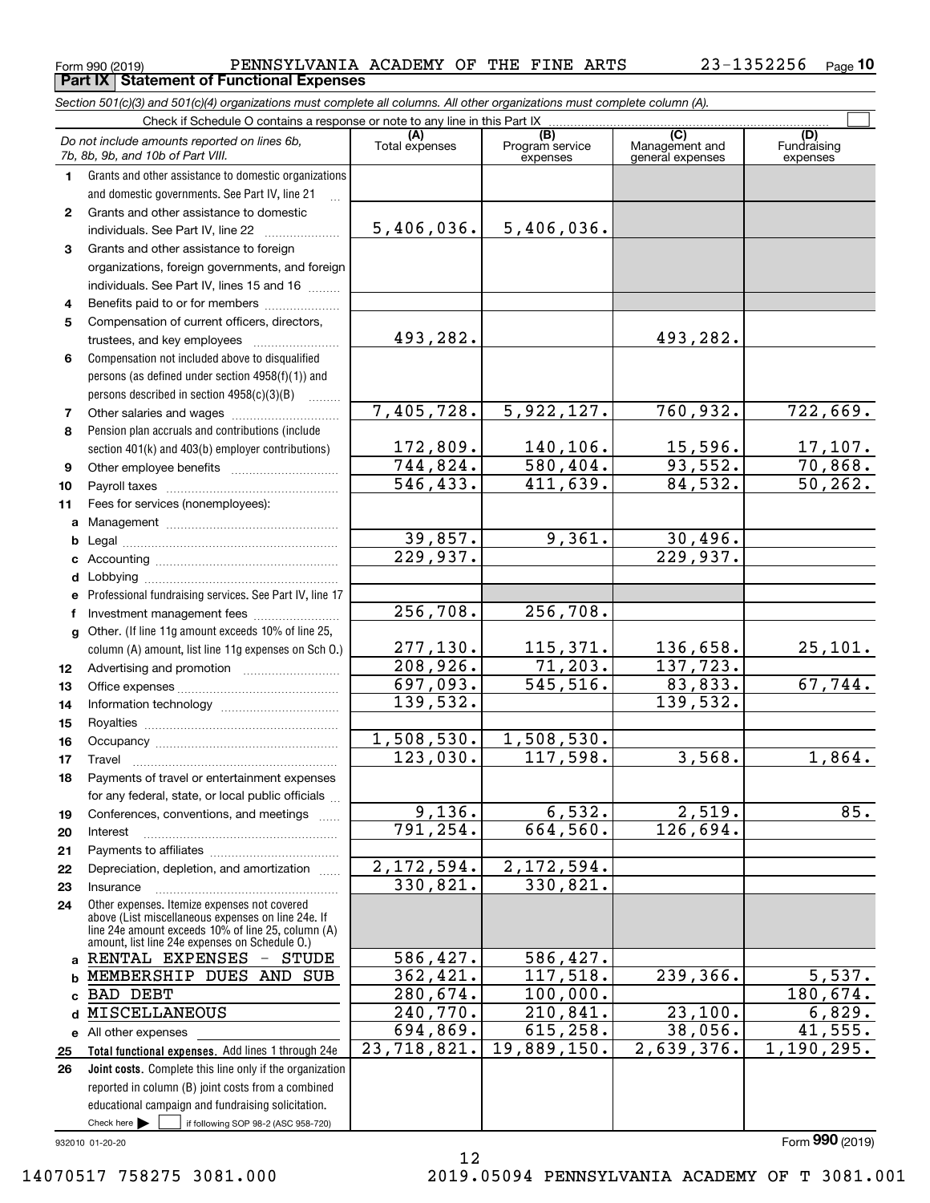Form 990 (2019) PENNSYLVANIA ACADEMY OF THE FINE ARTS 23-1352256 Page **10**

## Part IX Statement of Functional Expenses

*Section 501(c)(3) and 501(c)(4) organizations must complete all columns. All other organizations must complete column (A).*

Check if Schedule O contains a response or note to any line in this Part IX ☐

| *Do not include amounts reported on lines 6b, 7b, 8b, 9b, and 10b of Part VIII.* | (A) Total expenses | (B) Program service expenses | (C) Management and general expenses | (D) Fundraising expenses |
|---|---|---|---|---|
| **1** Grants and other assistance to domestic organizations and domestic governments. See Part IV, line 21 | | | | |
| **2** Grants and other assistance to domestic individuals. See Part IV, line 22 | 5,406,036. | 5,406,036. | | |
| **3** Grants and other assistance to foreign organizations, foreign governments, and foreign individuals. See Part IV, lines 15 and 16 | | | | |
| **4** Benefits paid to or for members | | | | |
| **5** Compensation of current officers, directors, trustees, and key employees | 493,282. | | 493,282. | |
| **6** Compensation not included above to disqualified persons (as defined under section 4958(f)(1)) and persons described in section 4958(c)(3)(B) | | | | |
| **7** Other salaries and wages | 7,405,728. | 5,922,127. | 760,932. | 722,669. |
| **8** Pension plan accruals and contributions (include section 401(k) and 403(b) employer contributions) | 172,809. | 140,106. | 15,596. | 17,107. |
| **9** Other employee benefits | 744,824. | 580,404. | 93,552. | 70,868. |
| **10** Payroll taxes | 546,433. | 411,639. | 84,532. | 50,262. |
| **11** Fees for services (nonemployees): | | | | |
| **a** Management | | | | |
| **b** Legal | 39,857. | 9,361. | 30,496. | |
| **c** Accounting | 229,937. | | 229,937. | |
| **d** Lobbying | | | | |
| **e** Professional fundraising services. See Part IV, line 17 | | | | |
| **f** Investment management fees | 256,708. | 256,708. | | |
| **g** Other. (If line 11g amount exceeds 10% of line 25, column (A) amount, list line 11g expenses on Sch O.) | 277,130. | 115,371. | 136,658. | 25,101. |
| **12** Advertising and promotion | 208,926. | 71,203. | 137,723. | |
| **13** Office expenses | 697,093. | 545,516. | 83,833. | 67,744. |
| **14** Information technology | 139,532. | | 139,532. | |
| **15** Royalties | | | | |
| **16** Occupancy | 1,508,530. | 1,508,530. | | |
| **17** Travel | 123,030. | 117,598. | 3,568. | 1,864. |
| **18** Payments of travel or entertainment expenses for any federal, state, or local public officials | | | | |
| **19** Conferences, conventions, and meetings | 9,136. | 6,532. | 2,519. | 85. |
| **20** Interest | 791,254. | 664,560. | 126,694. | |
| **21** Payments to affiliates | | | | |
| **22** Depreciation, depletion, and amortization | 2,172,594. | 2,172,594. | | |
| **23** Insurance | 330,821. | 330,821. | | |
| **24** Other expenses. Itemize expenses not covered above (List miscellaneous expenses on line 24e. If line 24e amount exceeds 10% of line 25, column (A) amount, list line 24e expenses on Schedule O.) | | | | |
| **a** RENTAL EXPENSES - STUDE | 586,427. | 586,427. | | |
| **b** MEMBERSHIP DUES AND SUB | 362,421. | 117,518. | 239,366. | 5,537. |
| **c** BAD DEBT | 280,674. | 100,000. | | 180,674. |
| **d** MISCELLANEOUS | 240,770. | 210,841. | 23,100. | 6,829. |
| **e** All other expenses | 694,869. | 615,258. | 38,056. | 41,555. |
| **25 Total functional expenses.** Add lines 1 through 24e | 23,718,821. | 19,889,150. | 2,639,376. | 1,190,295. |
| **26 Joint costs.** Complete this line only if the organization reported in column (B) joint costs from a combined educational campaign and fundraising solicitation. Check here ☐ if following SOP 98-2 (ASC 958-720) | | | | |

932010 01-20-20

Form **990** (2019)

14070517 758275 3081.000 2019.05094 PENNSYLVANIA ACADEMY OF T 3081.001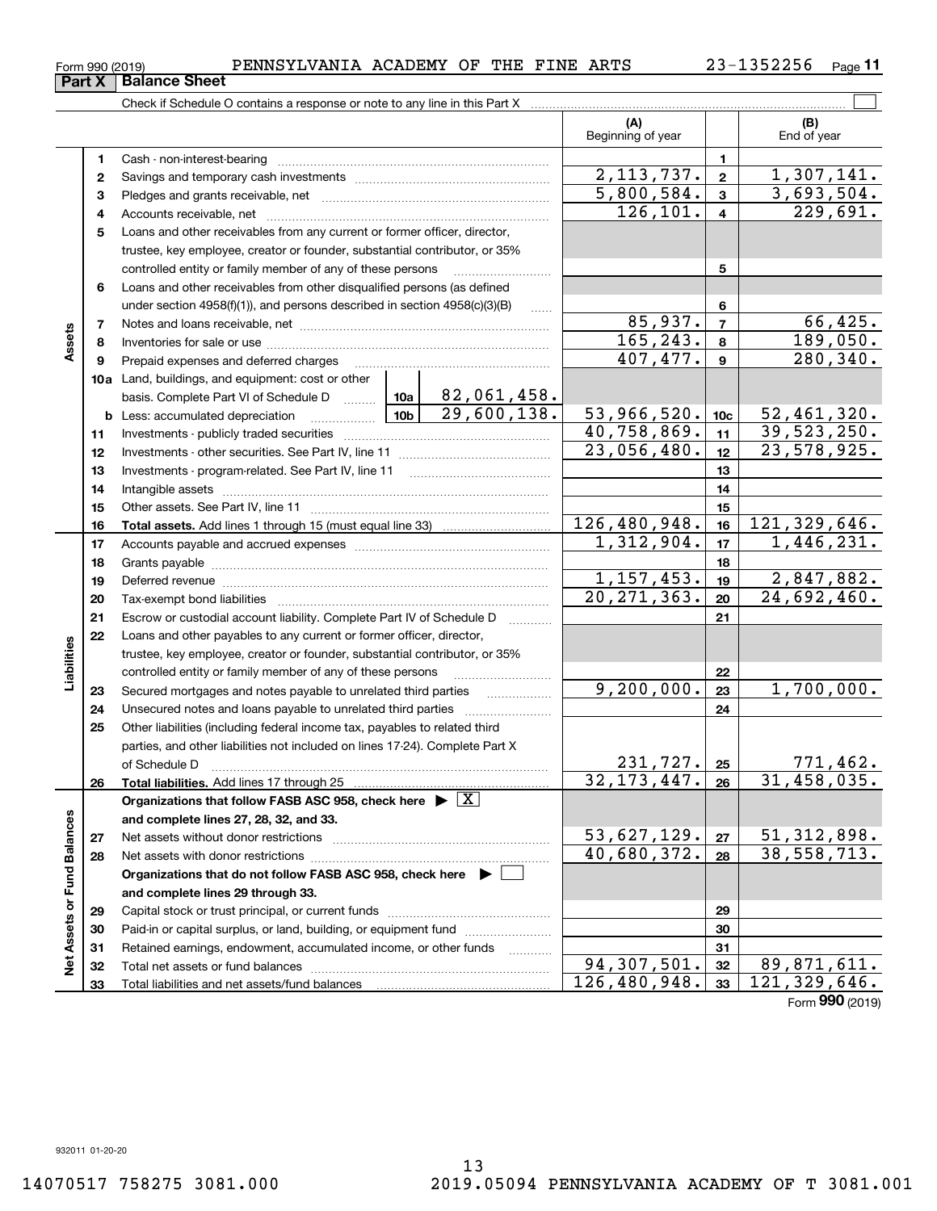Form 990 (2019) PENNSYLVANIA ACADEMY OF THE FINE ARTS 23-1352256 Page 11

## Part X Balance Sheet

Check if Schedule O contains a response or note to any line in this Part X

| | | | | (A) Beginning of year | | (B) End of year |
|---|---|---|---|---|---|---|
| **Assets** | 1 | Cash - non-interest-bearing | | | 1 | |
| | 2 | Savings and temporary cash investments | | 2,113,737. | 2 | 1,307,141. |
| | 3 | Pledges and grants receivable, net | | 5,800,584. | 3 | 3,693,504. |
| | 4 | Accounts receivable, net | | 126,101. | 4 | 229,691. |
| | 5 | Loans and other receivables from any current or former officer, director, trustee, key employee, creator or founder, substantial contributor, or 35% controlled entity or family member of any of these persons | | | 5 | |
| | 6 | Loans and other receivables from other disqualified persons (as defined under section 4958(f)(1)), and persons described in section 4958(c)(3)(B) | | | 6 | |
| | 7 | Notes and loans receivable, net | | 85,937. | 7 | 66,425. |
| | 8 | Inventories for sale or use | | 165,243. | 8 | 189,050. |
| | 9 | Prepaid expenses and deferred charges | | 407,477. | 9 | 280,340. |
| | 10a | Land, buildings, and equipment: cost or other basis. Complete Part VI of Schedule D | 10a 82,061,458. | | | |
| | b | Less: accumulated depreciation | 10b 29,600,138. | 53,966,520. | 10c | 52,461,320. |
| | 11 | Investments - publicly traded securities | | 40,758,869. | 11 | 39,523,250. |
| | 12 | Investments - other securities. See Part IV, line 11 | | 23,056,480. | 12 | 23,578,925. |
| | 13 | Investments - program-related. See Part IV, line 11 | | | 13 | |
| | 14 | Intangible assets | | | 14 | |
| | 15 | Other assets. See Part IV, line 11 | | | 15 | |
| | 16 | **Total assets.** Add lines 1 through 15 (must equal line 33) | | 126,480,948. | 16 | 121,329,646. |
| **Liabilities** | 17 | Accounts payable and accrued expenses | | 1,312,904. | 17 | 1,446,231. |
| | 18 | Grants payable | | | 18 | |
| | 19 | Deferred revenue | | 1,157,453. | 19 | 2,847,882. |
| | 20 | Tax-exempt bond liabilities | | 20,271,363. | 20 | 24,692,460. |
| | 21 | Escrow or custodial account liability. Complete Part IV of Schedule D | | | 21 | |
| | 22 | Loans and other payables to any current or former officer, director, trustee, key employee, creator or founder, substantial contributor, or 35% controlled entity or family member of any of these persons | | | 22 | |
| | 23 | Secured mortgages and notes payable to unrelated third parties | | 9,200,000. | 23 | 1,700,000. |
| | 24 | Unsecured notes and loans payable to unrelated third parties | | | 24 | |
| | 25 | Other liabilities (including federal income tax, payables to related third parties, and other liabilities not included on lines 17-24). Complete Part X of Schedule D | | 231,727. | 25 | 771,462. |
| | 26 | **Total liabilities.** Add lines 17 through 25 | | 32,173,447. | 26 | 31,458,035. |
| **Net Assets or Fund Balances** | | **Organizations that follow FASB ASC 958, check here ▶ [X] and complete lines 27, 28, 32, and 33.** | | | | |
| | 27 | Net assets without donor restrictions | | 53,627,129. | 27 | 51,312,898. |
| | 28 | Net assets with donor restrictions | | 40,680,372. | 28 | 38,558,713. |
| | | **Organizations that do not follow FASB ASC 958, check here ▶ [ ] and complete lines 29 through 33.** | | | | |
| | 29 | Capital stock or trust principal, or current funds | | | 29 | |
| | 30 | Paid-in or capital surplus, or land, building, or equipment fund | | | 30 | |
| | 31 | Retained earnings, endowment, accumulated income, or other funds | | | 31 | |
| | 32 | Total net assets or fund balances | | 94,307,501. | 32 | 89,871,611. |
| | 33 | Total liabilities and net assets/fund balances | | 126,480,948. | 33 | 121,329,646. |

Form 990 (2019)

932011 01-20-20

14070517 758275 3081.000 2019.05094 PENNSYLVANIA ACADEMY OF T 3081.001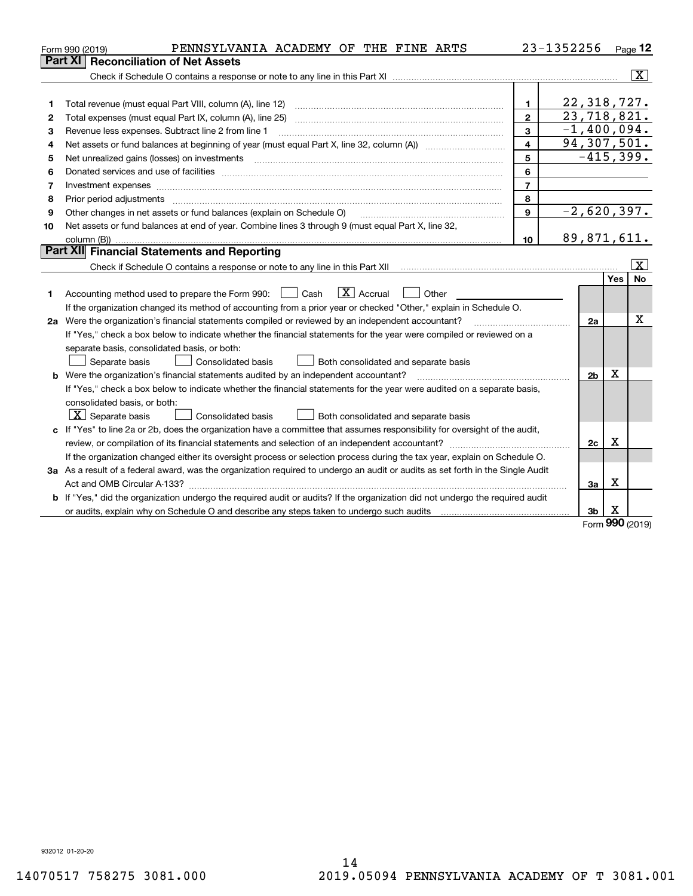Form 990 (2019) PENNSYLVANIA ACADEMY OF THE FINE ARTS 23-1352256 Page 12

## Part XI Reconciliation of Net Assets

Check if Schedule O contains a response or note to any line in this Part XI ..... [X]

| | | | |
|---|---|---|---|
| 1 | Total revenue (must equal Part VIII, column (A), line 12) | 1 | 22,318,727. |
| 2 | Total expenses (must equal Part IX, column (A), line 25) | 2 | 23,718,821. |
| 3 | Revenue less expenses. Subtract line 2 from line 1 | 3 | -1,400,094. |
| 4 | Net assets or fund balances at beginning of year (must equal Part X, line 32, column (A)) | 4 | 94,307,501. |
| 5 | Net unrealized gains (losses) on investments | 5 | -415,399. |
| 6 | Donated services and use of facilities | 6 | |
| 7 | Investment expenses | 7 | |
| 8 | Prior period adjustments | 8 | |
| 9 | Other changes in net assets or fund balances (explain on Schedule O) | 9 | -2,620,397. |
| 10 | Net assets or fund balances at end of year. Combine lines 3 through 9 (must equal Part X, line 32, column (B)) | 10 | 89,871,611. |

## Part XII Financial Statements and Reporting

Check if Schedule O contains a response or note to any line in this Part XII ..... [X]

| | | | Yes | No |
|---|---|---|---|---|
| 1 | Accounting method used to prepare the Form 990: [ ] Cash [X] Accrual [ ] Other<br>If the organization changed its method of accounting from a prior year or checked "Other," explain in Schedule O. | | | |
| 2a | Were the organization's financial statements compiled or reviewed by an independent accountant?<br>If "Yes," check a box below to indicate whether the financial statements for the year were compiled or reviewed on a separate basis, consolidated basis, or both:<br>[ ] Separate basis [ ] Consolidated basis [ ] Both consolidated and separate basis | 2a | | X |
| b | Were the organization's financial statements audited by an independent accountant?<br>If "Yes," check a box below to indicate whether the financial statements for the year were audited on a separate basis, consolidated basis, or both:<br>[X] Separate basis [ ] Consolidated basis [ ] Both consolidated and separate basis | 2b | X | |
| c | If "Yes" to line 2a or 2b, does the organization have a committee that assumes responsibility for oversight of the audit, review, or compilation of its financial statements and selection of an independent accountant?<br>If the organization changed either its oversight process or selection process during the tax year, explain on Schedule O. | 2c | X | |
| 3a | As a result of a federal award, was the organization required to undergo an audit or audits as set forth in the Single Audit Act and OMB Circular A-133? | 3a | X | |
| b | If "Yes," did the organization undergo the required audit or audits? If the organization did not undergo the required audit or audits, explain why on Schedule O and describe any steps taken to undergo such audits | 3b | X | |

Form 990 (2019)

932012 01-20-20

14070517 758275 3081.000 2019.05094 PENNSYLVANIA ACADEMY OF T 3081.001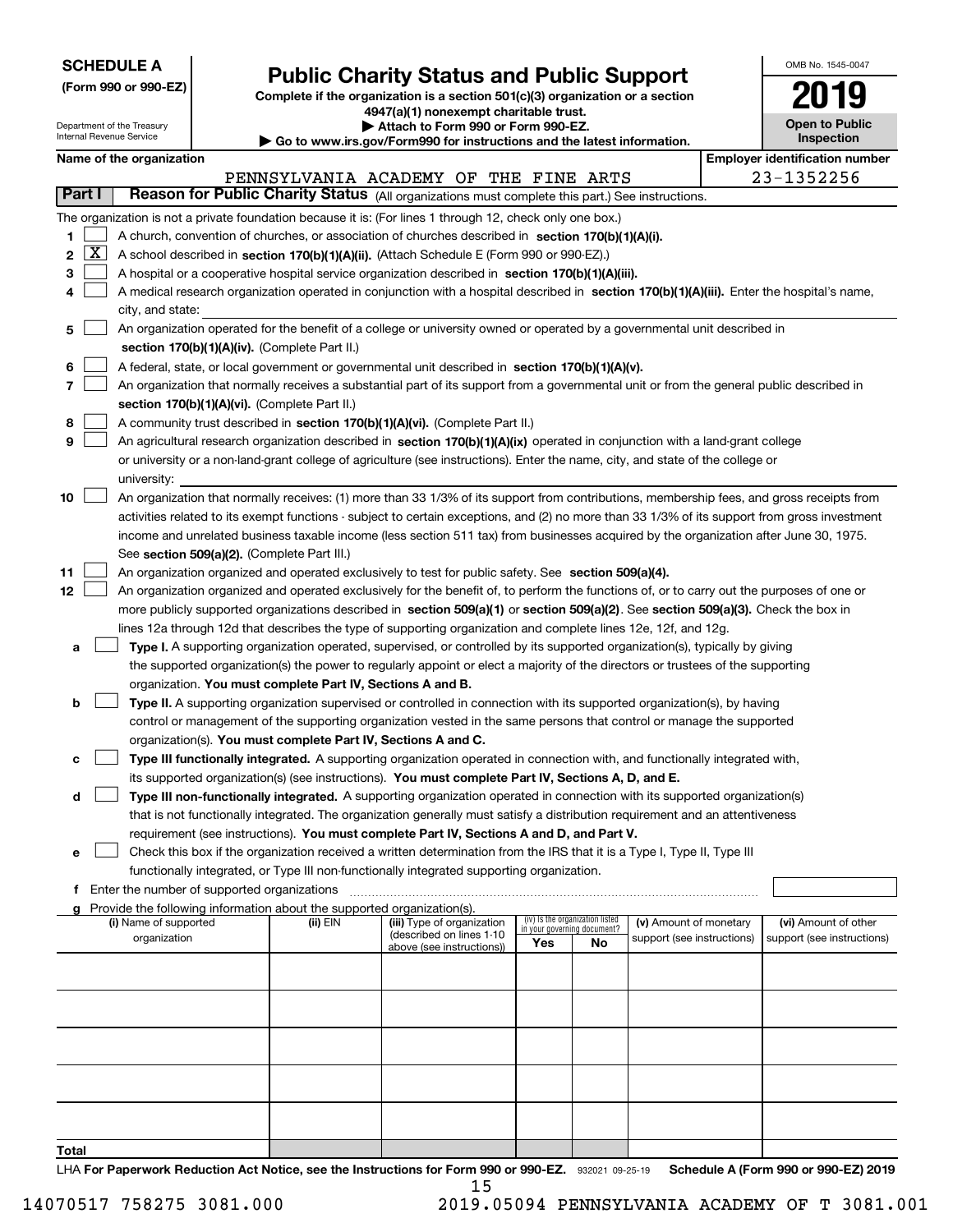**SCHEDULE A**
**(Form 990 or 990-EZ)**

Department of the Treasury
Internal Revenue Service

# Public Charity Status and Public Support

**Complete if the organization is a section 501(c)(3) organization or a section 4947(a)(1) nonexempt charitable trust.**
**▶ Attach to Form 990 or Form 990-EZ.**
**▶ Go to www.irs.gov/Form990 for instructions and the latest information.**

OMB No. 1545-0047

**2019**

**Open to Public Inspection**

**Name of the organization**
PENNSYLVANIA ACADEMY OF THE FINE ARTS

**Employer identification number**
23-1352256

**Part I** **Reason for Public Charity Status** (All organizations must complete this part.) See instructions.

The organization is not a private foundation because it is: (For lines 1 through 12, check only one box.)

1 [ ] A church, convention of churches, or association of churches described in **section 170(b)(1)(A)(i).**
2 [X] A school described in **section 170(b)(1)(A)(ii).** (Attach Schedule E (Form 990 or 990-EZ).)
3 [ ] A hospital or a cooperative hospital service organization described in **section 170(b)(1)(A)(iii).**
4 [ ] A medical research organization operated in conjunction with a hospital described in **section 170(b)(1)(A)(iii).** Enter the hospital's name, city, and state:
5 [ ] An organization operated for the benefit of a college or university owned or operated by a governmental unit described in **section 170(b)(1)(A)(iv).** (Complete Part II.)
6 [ ] A federal, state, or local government or governmental unit described in **section 170(b)(1)(A)(v).**
7 [ ] An organization that normally receives a substantial part of its support from a governmental unit or from the general public described in **section 170(b)(1)(A)(vi).** (Complete Part II.)
8 [ ] A community trust described in **section 170(b)(1)(A)(vi).** (Complete Part II.)
9 [ ] An agricultural research organization described in **section 170(b)(1)(A)(ix)** operated in conjunction with a land-grant college or university or a non-land-grant college of agriculture (see instructions). Enter the name, city, and state of the college or university:
10 [ ] An organization that normally receives: (1) more than 33 1/3% of its support from contributions, membership fees, and gross receipts from activities related to its exempt functions - subject to certain exceptions, and (2) no more than 33 1/3% of its support from gross investment income and unrelated business taxable income (less section 511 tax) from businesses acquired by the organization after June 30, 1975. See **section 509(a)(2).** (Complete Part III.)
11 [ ] An organization organized and operated exclusively to test for public safety. See **section 509(a)(4).**
12 [ ] An organization organized and operated exclusively for the benefit of, to perform the functions of, or to carry out the purposes of one or more publicly supported organizations described in **section 509(a)(1)** or **section 509(a)(2)**. See **section 509(a)(3).** Check the box in lines 12a through 12d that describes the type of supporting organization and complete lines 12e, 12f, and 12g.

a [ ] **Type I.** A supporting organization operated, supervised, or controlled by its supported organization(s), typically by giving the supported organization(s) the power to regularly appoint or elect a majority of the directors or trustees of the supporting organization. **You must complete Part IV, Sections A and B.**

b [ ] **Type II.** A supporting organization supervised or controlled in connection with its supported organization(s), by having control or management of the supporting organization vested in the same persons that control or manage the supported organization(s). **You must complete Part IV, Sections A and C.**

c [ ] **Type III functionally integrated.** A supporting organization operated in connection with, and functionally integrated with, its supported organization(s) (see instructions). **You must complete Part IV, Sections A, D, and E.**

d [ ] **Type III non-functionally integrated.** A supporting organization operated in connection with its supported organization(s) that is not functionally integrated. The organization generally must satisfy a distribution requirement and an attentiveness requirement (see instructions). **You must complete Part IV, Sections A and D, and Part V.**

e [ ] Check this box if the organization received a written determination from the IRS that it is a Type I, Type II, Type III functionally integrated, or Type III non-functionally integrated supporting organization.

f Enter the number of supported organizations

g Provide the following information about the supported organization(s).

| (i) Name of supported organization | (ii) EIN | (iii) Type of organization (described on lines 1-10 above (see instructions)) | (iv) Is the organization listed in your governing document? Yes | No | (v) Amount of monetary support (see instructions) | (vi) Amount of other support (see instructions) |
|---|---|---|---|---|---|---|
| | | | | | | |
| | | | | | | |
| | | | | | | |
| | | | | | | |
| | | | | | | |
| **Total** | | | | | | |

LHA **For Paperwork Reduction Act Notice, see the Instructions for Form 990 or 990-EZ.** 932021 09-25-19 **Schedule A (Form 990 or 990-EZ) 2019**

14070517 758275 3081.000 2019.05094 PENNSYLVANIA ACADEMY OF T 3081.001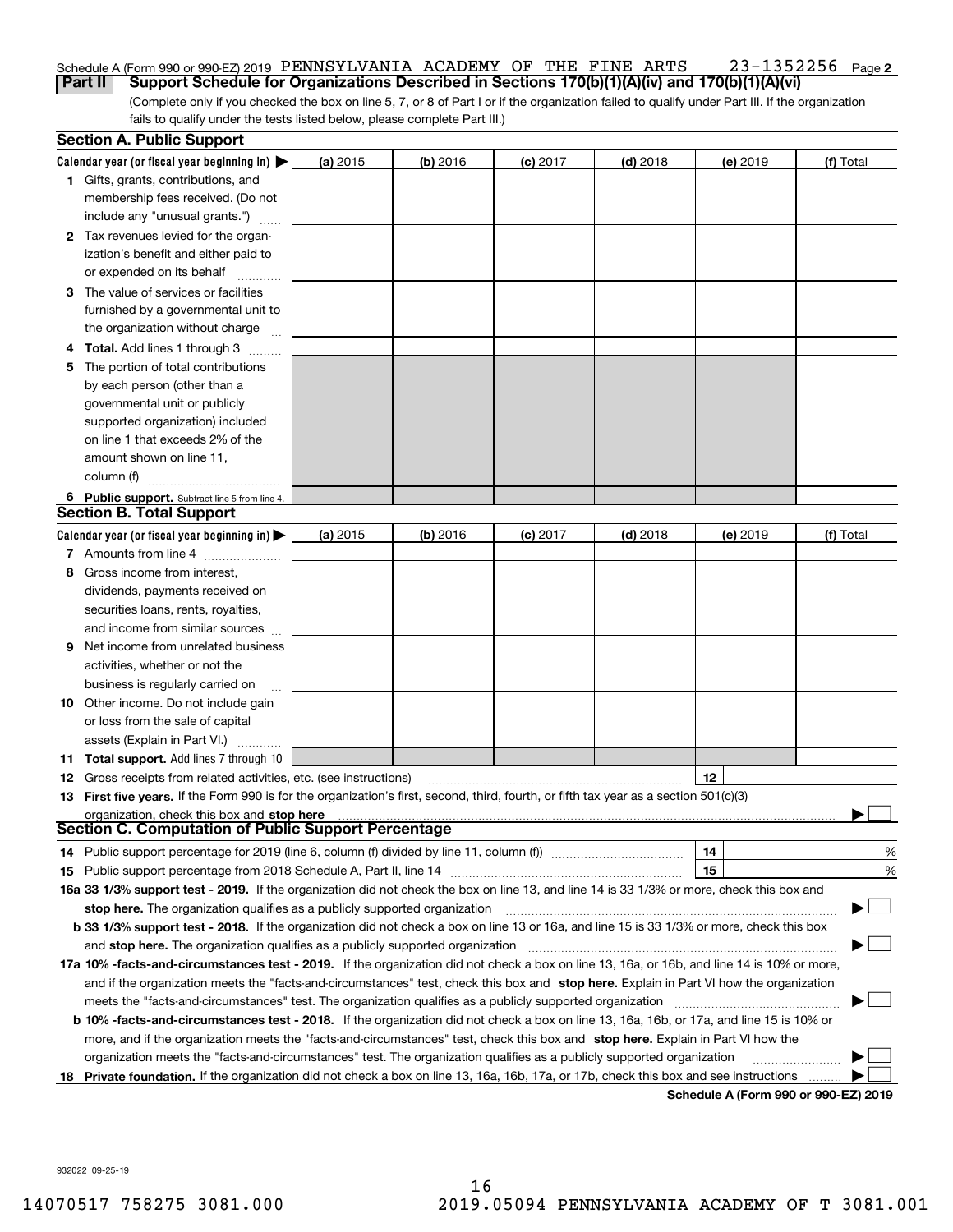Schedule A (Form 990 or 990-EZ) 2019 PENNSYLVANIA ACADEMY OF THE FINE ARTS 23-1352256 Page 2

**Part II Support Schedule for Organizations Described in Sections 170(b)(1)(A)(iv) and 170(b)(1)(A)(vi)**

(Complete only if you checked the box on line 5, 7, or 8 of Part I or if the organization failed to qualify under Part III. If the organization fails to qualify under the tests listed below, please complete Part III.)

### Section A. Public Support

| Calendar year (or fiscal year beginning in) ▶ | (a) 2015 | (b) 2016 | (c) 2017 | (d) 2018 | (e) 2019 | (f) Total |
|---|---|---|---|---|---|---|
| **1** Gifts, grants, contributions, and membership fees received. (Do not include any "unusual grants.") | | | | | | |
| **2** Tax revenues levied for the organization's benefit and either paid to or expended on its behalf | | | | | | |
| **3** The value of services or facilities furnished by a governmental unit to the organization without charge | | | | | | |
| **4 Total.** Add lines 1 through 3 | | | | | | |
| **5** The portion of total contributions by each person (other than a governmental unit or publicly supported organization) included on line 1 that exceeds 2% of the amount shown on line 11, column (f) | | | | | | |
| **6 Public support.** Subtract line 5 from line 4. | | | | | | |

### Section B. Total Support

| Calendar year (or fiscal year beginning in) ▶ | (a) 2015 | (b) 2016 | (c) 2017 | (d) 2018 | (e) 2019 | (f) Total |
|---|---|---|---|---|---|---|
| **7** Amounts from line 4 | | | | | | |
| **8** Gross income from interest, dividends, payments received on securities loans, rents, royalties, and income from similar sources | | | | | | |
| **9** Net income from unrelated business activities, whether or not the business is regularly carried on | | | | | | |
| **10** Other income. Do not include gain or loss from the sale of capital assets (Explain in Part VI.) | | | | | | |
| **11 Total support.** Add lines 7 through 10 | | | | | | |

**12** Gross receipts from related activities, etc. (see instructions) **12**

**13 First five years.** If the Form 990 is for the organization's first, second, third, fourth, or fifth tax year as a section 501(c)(3) organization, check this box and **stop here** ▶ ☐

### Section C. Computation of Public Support Percentage

**14** Public support percentage for 2019 (line 6, column (f) divided by line 11, column (f)) **14** %

**15** Public support percentage from 2018 Schedule A, Part II, line 14 **15** %

**16a 33 1/3% support test - 2019.** If the organization did not check the box on line 13, and line 14 is 33 1/3% or more, check this box and **stop here.** The organization qualifies as a publicly supported organization ▶ ☐

**b 33 1/3% support test - 2018.** If the organization did not check a box on line 13 or 16a, and line 15 is 33 1/3% or more, check this box and **stop here.** The organization qualifies as a publicly supported organization ▶ ☐

**17a 10% -facts-and-circumstances test - 2019.** If the organization did not check a box on line 13, 16a, or 16b, and line 14 is 10% or more, and if the organization meets the "facts-and-circumstances" test, check this box and **stop here.** Explain in Part VI how the organization meets the "facts-and-circumstances" test. The organization qualifies as a publicly supported organization ▶ ☐

**b 10% -facts-and-circumstances test - 2018.** If the organization did not check a box on line 13, 16a, 16b, or 17a, and line 15 is 10% or more, and if the organization meets the "facts-and-circumstances" test, check this box and **stop here.** Explain in Part VI how the organization meets the "facts-and-circumstances" test. The organization qualifies as a publicly supported organization ▶ ☐

**18 Private foundation.** If the organization did not check a box on line 13, 16a, 16b, 17a, or 17b, check this box and see instructions ▶ ☐

**Schedule A (Form 990 or 990-EZ) 2019**

932022 09-25-19

14070517 758275 3081.000 2019.05094 PENNSYLVANIA ACADEMY OF T 3081.001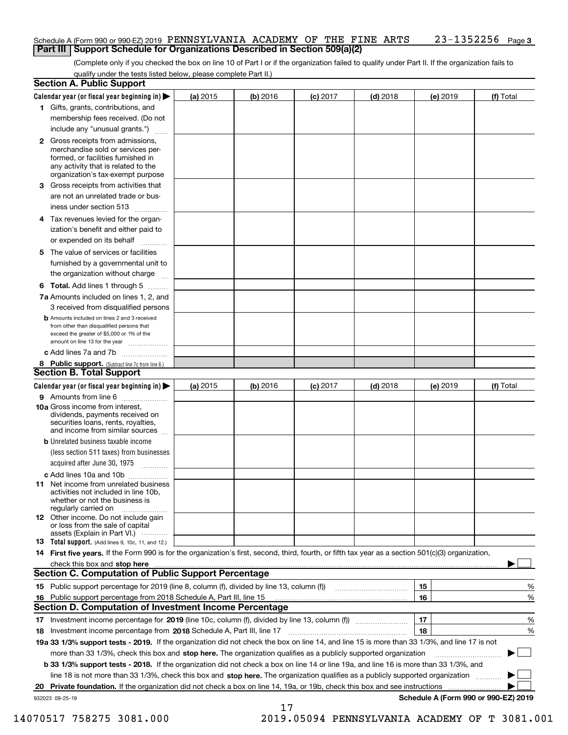Schedule A (Form 990 or 990-EZ) 2019 PENNSYLVANIA ACADEMY OF THE FINE ARTS 23-1352256 Page 3

## Part III Support Schedule for Organizations Described in Section 509(a)(2)

(Complete only if you checked the box on line 10 of Part I or if the organization failed to qualify under Part II. If the organization fails to qualify under the tests listed below, please complete Part II.)

### Section A. Public Support

| Calendar year (or fiscal year beginning in) ▶ | (a) 2015 | (b) 2016 | (c) 2017 | (d) 2018 | (e) 2019 | (f) Total |
|---|---|---|---|---|---|---|
| 1 Gifts, grants, contributions, and membership fees received. (Do not include any "unusual grants.") | | | | | | |
| 2 Gross receipts from admissions, merchandise sold or services performed, or facilities furnished in any activity that is related to the organization's tax-exempt purpose | | | | | | |
| 3 Gross receipts from activities that are not an unrelated trade or business under section 513 | | | | | | |
| 4 Tax revenues levied for the organization's benefit and either paid to or expended on its behalf | | | | | | |
| 5 The value of services or facilities furnished by a governmental unit to the organization without charge | | | | | | |
| 6 **Total.** Add lines 1 through 5 | | | | | | |
| 7a Amounts included on lines 1, 2, and 3 received from disqualified persons | | | | | | |
| b Amounts included on lines 2 and 3 received from other than disqualified persons that exceed the greater of $5,000 or 1% of the amount on line 13 for the year | | | | | | |
| c Add lines 7a and 7b | | | | | | |
| 8 **Public support.** (Subtract line 7c from line 6.) | | | | | | |

### Section B. Total Support

| Calendar year (or fiscal year beginning in) ▶ | (a) 2015 | (b) 2016 | (c) 2017 | (d) 2018 | (e) 2019 | (f) Total |
|---|---|---|---|---|---|---|
| 9 Amounts from line 6 | | | | | | |
| 10a Gross income from interest, dividends, payments received on securities loans, rents, royalties, and income from similar sources | | | | | | |
| b Unrelated business taxable income (less section 511 taxes) from businesses acquired after June 30, 1975 | | | | | | |
| c Add lines 10a and 10b | | | | | | |
| 11 Net income from unrelated business activities not included in line 10b, whether or not the business is regularly carried on | | | | | | |
| 12 Other income. Do not include gain or loss from the sale of capital assets (Explain in Part VI.) | | | | | | |
| 13 **Total support.** (Add lines 9, 10c, 11, and 12.) | | | | | | |

14 **First five years.** If the Form 990 is for the organization's first, second, third, fourth, or fifth tax year as a section 501(c)(3) organization, check this box and **stop here** ▶ ☐

### Section C. Computation of Public Support Percentage

| | | | |
|---|---|---|---|
| 15 | Public support percentage for 2019 (line 8, column (f), divided by line 13, column (f)) | 15 | % |
| 16 | Public support percentage from 2018 Schedule A, Part III, line 15 | 16 | % |

### Section D. Computation of Investment Income Percentage

| | | | |
|---|---|---|---|
| 17 | Investment income percentage for **2019** (line 10c, column (f), divided by line 13, column (f)) | 17 | % |
| 18 | Investment income percentage from **2018** Schedule A, Part III, line 17 | 18 | % |

**19a 33 1/3% support tests - 2019.** If the organization did not check the box on line 14, and line 15 is more than 33 1/3%, and line 17 is not more than 33 1/3%, check this box and **stop here.** The organization qualifies as a publicly supported organization ▶ ☐

**b 33 1/3% support tests - 2018.** If the organization did not check a box on line 14 or line 19a, and line 16 is more than 33 1/3%, and line 18 is not more than 33 1/3%, check this box and **stop here.** The organization qualifies as a publicly supported organization ▶ ☐

**20 Private foundation.** If the organization did not check a box on line 14, 19a, or 19b, check this box and see instructions ▶ ☐

932023 09-25-19 **Schedule A (Form 990 or 990-EZ) 2019**

14070517 758275 3081.000 2019.05094 PENNSYLVANIA ACADEMY OF T 3081.001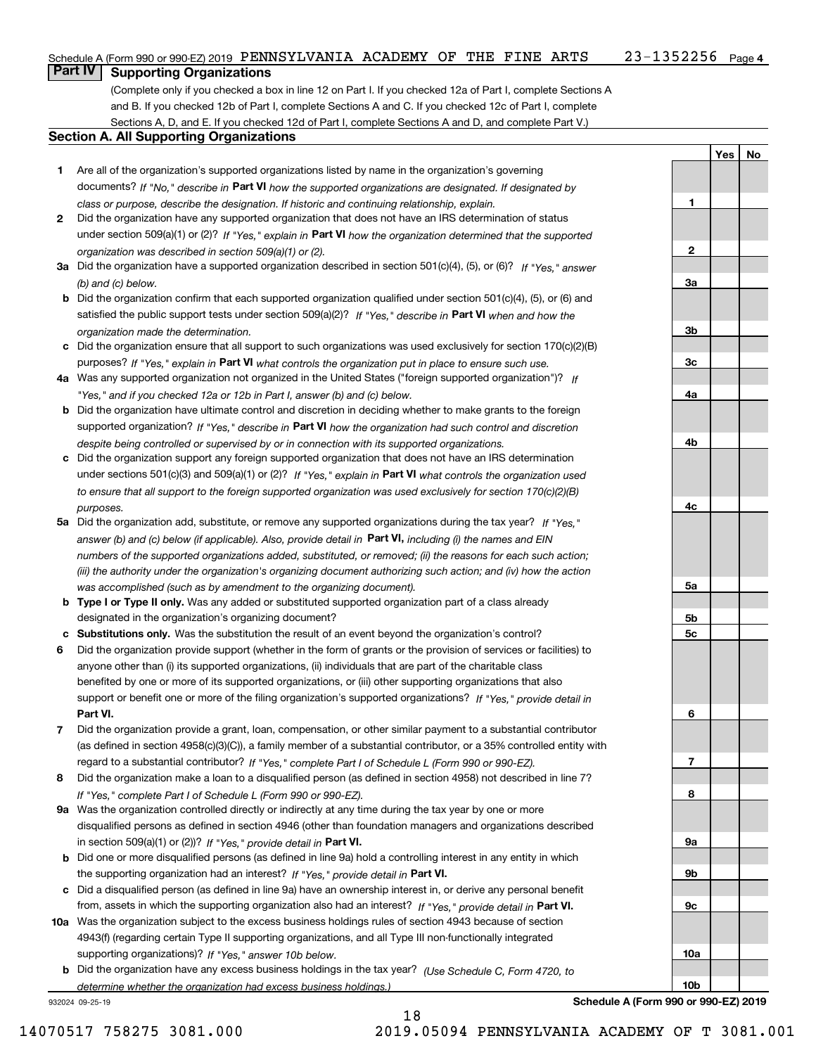Schedule A (Form 990 or 990-EZ) 2019 PENNSYLVANIA ACADEMY OF THE FINE ARTS 23-1352256 Page 4

## Part IV Supporting Organizations

(Complete only if you checked a box in line 12 on Part I. If you checked 12a of Part I, complete Sections A and B. If you checked 12b of Part I, complete Sections A and C. If you checked 12c of Part I, complete Sections A, D, and E. If you checked 12d of Part I, complete Sections A and D, and complete Part V.)

### Section A. All Supporting Organizations

| | | Line | Yes | No |
|---|---|---|---|---|
| **1** | Are all of the organization's supported organizations listed by name in the organization's governing documents? *If "No," describe in* **Part VI** *how the supported organizations are designated. If designated by class or purpose, describe the designation. If historic and continuing relationship, explain.* | 1 | | |
| **2** | Did the organization have any supported organization that does not have an IRS determination of status under section 509(a)(1) or (2)? *If "Yes," explain in* **Part VI** *how the organization determined that the supported organization was described in section 509(a)(1) or (2).* | 2 | | |
| **3a** | Did the organization have a supported organization described in section 501(c)(4), (5), or (6)? *If "Yes," answer (b) and (c) below.* | 3a | | |
| **b** | Did the organization confirm that each supported organization qualified under section 501(c)(4), (5), or (6) and satisfied the public support tests under section 509(a)(2)? *If "Yes," describe in* **Part VI** *when and how the organization made the determination.* | 3b | | |
| **c** | Did the organization ensure that all support to such organizations was used exclusively for section 170(c)(2)(B) purposes? *If "Yes," explain in* **Part VI** *what controls the organization put in place to ensure such use.* | 3c | | |
| **4a** | Was any supported organization not organized in the United States ("foreign supported organization")? *If "Yes," and if you checked 12a or 12b in Part I, answer (b) and (c) below.* | 4a | | |
| **b** | Did the organization have ultimate control and discretion in deciding whether to make grants to the foreign supported organization? *If "Yes," describe in* **Part VI** *how the organization had such control and discretion despite being controlled or supervised by or in connection with its supported organizations.* | 4b | | |
| **c** | Did the organization support any foreign supported organization that does not have an IRS determination under sections 501(c)(3) and 509(a)(1) or (2)? *If "Yes," explain in* **Part VI** *what controls the organization used to ensure that all support to the foreign supported organization was used exclusively for section 170(c)(2)(B) purposes.* | 4c | | |
| **5a** | Did the organization add, substitute, or remove any supported organizations during the tax year? *If "Yes," answer (b) and (c) below (if applicable). Also, provide detail in* **Part VI,** *including (i) the names and EIN numbers of the supported organizations added, substituted, or removed; (ii) the reasons for each such action; (iii) the authority under the organization's organizing document authorizing such action; and (iv) how the action was accomplished (such as by amendment to the organizing document).* | 5a | | |
| **b** | **Type I or Type II only.** Was any added or substituted supported organization part of a class already designated in the organization's organizing document? | 5b | | |
| **c** | **Substitutions only.** Was the substitution the result of an event beyond the organization's control? | 5c | | |
| **6** | Did the organization provide support (whether in the form of grants or the provision of services or facilities) to anyone other than (i) its supported organizations, (ii) individuals that are part of the charitable class benefited by one or more of its supported organizations, or (iii) other supporting organizations that also support or benefit one or more of the filing organization's supported organizations? *If "Yes," provide detail in* **Part VI.** | 6 | | |
| **7** | Did the organization provide a grant, loan, compensation, or other similar payment to a substantial contributor (as defined in section 4958(c)(3)(C)), a family member of a substantial contributor, or a 35% controlled entity with regard to a substantial contributor? *If "Yes," complete Part I of Schedule L (Form 990 or 990-EZ).* | 7 | | |
| **8** | Did the organization make a loan to a disqualified person (as defined in section 4958) not described in line 7? *If "Yes," complete Part I of Schedule L (Form 990 or 990-EZ).* | 8 | | |
| **9a** | Was the organization controlled directly or indirectly at any time during the tax year by one or more disqualified persons as defined in section 4946 (other than foundation managers and organizations described in section 509(a)(1) or (2))? *If "Yes," provide detail in* **Part VI.** | 9a | | |
| **b** | Did one or more disqualified persons (as defined in line 9a) hold a controlling interest in any entity in which the supporting organization had an interest? *If "Yes," provide detail in* **Part VI.** | 9b | | |
| **c** | Did a disqualified person (as defined in line 9a) have an ownership interest in, or derive any personal benefit from, assets in which the supporting organization also had an interest? *If "Yes," provide detail in* **Part VI.** | 9c | | |
| **10a** | Was the organization subject to the excess business holdings rules of section 4943 because of section 4943(f) (regarding certain Type II supporting organizations, and all Type III non-functionally integrated supporting organizations)? *If "Yes," answer 10b below.* | 10a | | |
| **b** | Did the organization have any excess business holdings in the tax year? *(Use Schedule C, Form 4720, to determine whether the organization had excess business holdings.)* | 10b | | |

932024 09-25-19

**Schedule A (Form 990 or 990-EZ) 2019**

14070517 758275 3081.000 2019.05094 PENNSYLVANIA ACADEMY OF T 3081.001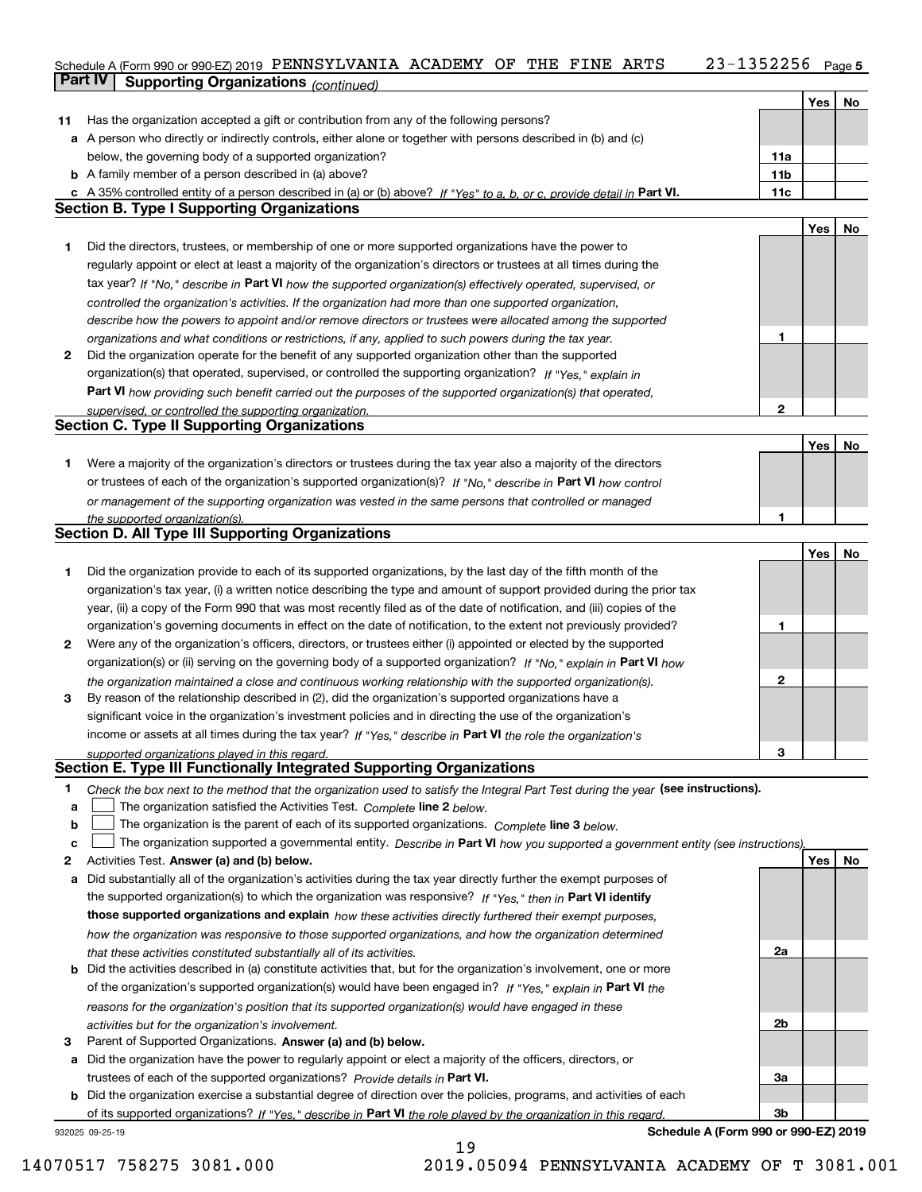Schedule A (Form 990 or 990-EZ) 2019 PENNSYLVANIA ACADEMY OF THE FINE ARTS 23-1352256 Page 5

## Part IV Supporting Organizations *(continued)*

| | | | Yes | No |
|---|---|---|---|---|
| **11** | Has the organization accepted a gift or contribution from any of the following persons? | | | |
| **a** | A person who directly or indirectly controls, either alone or together with persons described in (b) and (c) below, the governing body of a supported organization? | 11a | | |
| **b** | A family member of a person described in (a) above? | 11b | | |
| **c** | A 35% controlled entity of a person described in (a) or (b) above? *If "Yes" to a, b, or c, provide detail in* **Part VI.** | 11c | | |

### Section B. Type I Supporting Organizations

| | | | Yes | No |
|---|---|---|---|---|
| **1** | Did the directors, trustees, or membership of one or more supported organizations have the power to regularly appoint or elect at least a majority of the organization's directors or trustees at all times during the tax year? *If "No," describe in* **Part VI** *how the supported organization(s) effectively operated, supervised, or controlled the organization's activities. If the organization had more than one supported organization, describe how the powers to appoint and/or remove directors or trustees were allocated among the supported organizations and what conditions or restrictions, if any, applied to such powers during the tax year.* | 1 | | |
| **2** | Did the organization operate for the benefit of any supported organization other than the supported organization(s) that operated, supervised, or controlled the supporting organization? *If "Yes," explain in* **Part VI** *how providing such benefit carried out the purposes of the supported organization(s) that operated, supervised, or controlled the supporting organization.* | 2 | | |

### Section C. Type II Supporting Organizations

| | | | Yes | No |
|---|---|---|---|---|
| **1** | Were a majority of the organization's directors or trustees during the tax year also a majority of the directors or trustees of each of the organization's supported organization(s)? *If "No," describe in* **Part VI** *how control or management of the supporting organization was vested in the same persons that controlled or managed the supported organization(s).* | 1 | | |

### Section D. All Type III Supporting Organizations

| | | | Yes | No |
|---|---|---|---|---|
| **1** | Did the organization provide to each of its supported organizations, by the last day of the fifth month of the organization's tax year, (i) a written notice describing the type and amount of support provided during the prior tax year, (ii) a copy of the Form 990 that was most recently filed as of the date of notification, and (iii) copies of the organization's governing documents in effect on the date of notification, to the extent not previously provided? | 1 | | |
| **2** | Were any of the organization's officers, directors, or trustees either (i) appointed or elected by the supported organization(s) or (ii) serving on the governing body of a supported organization? *If "No," explain in* **Part VI** *how the organization maintained a close and continuous working relationship with the supported organization(s).* | 2 | | |
| **3** | By reason of the relationship described in (2), did the organization's supported organizations have a significant voice in the organization's investment policies and in directing the use of the organization's income or assets at all times during the tax year? *If "Yes," describe in* **Part VI** *the role the organization's supported organizations played in this regard.* | 3 | | |

### Section E. Type III Functionally Integrated Supporting Organizations

**1** *Check the box next to the method that the organization used to satisfy the Integral Part Test during the year* **(see instructions).**

- **a** ☐ The organization satisfied the Activities Test. *Complete* **line 2** *below.*
- **b** ☐ The organization is the parent of each of its supported organizations. *Complete* **line 3** *below.*
- **c** ☐ The organization supported a governmental entity. *Describe in* **Part VI** *how you supported a government entity (see instructions).*

| | | | Yes | No |
|---|---|---|---|---|
| **2** | Activities Test. **Answer (a) and (b) below.** | | | |
| **a** | Did substantially all of the organization's activities during the tax year directly further the exempt purposes of the supported organization(s) to which the organization was responsive? *If "Yes," then in* **Part VI identify those supported organizations and explain** *how these activities directly furthered their exempt purposes, how the organization was responsive to those supported organizations, and how the organization determined that these activities constituted substantially all of its activities.* | 2a | | |
| **b** | Did the activities described in (a) constitute activities that, but for the organization's involvement, one or more of the organization's supported organization(s) would have been engaged in? *If "Yes," explain in* **Part VI** *the reasons for the organization's position that its supported organization(s) would have engaged in these activities but for the organization's involvement.* | 2b | | |
| **3** | Parent of Supported Organizations. **Answer (a) and (b) below.** | | | |
| **a** | Did the organization have the power to regularly appoint or elect a majority of the officers, directors, or trustees of each of the supported organizations? *Provide details in* **Part VI.** | 3a | | |
| **b** | Did the organization exercise a substantial degree of direction over the policies, programs, and activities of each of its supported organizations? *If "Yes," describe in* **Part VI** *the role played by the organization in this regard.* | 3b | | |

932025 09-25-19 **Schedule A (Form 990 or 990-EZ) 2019**

14070517 758275 3081.000 2019.05094 PENNSYLVANIA ACADEMY OF T 3081.001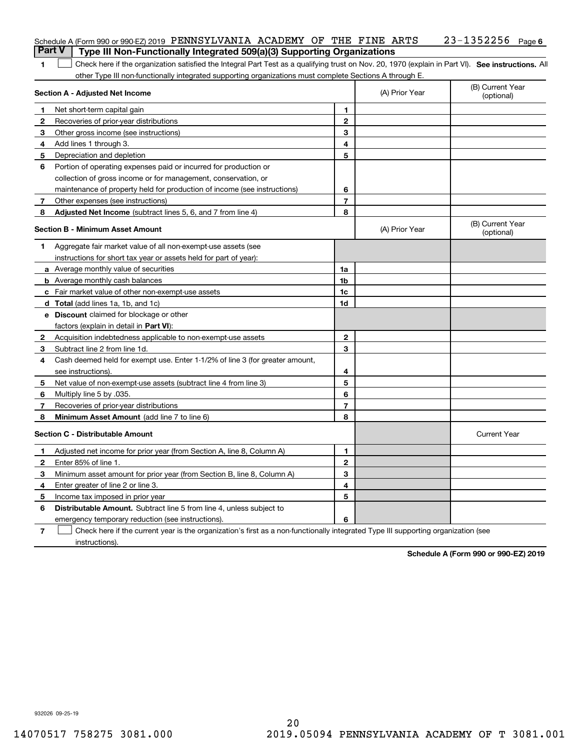Schedule A (Form 990 or 990-EZ) 2019 PENNSYLVANIA ACADEMY OF THE FINE ARTS 23-1352256 Page 6

## Part V Type III Non-Functionally Integrated 509(a)(3) Supporting Organizations

1 ☐ Check here if the organization satisfied the Integral Part Test as a qualifying trust on Nov. 20, 1970 (explain in Part VI). **See instructions.** All other Type III non-functionally integrated supporting organizations must complete Sections A through E.

| **Section A - Adjusted Net Income** | | | (A) Prior Year | (B) Current Year (optional) |
|---|---|---|---|---|
| 1 | Net short-term capital gain | 1 | | |
| 2 | Recoveries of prior-year distributions | 2 | | |
| 3 | Other gross income (see instructions) | 3 | | |
| 4 | Add lines 1 through 3. | 4 | | |
| 5 | Depreciation and depletion | 5 | | |
| 6 | Portion of operating expenses paid or incurred for production or collection of gross income or for management, conservation, or maintenance of property held for production of income (see instructions) | 6 | | |
| 7 | Other expenses (see instructions) | 7 | | |
| 8 | **Adjusted Net Income** (subtract lines 5, 6, and 7 from line 4) | 8 | | |

| **Section B - Minimum Asset Amount** | | | (A) Prior Year | (B) Current Year (optional) |
|---|---|---|---|---|
| 1 | Aggregate fair market value of all non-exempt-use assets (see instructions for short tax year or assets held for part of year): | | | |
| a | Average monthly value of securities | 1a | | |
| b | Average monthly cash balances | 1b | | |
| c | Fair market value of other non-exempt-use assets | 1c | | |
| d | **Total** (add lines 1a, 1b, and 1c) | 1d | | |
| e | **Discount** claimed for blockage or other factors (explain in detail in **Part VI**): | | | |
| 2 | Acquisition indebtedness applicable to non-exempt-use assets | 2 | | |
| 3 | Subtract line 2 from line 1d. | 3 | | |
| 4 | Cash deemed held for exempt use. Enter 1-1/2% of line 3 (for greater amount, see instructions). | 4 | | |
| 5 | Net value of non-exempt-use assets (subtract line 4 from line 3) | 5 | | |
| 6 | Multiply line 5 by .035. | 6 | | |
| 7 | Recoveries of prior-year distributions | 7 | | |
| 8 | **Minimum Asset Amount** (add line 7 to line 6) | 8 | | |

| **Section C - Distributable Amount** | | | | Current Year |
|---|---|---|---|---|
| 1 | Adjusted net income for prior year (from Section A, line 8, Column A) | 1 | | |
| 2 | Enter 85% of line 1. | 2 | | |
| 3 | Minimum asset amount for prior year (from Section B, line 8, Column A) | 3 | | |
| 4 | Enter greater of line 2 or line 3. | 4 | | |
| 5 | Income tax imposed in prior year | 5 | | |
| 6 | **Distributable Amount.** Subtract line 5 from line 4, unless subject to emergency temporary reduction (see instructions). | 6 | | |

7 ☐ Check here if the current year is the organization's first as a non-functionally integrated Type III supporting organization (see instructions).

**Schedule A (Form 990 or 990-EZ) 2019**

932026 09-25-19

14070517 758275 3081.000 2019.05094 PENNSYLVANIA ACADEMY OF T 3081.001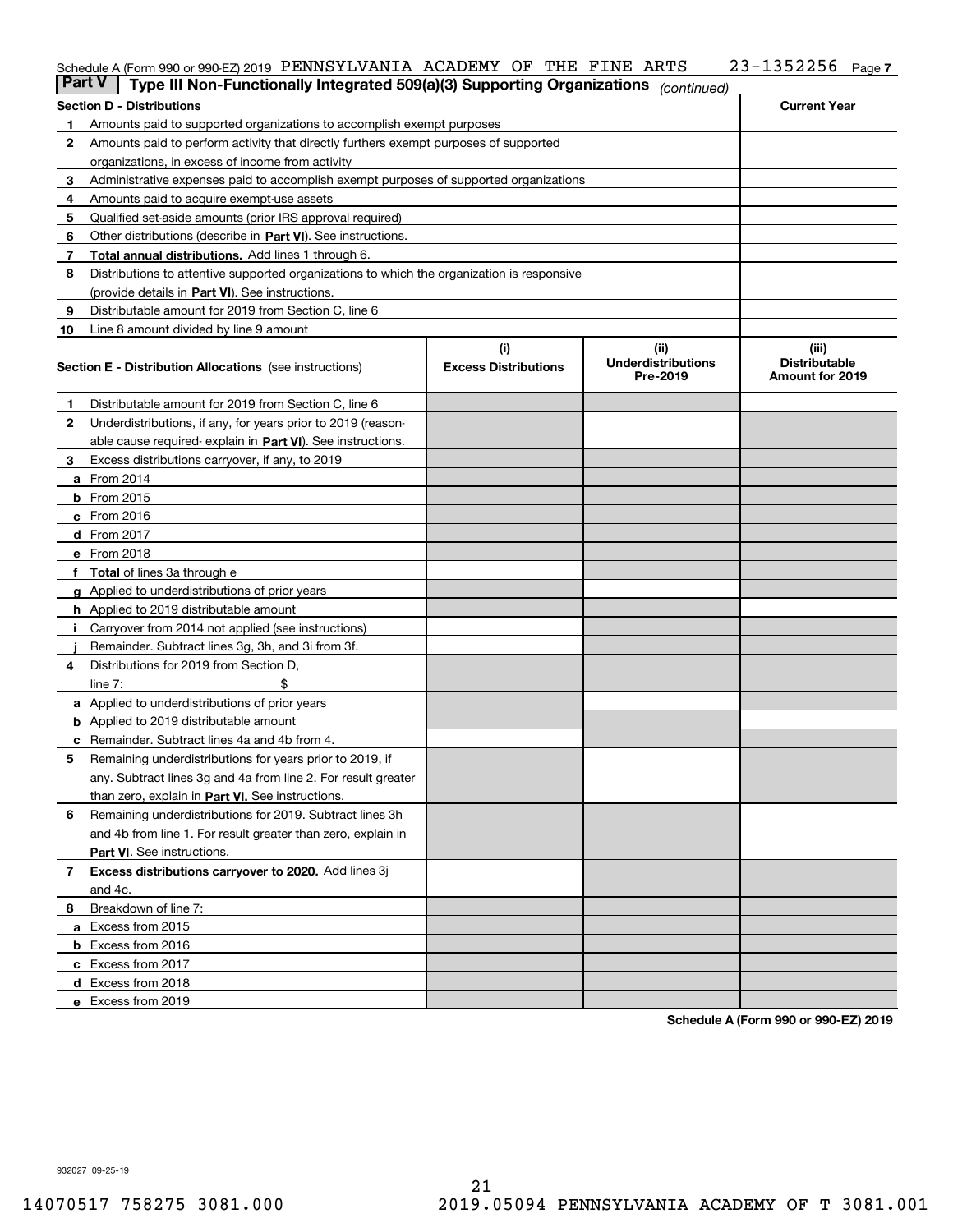Schedule A (Form 990 or 990-EZ) 2019 PENNSYLVANIA ACADEMY OF THE FINE ARTS 23-1352256 Page 7

**Part V | Type III Non-Functionally Integrated 509(a)(3) Supporting Organizations** *(continued)*

| | **Section D - Distributions** | **Current Year** |
|---|---|---|
| **1** | Amounts paid to supported organizations to accomplish exempt purposes | |
| **2** | Amounts paid to perform activity that directly furthers exempt purposes of supported organizations, in excess of income from activity | |
| **3** | Administrative expenses paid to accomplish exempt purposes of supported organizations | |
| **4** | Amounts paid to acquire exempt-use assets | |
| **5** | Qualified set-aside amounts (prior IRS approval required) | |
| **6** | Other distributions (describe in **Part VI**). See instructions. | |
| **7** | **Total annual distributions.** Add lines 1 through 6. | |
| **8** | Distributions to attentive supported organizations to which the organization is responsive (provide details in **Part VI**). See instructions. | |
| **9** | Distributable amount for 2019 from Section C, line 6 | |
| **10** | Line 8 amount divided by line 9 amount | |

| | **Section E - Distribution Allocations** (see instructions) | **(i) Excess Distributions** | **(ii) Underdistributions Pre-2019** | **(iii) Distributable Amount for 2019** |
|---|---|---|---|---|
| **1** | Distributable amount for 2019 from Section C, line 6 | | | |
| **2** | Underdistributions, if any, for years prior to 2019 (reasonable cause required- explain in **Part VI**). See instructions. | | | |
| **3** | Excess distributions carryover, if any, to 2019 | | | |
| **a** | From 2014 | | | |
| **b** | From 2015 | | | |
| **c** | From 2016 | | | |
| **d** | From 2017 | | | |
| **e** | From 2018 | | | |
| **f** | **Total** of lines 3a through e | | | |
| **g** | Applied to underdistributions of prior years | | | |
| **h** | Applied to 2019 distributable amount | | | |
| **i** | Carryover from 2014 not applied (see instructions) | | | |
| **j** | Remainder. Subtract lines 3g, 3h, and 3i from 3f. | | | |
| **4** | Distributions for 2019 from Section D, line 7: $ | | | |
| **a** | Applied to underdistributions of prior years | | | |
| **b** | Applied to 2019 distributable amount | | | |
| **c** | Remainder. Subtract lines 4a and 4b from 4. | | | |
| **5** | Remaining underdistributions for years prior to 2019, if any. Subtract lines 3g and 4a from line 2. For result greater than zero, explain in **Part VI.** See instructions. | | | |
| **6** | Remaining underdistributions for 2019. Subtract lines 3h and 4b from line 1. For result greater than zero, explain in **Part VI**. See instructions. | | | |
| **7** | **Excess distributions carryover to 2020.** Add lines 3j and 4c. | | | |
| **8** | Breakdown of line 7: | | | |
| **a** | Excess from 2015 | | | |
| **b** | Excess from 2016 | | | |
| **c** | Excess from 2017 | | | |
| **d** | Excess from 2018 | | | |
| **e** | Excess from 2019 | | | |

**Schedule A (Form 990 or 990-EZ) 2019**

932027 09-25-19

14070517 758275 3081.000 2019.05094 PENNSYLVANIA ACADEMY OF T 3081.001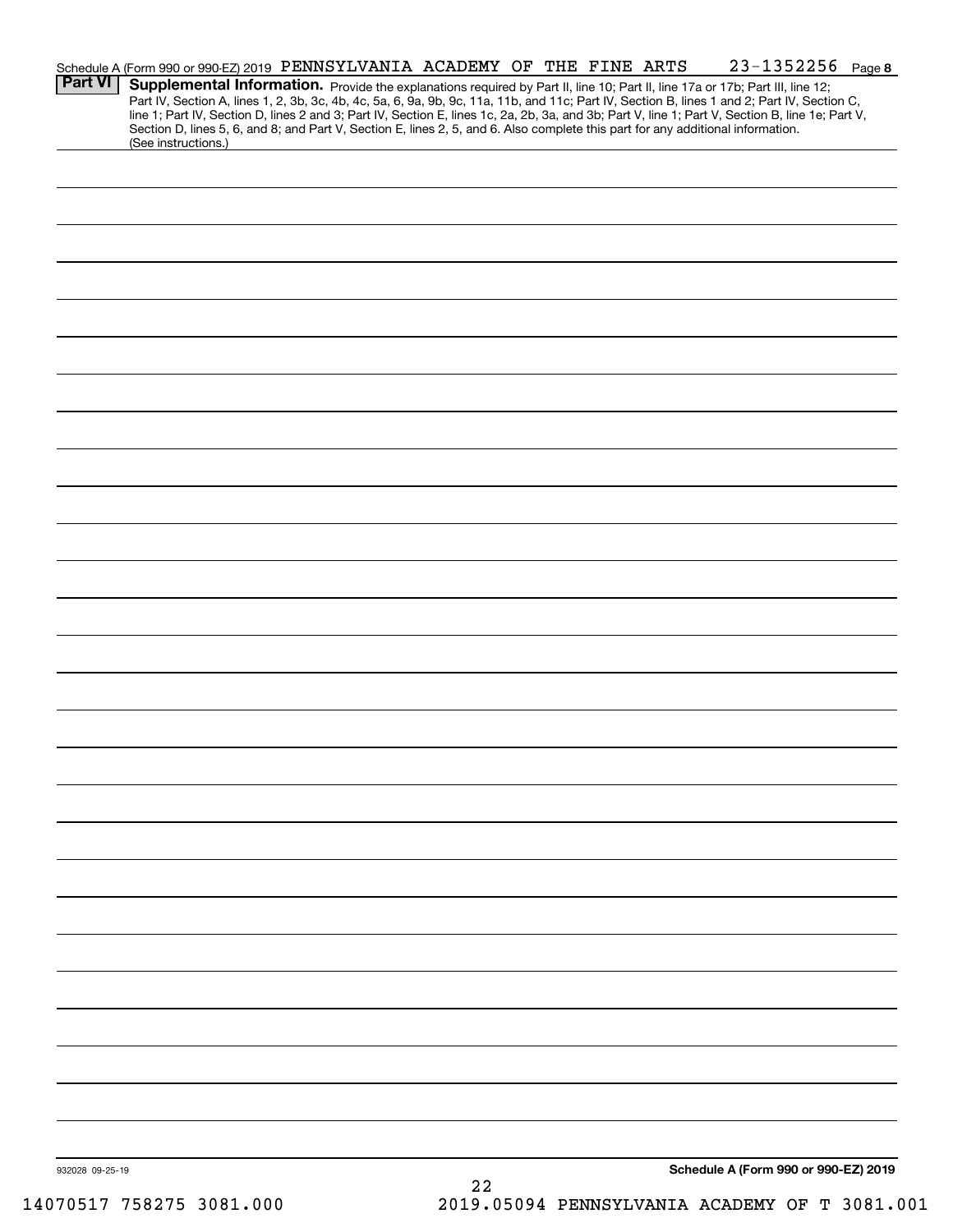Schedule A (Form 990 or 990-EZ) 2019 PENNSYLVANIA ACADEMY OF THE FINE ARTS 23-1352256 Page 8

**Part VI** **Supplemental Information.** Provide the explanations required by Part II, line 10; Part II, line 17a or 17b; Part III, line 12; Part IV, Section A, lines 1, 2, 3b, 3c, 4b, 4c, 5a, 6, 9a, 9b, 9c, 11a, 11b, and 11c; Part IV, Section B, lines 1 and 2; Part IV, Section C, line 1; Part IV, Section D, lines 2 and 3; Part IV, Section E, lines 1c, 2a, 2b, 3a, and 3b; Part V, line 1; Part V, Section B, line 1e; Part V, Section D, lines 5, 6, and 8; and Part V, Section E, lines 2, 5, and 6. Also complete this part for any additional information. (See instructions.)

932028 09-25-19

**Schedule A (Form 990 or 990-EZ) 2019**

14070517 758275 3081.000 2019.05094 PENNSYLVANIA ACADEMY OF T 3081.001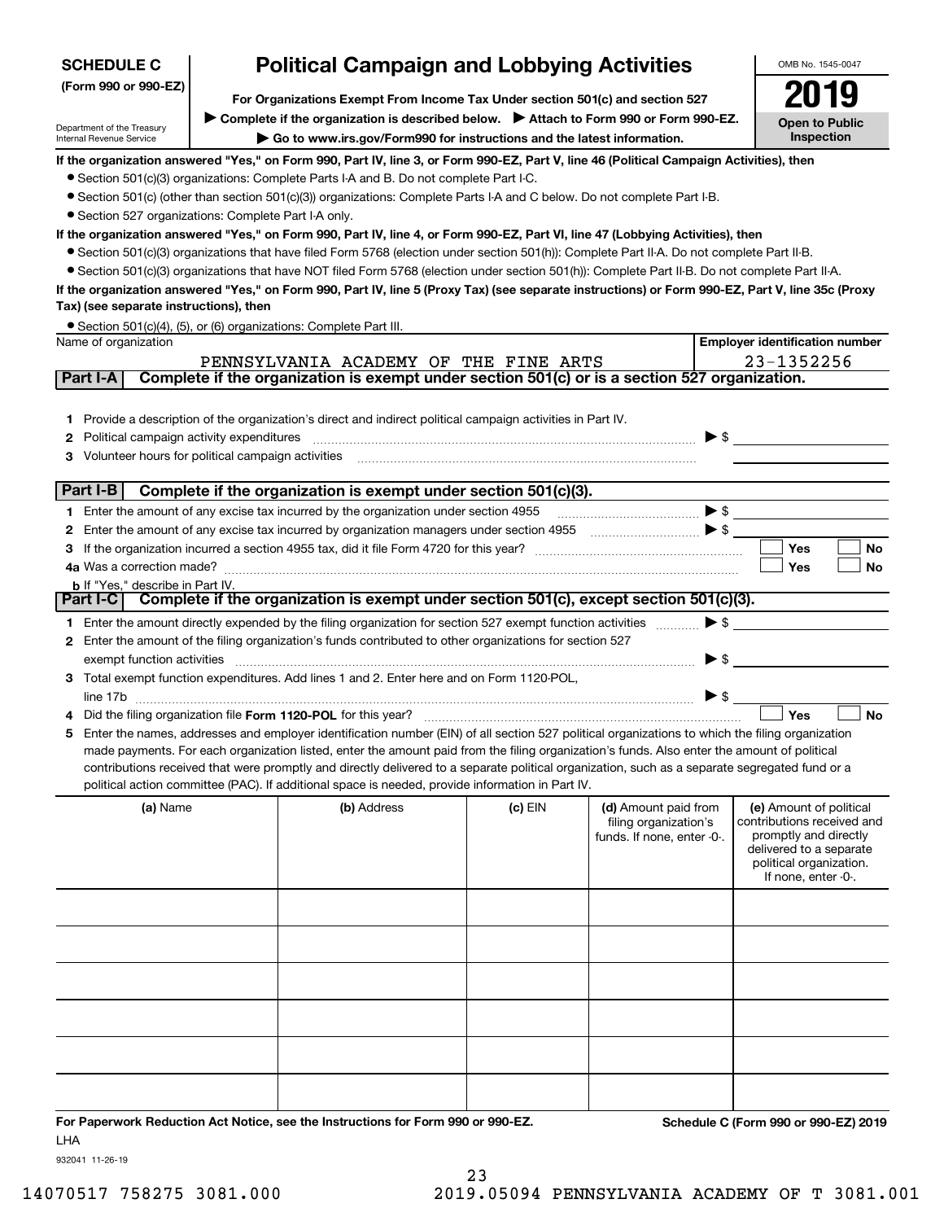**SCHEDULE C**
**(Form 990 or 990-EZ)**

Department of the Treasury
Internal Revenue Service

# Political Campaign and Lobbying Activities

**For Organizations Exempt From Income Tax Under section 501(c) and section 527**

▶ **Complete if the organization is described below.** ▶ **Attach to Form 990 or Form 990-EZ.**

▶ **Go to www.irs.gov/Form990 for instructions and the latest information.**

OMB No. 1545-0047

**2019**

**Open to Public Inspection**

**If the organization answered "Yes," on Form 990, Part IV, line 3, or Form 990-EZ, Part V, line 46 (Political Campaign Activities), then**

- Section 501(c)(3) organizations: Complete Parts I-A and B. Do not complete Part I-C.
- Section 501(c) (other than section 501(c)(3)) organizations: Complete Parts I-A and C below. Do not complete Part I-B.
- Section 527 organizations: Complete Part I-A only.

**If the organization answered "Yes," on Form 990, Part IV, line 4, or Form 990-EZ, Part VI, line 47 (Lobbying Activities), then**

- Section 501(c)(3) organizations that have filed Form 5768 (election under section 501(h)): Complete Part II-A. Do not complete Part II-B.
- Section 501(c)(3) organizations that have NOT filed Form 5768 (election under section 501(h)): Complete Part II-B. Do not complete Part II-A.

**If the organization answered "Yes," on Form 990, Part IV, line 5 (Proxy Tax) (see separate instructions) or Form 990-EZ, Part V, line 35c (Proxy Tax) (see separate instructions), then**

- Section 501(c)(4), (5), or (6) organizations: Complete Part III.

| Name of organization | Employer identification number |
|---|---|
| PENNSYLVANIA ACADEMY OF THE FINE ARTS | 23-1352256 |

## Part I-A Complete if the organization is exempt under section 501(c) or is a section 527 organization.

1 Provide a description of the organization's direct and indirect political campaign activities in Part IV.

2 Political campaign activity expenditures ▶ $

3 Volunteer hours for political campaign activities

## Part I-B Complete if the organization is exempt under section 501(c)(3).

1 Enter the amount of any excise tax incurred by the organization under section 4955 ▶ $

2 Enter the amount of any excise tax incurred by organization managers under section 4955 ▶ $

3 If the organization incurred a section 4955 tax, did it file Form 4720 for this year? ☐ Yes ☐ No

4a Was a correction made? ☐ Yes ☐ No

b If "Yes," describe in Part IV.

## Part I-C Complete if the organization is exempt under section 501(c), except section 501(c)(3).

1 Enter the amount directly expended by the filing organization for section 527 exempt function activities ▶ $

2 Enter the amount of the filing organization's funds contributed to other organizations for section 527 exempt function activities ▶ $

3 Total exempt function expenditures. Add lines 1 and 2. Enter here and on Form 1120-POL, line 17b ▶ $

4 Did the filing organization file **Form 1120-POL** for this year? ☐ Yes ☐ No

5 Enter the names, addresses and employer identification number (EIN) of all section 527 political organizations to which the filing organization made payments. For each organization listed, enter the amount paid from the filing organization's funds. Also enter the amount of political contributions received that were promptly and directly delivered to a separate political organization, such as a separate segregated fund or a political action committee (PAC). If additional space is needed, provide information in Part IV.

| (a) Name | (b) Address | (c) EIN | (d) Amount paid from filing organization's funds. If none, enter -0-. | (e) Amount of political contributions received and promptly and directly delivered to a separate political organization. If none, enter -0-. |
|---|---|---|---|---|
| | | | | |
| | | | | |
| | | | | |
| | | | | |
| | | | | |
| | | | | |

**For Paperwork Reduction Act Notice, see the Instructions for Form 990 or 990-EZ.**

LHA

**Schedule C (Form 990 or 990-EZ) 2019**

932041 11-26-19

14070517 758275 3081.000 2019.05094 PENNSYLVANIA ACADEMY OF T 3081.001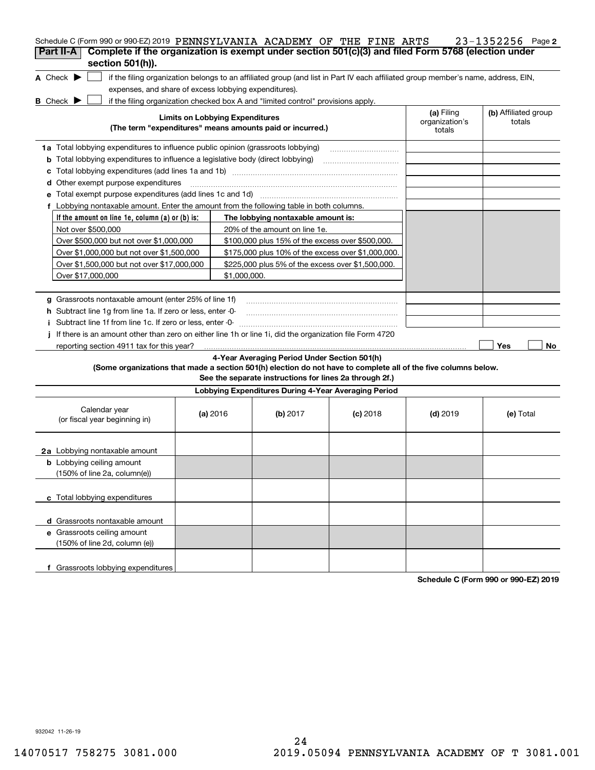Schedule C (Form 990 or 990-EZ) 2019 PENNSYLVANIA ACADEMY OF THE FINE ARTS 23-1352256 Page **2**

## Part II-A Complete if the organization is exempt under section 501(c)(3) and filed Form 5768 (election under section 501(h)).

**A** Check ▶ ☐ if the filing organization belongs to an affiliated group (and list in Part IV each affiliated group member's name, address, EIN, expenses, and share of excess lobbying expenditures).

**B** Check ▶ ☐ if the filing organization checked box A and "limited control" provisions apply.

| **Limits on Lobbying Expenditures** (The term "expenditures" means amounts paid or incurred.) | **(a)** Filing organization's totals | **(b)** Affiliated group totals |
|---|---|---|
| **1a** Total lobbying expenditures to influence public opinion (grassroots lobbying) | | |
| **b** Total lobbying expenditures to influence a legislative body (direct lobbying) | | |
| **c** Total lobbying expenditures (add lines 1a and 1b) | | |
| **d** Other exempt purpose expenditures | | |
| **e** Total exempt purpose expenditures (add lines 1c and 1d) | | |
| **f** Lobbying nontaxable amount. Enter the amount from the following table in both columns. | | |

| If the amount on line 1e, column (a) or (b) is: | The lobbying nontaxable amount is: |
|---|---|
| Not over $500,000 | 20% of the amount on line 1e. |
| Over $500,000 but not over $1,000,000 | $100,000 plus 15% of the excess over $500,000. |
| Over $1,000,000 but not over $1,500,000 | $175,000 plus 10% of the excess over $1,000,000. |
| Over $1,500,000 but not over $17,000,000 | $225,000 plus 5% of the excess over $1,500,000. |
| Over $17,000,000 | $1,000,000. |

| | (a) | (b) |
|---|---|---|
| **g** Grassroots nontaxable amount (enter 25% of line 1f) | | |
| **h** Subtract line 1g from line 1a. If zero or less, enter -0- | | |
| **i** Subtract line 1f from line 1c. If zero or less, enter -0- | | |
| **j** If there is an amount other than zero on either line 1h or line 1i, did the organization file Form 4720 reporting section 4911 tax for this year? | ☐ Yes | ☐ No |

**4-Year Averaging Period Under Section 501(h)**

**(Some organizations that made a section 501(h) election do not have to complete all of the five columns below. See the separate instructions for lines 2a through 2f.)**

**Lobbying Expenditures During 4-Year Averaging Period**

| Calendar year (or fiscal year beginning in) | **(a)** 2016 | **(b)** 2017 | **(c)** 2018 | **(d)** 2019 | **(e)** Total |
|---|---|---|---|---|---|
| **2a** Lobbying nontaxable amount | | | | | |
| **b** Lobbying ceiling amount (150% of line 2a, column(e)) | | | | | |
| **c** Total lobbying expenditures | | | | | |
| **d** Grassroots nontaxable amount | | | | | |
| **e** Grassroots ceiling amount (150% of line 2d, column (e)) | | | | | |
| **f** Grassroots lobbying expenditures | | | | | |

**Schedule C (Form 990 or 990-EZ) 2019**

932042 11-26-19

14070517 758275 3081.000 2019.05094 PENNSYLVANIA ACADEMY OF T 3081.001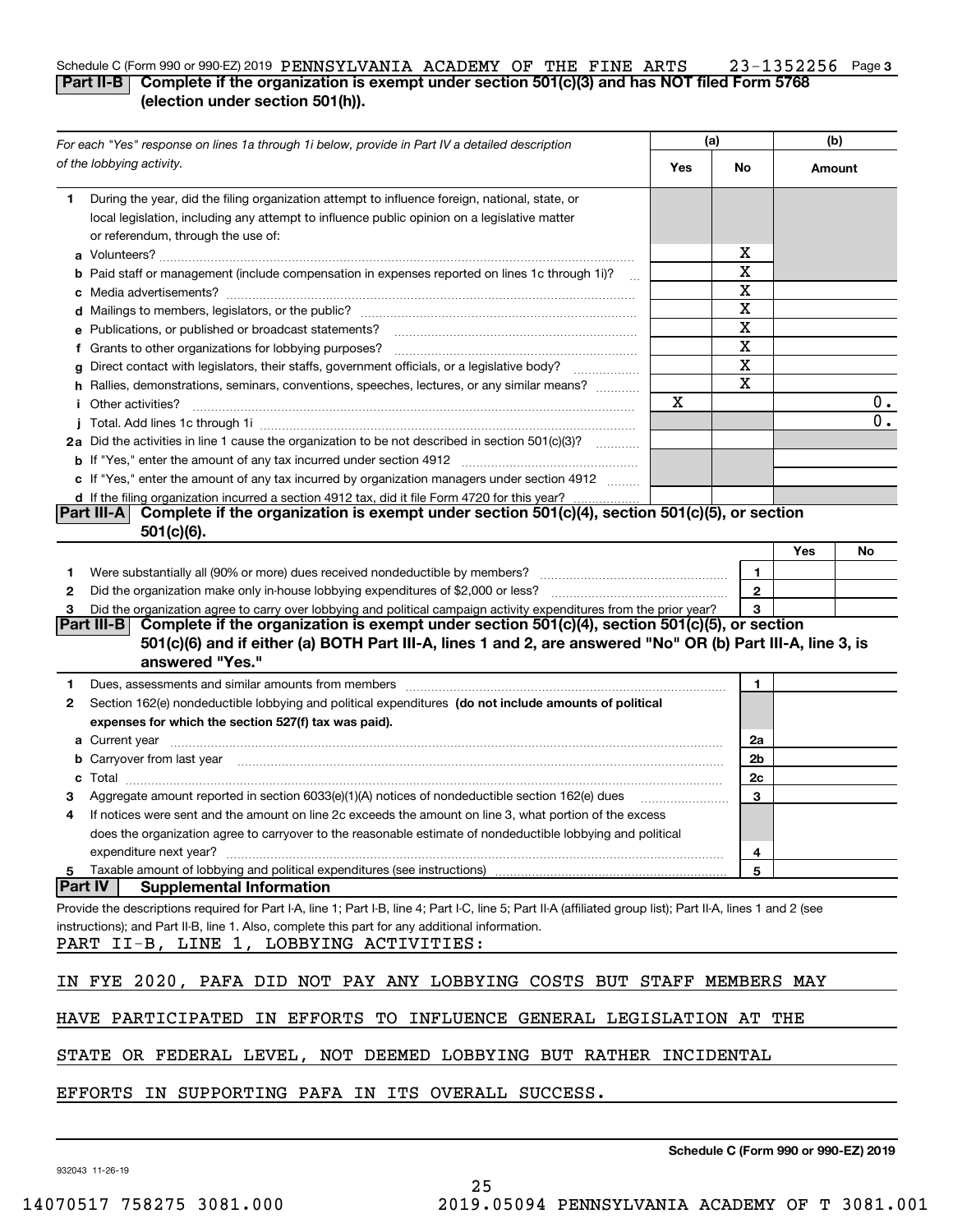Schedule C (Form 990 or 990-EZ) 2019 PENNSYLVANIA ACADEMY OF THE FINE ARTS 23-1352256 Page 3

**Part II-B** **Complete if the organization is exempt under section 501(c)(3) and has NOT filed Form 5768 (election under section 501(h)).**

| *For each "Yes" response on lines 1a through 1i below, provide in Part IV a detailed description of the lobbying activity.* | (a) Yes | (a) No | (b) Amount |
|---|---|---|---|
| **1** During the year, did the filing organization attempt to influence foreign, national, state, or local legislation, including any attempt to influence public opinion on a legislative matter or referendum, through the use of: | | | |
| **a** Volunteers? | | X | |
| **b** Paid staff or management (include compensation in expenses reported on lines 1c through 1i)? | | X | |
| **c** Media advertisements? | | X | |
| **d** Mailings to members, legislators, or the public? | | X | |
| **e** Publications, or published or broadcast statements? | | X | |
| **f** Grants to other organizations for lobbying purposes? | | X | |
| **g** Direct contact with legislators, their staffs, government officials, or a legislative body? | | X | |
| **h** Rallies, demonstrations, seminars, conventions, speeches, lectures, or any similar means? | | X | |
| **i** Other activities? | X | | 0. |
| **j** Total. Add lines 1c through 1i | | | 0. |
| **2a** Did the activities in line 1 cause the organization to be not described in section 501(c)(3)? | | | |
| **b** If "Yes," enter the amount of any tax incurred under section 4912 | | | |
| **c** If "Yes," enter the amount of any tax incurred by organization managers under section 4912 | | | |
| **d** If the filing organization incurred a section 4912 tax, did it file Form 4720 for this year? | | | |

**Part III-A** **Complete if the organization is exempt under section 501(c)(4), section 501(c)(5), or section 501(c)(6).**

| | | Yes | No |
|---|---|---|---|
| **1** Were substantially all (90% or more) dues received nondeductible by members? | 1 | | |
| **2** Did the organization make only in-house lobbying expenditures of $2,000 or less? | 2 | | |
| **3** Did the organization agree to carry over lobbying and political campaign activity expenditures from the prior year? | 3 | | |

**Part III-B** **Complete if the organization is exempt under section 501(c)(4), section 501(c)(5), or section 501(c)(6) and if either (a) BOTH Part III-A, lines 1 and 2, are answered "No" OR (b) Part III-A, line 3, is answered "Yes."**

| | | |
|---|---|---|
| **1** Dues, assessments and similar amounts from members | 1 | |
| **2** Section 162(e) nondeductible lobbying and political expenditures **(do not include amounts of political expenses for which the section 527(f) tax was paid).** | | |
| **a** Current year | 2a | |
| **b** Carryover from last year | 2b | |
| **c** Total | 2c | |
| **3** Aggregate amount reported in section 6033(e)(1)(A) notices of nondeductible section 162(e) dues | 3 | |
| **4** If notices were sent and the amount on line 2c exceeds the amount on line 3, what portion of the excess does the organization agree to carryover to the reasonable estimate of nondeductible lobbying and political expenditure next year? | 4 | |
| **5** Taxable amount of lobbying and political expenditures (see instructions) | 5 | |

**Part IV** **Supplemental Information**

Provide the descriptions required for Part I-A, line 1; Part I-B, line 4; Part I-C, line 5; Part II-A (affiliated group list); Part II-A, lines 1 and 2 (see instructions); and Part II-B, line 1. Also, complete this part for any additional information.

PART II-B, LINE 1, LOBBYING ACTIVITIES:

IN FYE 2020, PAFA DID NOT PAY ANY LOBBYING COSTS BUT STAFF MEMBERS MAY HAVE PARTICIPATED IN EFFORTS TO INFLUENCE GENERAL LEGISLATION AT THE STATE OR FEDERAL LEVEL, NOT DEEMED LOBBYING BUT RATHER INCIDENTAL EFFORTS IN SUPPORTING PAFA IN ITS OVERALL SUCCESS.

932043 11-26-19

**Schedule C (Form 990 or 990-EZ) 2019**

14070517 758275 3081.000 2019.05094 PENNSYLVANIA ACADEMY OF T 3081.001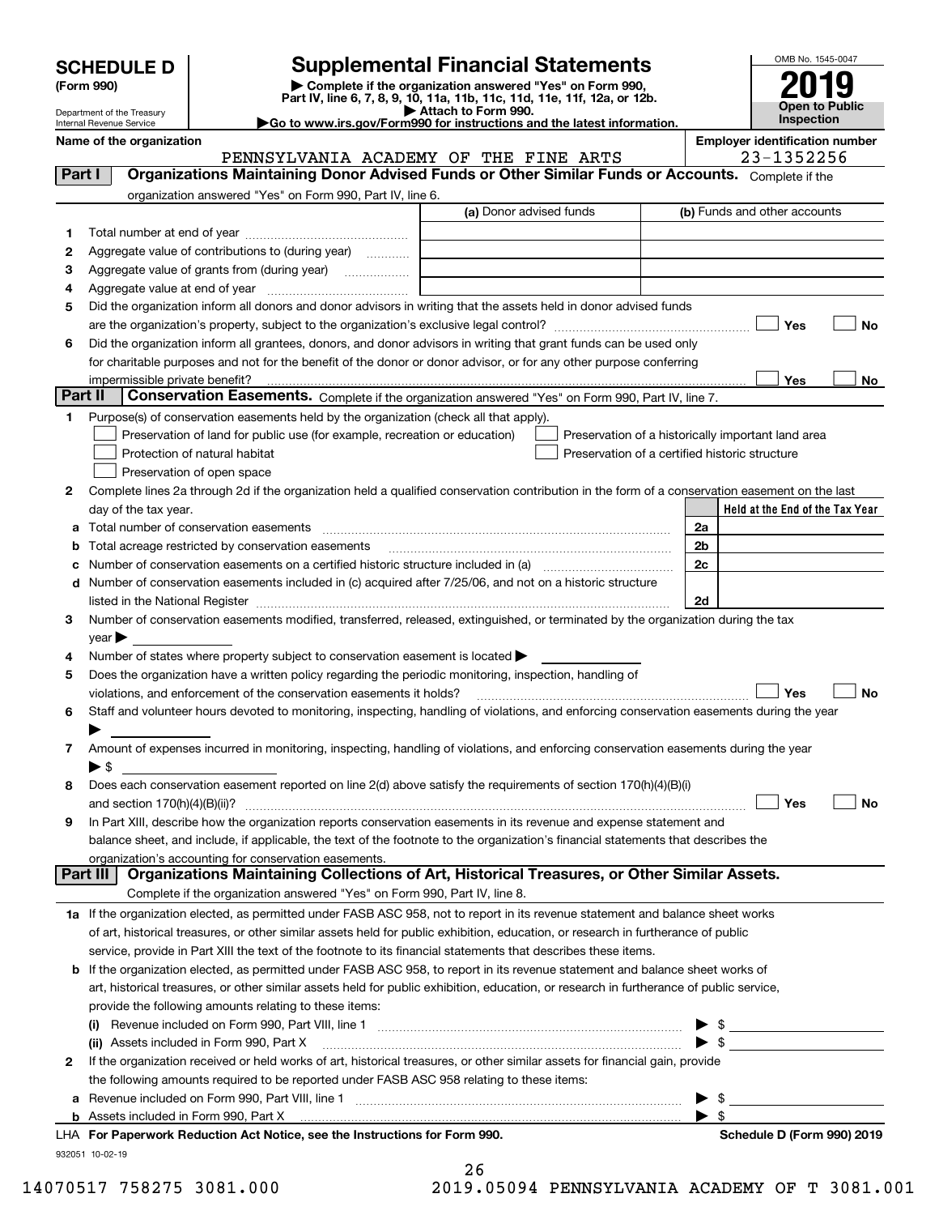# SCHEDULE D (Form 990)

Department of the Treasury
Internal Revenue Service

## Supplemental Financial Statements

▶ Complete if the organization answered "Yes" on Form 990, Part IV, line 6, 7, 8, 9, 10, 11a, 11b, 11c, 11d, 11e, 11f, 12a, or 12b.
▶ Attach to Form 990.
▶Go to www.irs.gov/Form990 for instructions and the latest information.

OMB No. 1545-0047
**2019**
**Open to Public Inspection**

**Name of the organization**: PENNSYLVANIA ACADEMY OF THE FINE ARTS
**Employer identification number**: 23-1352256

### Part I — Organizations Maintaining Donor Advised Funds or Other Similar Funds or Accounts.
Complete if the organization answered "Yes" on Form 990, Part IV, line 6.

| | | (a) Donor advised funds | (b) Funds and other accounts |
|---|---|---|---|
| 1 | Total number at end of year | | |
| 2 | Aggregate value of contributions to (during year) | | |
| 3 | Aggregate value of grants from (during year) | | |
| 4 | Aggregate value at end of year | | |

5 Did the organization inform all donors and donor advisors in writing that the assets held in donor advised funds are the organization's property, subject to the organization's exclusive legal control? ☐ Yes ☐ No

6 Did the organization inform all grantees, donors, and donor advisors in writing that grant funds can be used only for charitable purposes and not for the benefit of the donor or donor advisor, or for any other purpose conferring impermissible private benefit? ☐ Yes ☐ No

### Part II — Conservation Easements.
Complete if the organization answered "Yes" on Form 990, Part IV, line 7.

1 Purpose(s) of conservation easements held by the organization (check all that apply).
- ☐ Preservation of land for public use (for example, recreation or education)
- ☐ Protection of natural habitat
- ☐ Preservation of open space
- ☐ Preservation of a historically important land area
- ☐ Preservation of a certified historic structure

2 Complete lines 2a through 2d if the organization held a qualified conservation contribution in the form of a conservation easement on the last day of the tax year.

| | | | Held at the End of the Tax Year |
|---|---|---|---|
| a | Total number of conservation easements | 2a | |
| b | Total acreage restricted by conservation easements | 2b | |
| c | Number of conservation easements on a certified historic structure included in (a) | 2c | |
| d | Number of conservation easements included in (c) acquired after 7/25/06, and not on a historic structure listed in the National Register | 2d | |

3 Number of conservation easements modified, transferred, released, extinguished, or terminated by the organization during the tax year ▶

4 Number of states where property subject to conservation easement is located ▶

5 Does the organization have a written policy regarding the periodic monitoring, inspection, handling of violations, and enforcement of the conservation easements it holds? ☐ Yes ☐ No

6 Staff and volunteer hours devoted to monitoring, inspecting, handling of violations, and enforcing conservation easements during the year ▶

7 Amount of expenses incurred in monitoring, inspecting, handling of violations, and enforcing conservation easements during the year ▶ $

8 Does each conservation easement reported on line 2(d) above satisfy the requirements of section 170(h)(4)(B)(i) and section 170(h)(4)(B)(ii)? ☐ Yes ☐ No

9 In Part XIII, describe how the organization reports conservation easements in its revenue and expense statement and balance sheet, and include, if applicable, the text of the footnote to the organization's financial statements that describes the organization's accounting for conservation easements.

### Part III — Organizations Maintaining Collections of Art, Historical Treasures, or Other Similar Assets.
Complete if the organization answered "Yes" on Form 990, Part IV, line 8.

1a If the organization elected, as permitted under FASB ASC 958, not to report in its revenue statement and balance sheet works of art, historical treasures, or other similar assets held for public exhibition, education, or research in furtherance of public service, provide in Part XIII the text of the footnote to its financial statements that describes these items.

b If the organization elected, as permitted under FASB ASC 958, to report in its revenue statement and balance sheet works of art, historical treasures, or other similar assets held for public exhibition, education, or research in furtherance of public service, provide the following amounts relating to these items:

(i) Revenue included on Form 990, Part VIII, line 1 ▶ $

(ii) Assets included in Form 990, Part X ▶ $

2 If the organization received or held works of art, historical treasures, or other similar assets for financial gain, provide the following amounts required to be reported under FASB ASC 958 relating to these items:

a Revenue included on Form 990, Part VIII, line 1 ▶ $

b Assets included in Form 990, Part X ▶ $

LHA For Paperwork Reduction Act Notice, see the Instructions for Form 990. Schedule D (Form 990) 2019

932051 10-02-19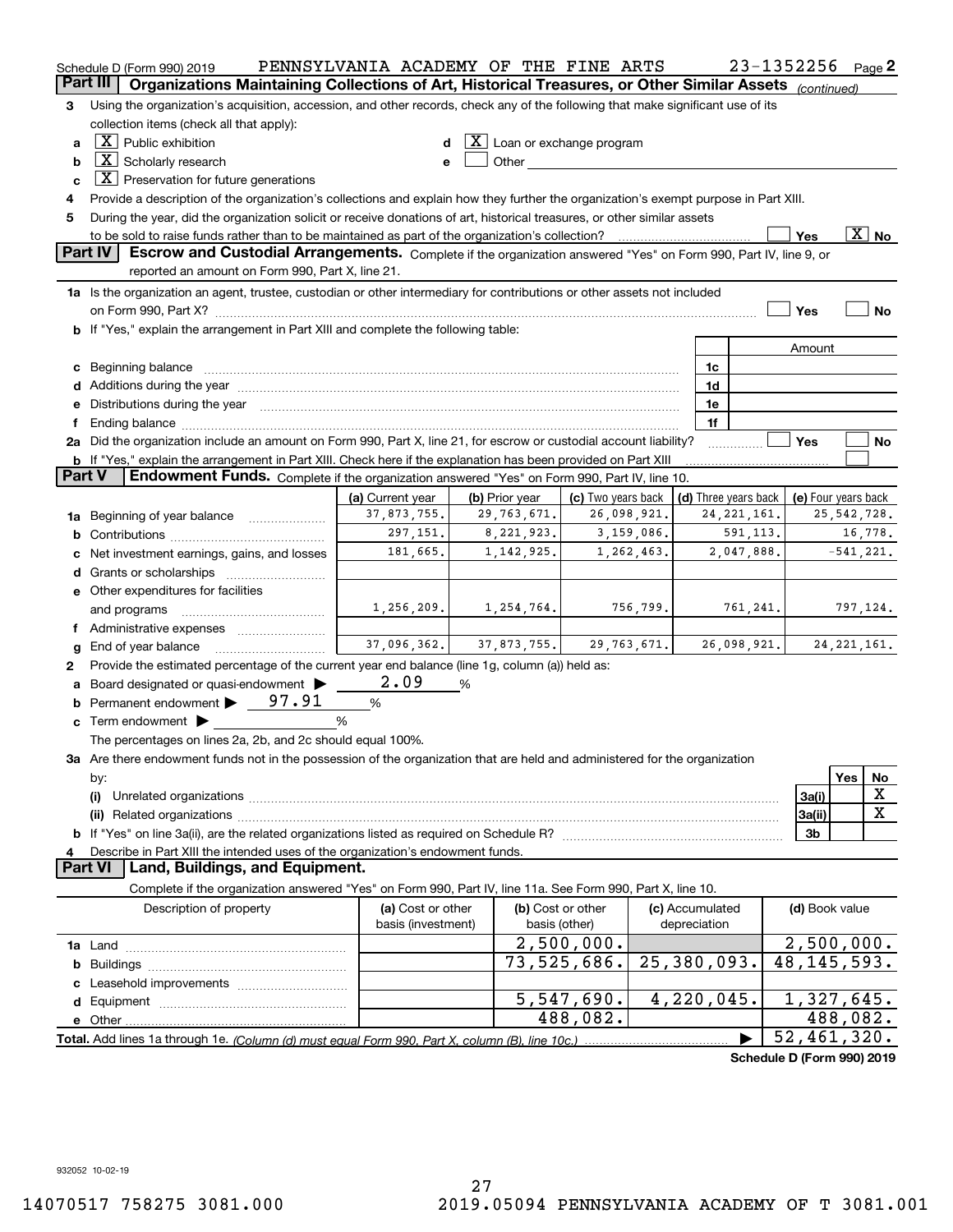Schedule D (Form 990) 2019 PENNSYLVANIA ACADEMY OF THE FINE ARTS 23-1352256 Page 2

## Part III Organizations Maintaining Collections of Art, Historical Treasures, or Other Similar Assets *(continued)*

3 Using the organization's acquisition, accession, and other records, check any of the following that make significant use of its collection items (check all that apply):

- a [X] Public exhibition
- b [X] Scholarly research
- c [X] Preservation for future generations
- d [X] Loan or exchange program
- e [ ] Other

4 Provide a description of the organization's collections and explain how they further the organization's exempt purpose in Part XIII.

5 During the year, did the organization solicit or receive donations of art, historical treasures, or other similar assets to be sold to raise funds rather than to be maintained as part of the organization's collection? [ ] Yes [X] No

## Part IV Escrow and Custodial Arrangements.

Complete if the organization answered "Yes" on Form 990, Part IV, line 9, or reported an amount on Form 990, Part X, line 21.

1a Is the organization an agent, trustee, custodian or other intermediary for contributions or other assets not included on Form 990, Part X? [ ] Yes [ ] No

b If "Yes," explain the arrangement in Part XIII and complete the following table:

| | | Amount |
|---|---|---|
| c Beginning balance | 1c | |
| d Additions during the year | 1d | |
| e Distributions during the year | 1e | |
| f Ending balance | 1f | |

2a Did the organization include an amount on Form 990, Part X, line 21, for escrow or custodial account liability? [ ] Yes [ ] No

b If "Yes," explain the arrangement in Part XIII. Check here if the explanation has been provided on Part XIII [ ]

## Part V Endowment Funds.

Complete if the organization answered "Yes" on Form 990, Part IV, line 10.

| | (a) Current year | (b) Prior year | (c) Two years back | (d) Three years back | (e) Four years back |
|---|---|---|---|---|---|
| 1a Beginning of year balance | 37,873,755. | 29,763,671. | 26,098,921. | 24,221,161. | 25,542,728. |
| b Contributions | 297,151. | 8,221,923. | 3,159,086. | 591,113. | 16,778. |
| c Net investment earnings, gains, and losses | 181,665. | 1,142,925. | 1,262,463. | 2,047,888. | -541,221. |
| d Grants or scholarships | | | | | |
| e Other expenditures for facilities and programs | 1,256,209. | 1,254,764. | 756,799. | 761,241. | 797,124. |
| f Administrative expenses | | | | | |
| g End of year balance | 37,096,362. | 37,873,755. | 29,763,671. | 26,098,921. | 24,221,161. |

2 Provide the estimated percentage of the current year end balance (line 1g, column (a)) held as:

- a Board designated or quasi-endowment ▶ 2.09 %
- b Permanent endowment ▶ 97.91 %
- c Term endowment ▶ %

The percentages on lines 2a, 2b, and 2c should equal 100%.

3a Are there endowment funds not in the possession of the organization that are held and administered for the organization by:

| | | Yes | No |
|---|---|---|---|
| (i) Unrelated organizations | 3a(i) | | X |
| (ii) Related organizations | 3a(ii) | | X |
| b If "Yes" on line 3a(ii), are the related organizations listed as required on Schedule R? | 3b | | |

4 Describe in Part XIII the intended uses of the organization's endowment funds.

## Part VI Land, Buildings, and Equipment.

Complete if the organization answered "Yes" on Form 990, Part IV, line 11a. See Form 990, Part X, line 10.

| Description of property | (a) Cost or other basis (investment) | (b) Cost or other basis (other) | (c) Accumulated depreciation | (d) Book value |
|---|---|---|---|---|
| 1a Land | | 2,500,000. | | 2,500,000. |
| b Buildings | | 73,525,686. | 25,380,093. | 48,145,593. |
| c Leasehold improvements | | | | |
| d Equipment | | 5,547,690. | 4,220,045. | 1,327,645. |
| e Other | | 488,082. | | 488,082. |
| **Total.** Add lines 1a through 1e. *(Column (d) must equal Form 990, Part X, column (B), line 10c.)* | | | ▶ | 52,461,320. |

**Schedule D (Form 990) 2019**

932052 10-02-19

14070517 758275 3081.000 2019.05094 PENNSYLVANIA ACADEMY OF T 3081.001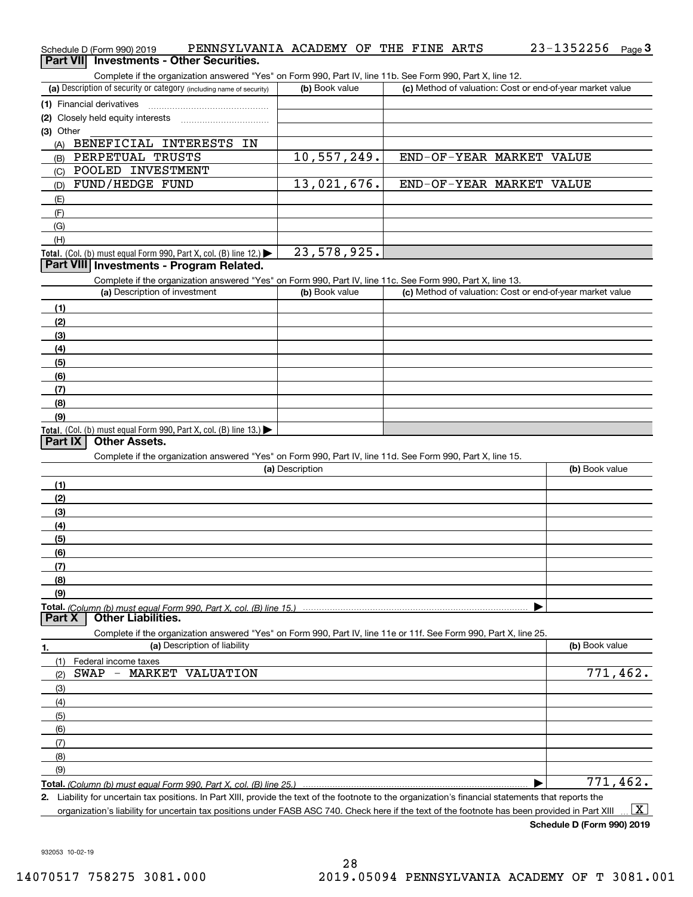Schedule D (Form 990) 2019 PENNSYLVANIA ACADEMY OF THE FINE ARTS 23-1352256 Page 3

## Part VII Investments - Other Securities.

Complete if the organization answered "Yes" on Form 990, Part IV, line 11b. See Form 990, Part X, line 12.

| (a) Description of security or category (including name of security) | (b) Book value | (c) Method of valuation: Cost or end-of-year market value |
|---|---|---|
| (1) Financial derivatives | | |
| (2) Closely held equity interests | | |
| (3) Other | | |
| (A) BENEFICIAL INTERESTS IN | | |
| (B) PERPETUAL TRUSTS | 10,557,249. | END-OF-YEAR MARKET VALUE |
| (C) POOLED INVESTMENT | | |
| (D) FUND/HEDGE FUND | 13,021,676. | END-OF-YEAR MARKET VALUE |
| (E) | | |
| (F) | | |
| (G) | | |
| (H) | | |
| **Total.** (Col. (b) must equal Form 990, Part X, col. (B) line 12.) ▶ | 23,578,925. | |

## Part VIII Investments - Program Related.

Complete if the organization answered "Yes" on Form 990, Part IV, line 11c. See Form 990, Part X, line 13.

| (a) Description of investment | (b) Book value | (c) Method of valuation: Cost or end-of-year market value |
|---|---|---|
| (1) | | |
| (2) | | |
| (3) | | |
| (4) | | |
| (5) | | |
| (6) | | |
| (7) | | |
| (8) | | |
| (9) | | |
| **Total.** (Col. (b) must equal Form 990, Part X, col. (B) line 13.) ▶ | | |

## Part IX Other Assets.

Complete if the organization answered "Yes" on Form 990, Part IV, line 11d. See Form 990, Part X, line 15.

| (a) Description | (b) Book value |
|---|---|
| (1) | |
| (2) | |
| (3) | |
| (4) | |
| (5) | |
| (6) | |
| (7) | |
| (8) | |
| (9) | |
| **Total.** *(Column (b) must equal Form 990, Part X, col. (B) line 15.)* ▶ | |

## Part X Other Liabilities.

Complete if the organization answered "Yes" on Form 990, Part IV, line 11e or 11f. See Form 990, Part X, line 25.

| 1. (a) Description of liability | (b) Book value |
|---|---|
| (1) Federal income taxes | |
| (2) SWAP - MARKET VALUATION | 771,462. |
| (3) | |
| (4) | |
| (5) | |
| (6) | |
| (7) | |
| (8) | |
| (9) | |
| **Total.** *(Column (b) must equal Form 990, Part X, col. (B) line 25.)* ▶ | 771,462. |

2. Liability for uncertain tax positions. In Part XIII, provide the text of the footnote to the organization's financial statements that reports the organization's liability for uncertain tax positions under FASB ASC 740. Check here if the text of the footnote has been provided in Part XIII ... [X]

**Schedule D (Form 990) 2019**

932053 10-02-19

14070517 758275 3081.000 2019.05094 PENNSYLVANIA ACADEMY OF T 3081.001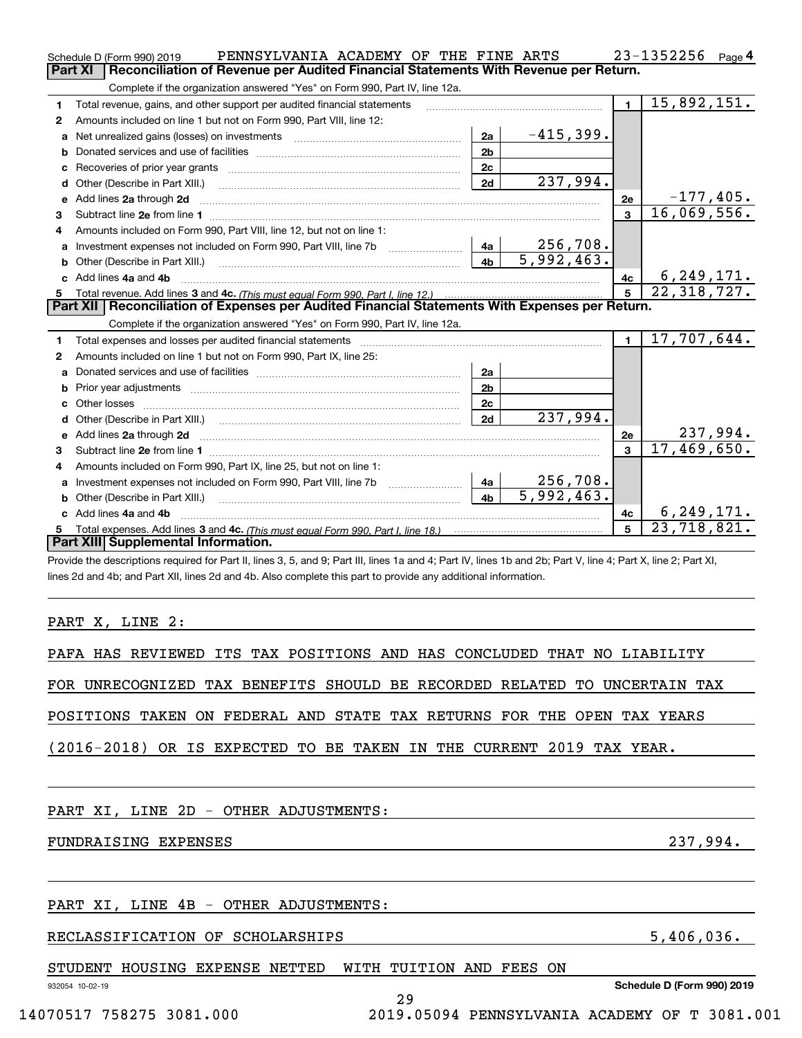Schedule D (Form 990) 2019 PENNSYLVANIA ACADEMY OF THE FINE ARTS 23-1352256 Page 4

## Part XI Reconciliation of Revenue per Audited Financial Statements With Revenue per Return.

Complete if the organization answered "Yes" on Form 990, Part IV, line 12a.

| | | | | | |
|---|---|---|---|---|---|
| 1 | Total revenue, gains, and other support per audited financial statements | | | 1 | 15,892,151. |
| 2 | Amounts included on line 1 but not on Form 990, Part VIII, line 12: | | | | |
| a | Net unrealized gains (losses) on investments | 2a | -415,399. | | |
| b | Donated services and use of facilities | 2b | | | |
| c | Recoveries of prior year grants | 2c | | | |
| d | Other (Describe in Part XIII.) | 2d | 237,994. | | |
| e | Add lines 2a through 2d | | | 2e | -177,405. |
| 3 | Subtract line 2e from line 1 | | | 3 | 16,069,556. |
| 4 | Amounts included on Form 990, Part VIII, line 12, but not on line 1: | | | | |
| a | Investment expenses not included on Form 990, Part VIII, line 7b | 4a | 256,708. | | |
| b | Other (Describe in Part XIII.) | 4b | 5,992,463. | | |
| c | Add lines 4a and 4b | | | 4c | 6,249,171. |
| 5 | Total revenue. Add lines 3 and 4c. *(This must equal Form 990, Part I, line 12.)* | | | 5 | 22,318,727. |

## Part XII Reconciliation of Expenses per Audited Financial Statements With Expenses per Return.

Complete if the organization answered "Yes" on Form 990, Part IV, line 12a.

| | | | | | |
|---|---|---|---|---|---|
| 1 | Total expenses and losses per audited financial statements | | | 1 | 17,707,644. |
| 2 | Amounts included on line 1 but not on Form 990, Part IX, line 25: | | | | |
| a | Donated services and use of facilities | 2a | | | |
| b | Prior year adjustments | 2b | | | |
| c | Other losses | 2c | | | |
| d | Other (Describe in Part XIII.) | 2d | 237,994. | | |
| e | Add lines 2a through 2d | | | 2e | 237,994. |
| 3 | Subtract line 2e from line 1 | | | 3 | 17,469,650. |
| 4 | Amounts included on Form 990, Part IX, line 25, but not on line 1: | | | | |
| a | Investment expenses not included on Form 990, Part VIII, line 7b | 4a | 256,708. | | |
| b | Other (Describe in Part XIII.) | 4b | 5,992,463. | | |
| c | Add lines 4a and 4b | | | 4c | 6,249,171. |
| 5 | Total expenses. Add lines 3 and 4c. *(This must equal Form 990, Part I, line 18.)* | | | 5 | 23,718,821. |

## Part XIII Supplemental Information.

Provide the descriptions required for Part II, lines 3, 5, and 9; Part III, lines 1a and 4; Part IV, lines 1b and 2b; Part V, line 4; Part X, line 2; Part XI, lines 2d and 4b; and Part XII, lines 2d and 4b. Also complete this part to provide any additional information.

PART X, LINE 2:

PAFA HAS REVIEWED ITS TAX POSITIONS AND HAS CONCLUDED THAT NO LIABILITY FOR UNRECOGNIZED TAX BENEFITS SHOULD BE RECORDED RELATED TO UNCERTAIN TAX POSITIONS TAKEN ON FEDERAL AND STATE TAX RETURNS FOR THE OPEN TAX YEARS (2016-2018) OR IS EXPECTED TO BE TAKEN IN THE CURRENT 2019 TAX YEAR.

PART XI, LINE 2D - OTHER ADJUSTMENTS:

FUNDRAISING EXPENSES 237,994.

PART XI, LINE 4B - OTHER ADJUSTMENTS:

RECLASSIFICATION OF SCHOLARSHIPS 5,406,036.

STUDENT HOUSING EXPENSE NETTED WITH TUITION AND FEES ON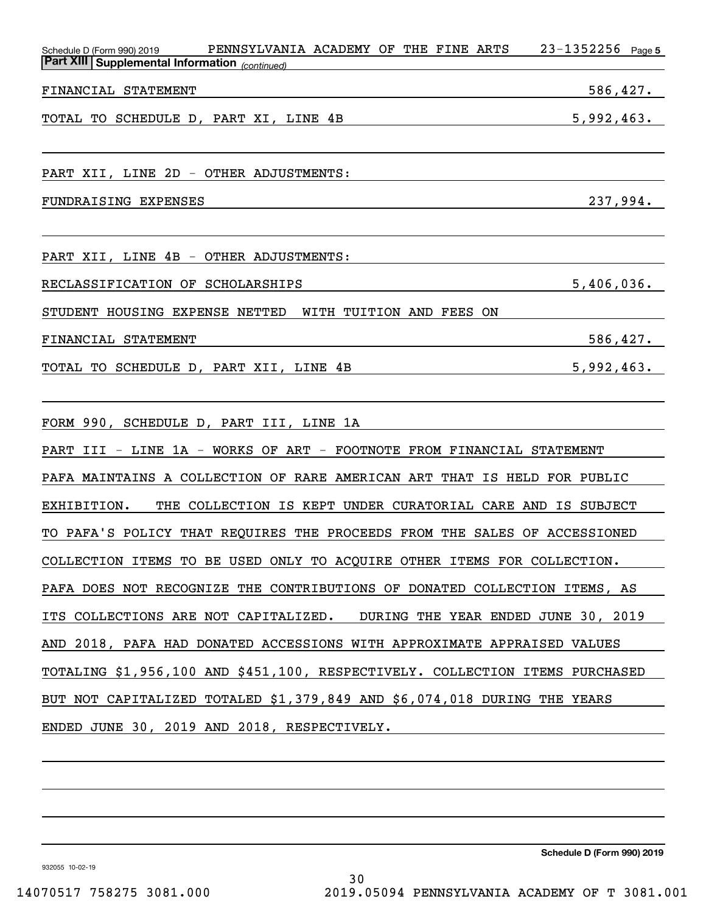Schedule D (Form 990) 2019 PENNSYLVANIA ACADEMY OF THE FINE ARTS 23-1352256 Page 5

**Part XIII Supplemental Information** *(continued)*

| | |
|---|---|
| FINANCIAL STATEMENT | 586,427. |
| TOTAL TO SCHEDULE D, PART XI, LINE 4B | 5,992,463. |

PART XII, LINE 2D - OTHER ADJUSTMENTS:

| | |
|---|---|
| FUNDRAISING EXPENSES | 237,994. |

PART XII, LINE 4B - OTHER ADJUSTMENTS:

| | |
|---|---|
| RECLASSIFICATION OF SCHOLARSHIPS | 5,406,036. |
| STUDENT HOUSING EXPENSE NETTED WITH TUITION AND FEES ON FINANCIAL STATEMENT | 586,427. |
| TOTAL TO SCHEDULE D, PART XII, LINE 4B | 5,992,463. |

FORM 990, SCHEDULE D, PART III, LINE 1A

PART III - LINE 1A - WORKS OF ART - FOOTNOTE FROM FINANCIAL STATEMENT

PAFA MAINTAINS A COLLECTION OF RARE AMERICAN ART THAT IS HELD FOR PUBLIC EXHIBITION. THE COLLECTION IS KEPT UNDER CURATORIAL CARE AND IS SUBJECT TO PAFA'S POLICY THAT REQUIRES THE PROCEEDS FROM THE SALES OF ACCESSIONED COLLECTION ITEMS TO BE USED ONLY TO ACQUIRE OTHER ITEMS FOR COLLECTION. PAFA DOES NOT RECOGNIZE THE CONTRIBUTIONS OF DONATED COLLECTION ITEMS, AS ITS COLLECTIONS ARE NOT CAPITALIZED. DURING THE YEAR ENDED JUNE 30, 2019 AND 2018, PAFA HAD DONATED ACCESSIONS WITH APPROXIMATE APPRAISED VALUES TOTALING $1,956,100 AND $451,100, RESPECTIVELY. COLLECTION ITEMS PURCHASED BUT NOT CAPITALIZED TOTALED $1,379,849 AND $6,074,018 DURING THE YEARS ENDED JUNE 30, 2019 AND 2018, RESPECTIVELY.

**Schedule D (Form 990) 2019**

932055 10-02-19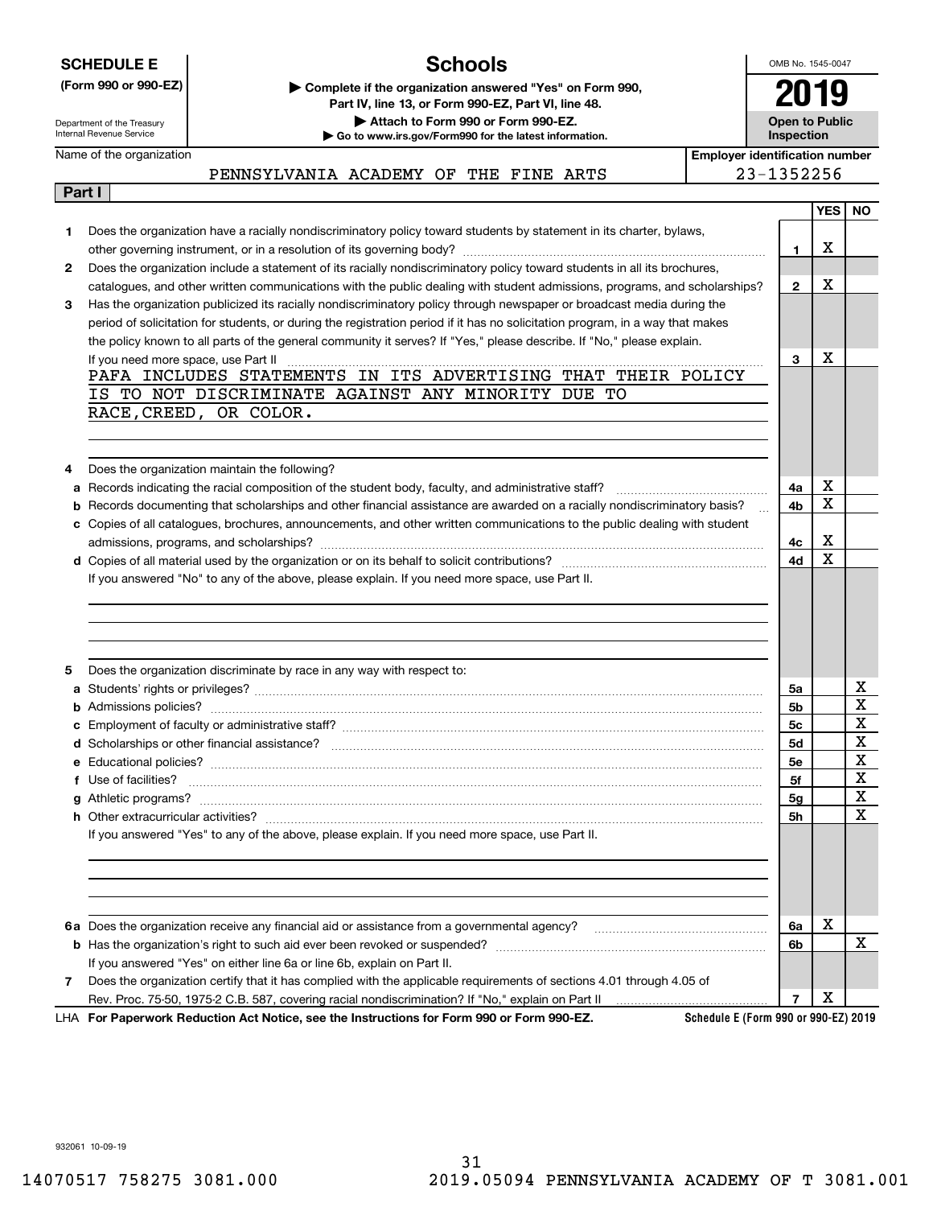**SCHEDULE E**
**(Form 990 or 990-EZ)**

Department of the Treasury
Internal Revenue Service

# Schools

▶ **Complete if the organization answered "Yes" on Form 990, Part IV, line 13, or Form 990-EZ, Part VI, line 48.**
▶ **Attach to Form 990 or Form 990-EZ.**
▶ **Go to www.irs.gov/Form990 for the latest information.**

OMB No. 1545-0047

**2019**

**Open to Public Inspection**

| Name of the organization | Employer identification number |
|---|---|
| PENNSYLVANIA ACADEMY OF THE FINE ARTS | 23-1352256 |

**Part I**

| | | | YES | NO |
|---|---|---|---|---|
| **1** | Does the organization have a racially nondiscriminatory policy toward students by statement in its charter, bylaws, other governing instrument, or in a resolution of its governing body? | **1** | X | |
| **2** | Does the organization include a statement of its racially nondiscriminatory policy toward students in all its brochures, catalogues, and other written communications with the public dealing with student admissions, programs, and scholarships? | **2** | X | |
| **3** | Has the organization publicized its racially nondiscriminatory policy through newspaper or broadcast media during the period of solicitation for students, or during the registration period if it has no solicitation program, in a way that makes the policy known to all parts of the general community it serves? If "Yes," please describe. If "No," please explain. If you need more space, use Part II | **3** | X | |
| | PAFA INCLUDES STATEMENTS IN ITS ADVERTISING THAT THEIR POLICY IS TO NOT DISCRIMINATE AGAINST ANY MINORITY DUE TO RACE,CREED, OR COLOR. | | | |
| **4** | Does the organization maintain the following? | | | |
| **a** | Records indicating the racial composition of the student body, faculty, and administrative staff? | **4a** | X | |
| **b** | Records documenting that scholarships and other financial assistance are awarded on a racially nondiscriminatory basis? | **4b** | X | |
| **c** | Copies of all catalogues, brochures, announcements, and other written communications to the public dealing with student admissions, programs, and scholarships? | **4c** | X | |
| **d** | Copies of all material used by the organization or on its behalf to solicit contributions? | **4d** | X | |
| | If you answered "No" to any of the above, please explain. If you need more space, use Part II. | | | |
| **5** | Does the organization discriminate by race in any way with respect to: | | | |
| **a** | Students' rights or privileges? | **5a** | | X |
| **b** | Admissions policies? | **5b** | | X |
| **c** | Employment of faculty or administrative staff? | **5c** | | X |
| **d** | Scholarships or other financial assistance? | **5d** | | X |
| **e** | Educational policies? | **5e** | | X |
| **f** | Use of facilities? | **5f** | | X |
| **g** | Athletic programs? | **5g** | | X |
| **h** | Other extracurricular activities? | **5h** | | X |
| | If you answered "Yes" to any of the above, please explain. If you need more space, use Part II. | | | |
| **6a** | Does the organization receive any financial aid or assistance from a governmental agency? | **6a** | X | |
| **b** | Has the organization's right to such aid ever been revoked or suspended? | **6b** | | X |
| | If you answered "Yes" on either line 6a or line 6b, explain on Part II. | | | |
| **7** | Does the organization certify that it has complied with the applicable requirements of sections 4.01 through 4.05 of Rev. Proc. 75-50, 1975-2 C.B. 587, covering racial nondiscrimination? If "No," explain on Part II | **7** | X | |

LHA **For Paperwork Reduction Act Notice, see the Instructions for Form 990 or Form 990-EZ.** **Schedule E (Form 990 or 990-EZ) 2019**

932061 10-09-19

14070517 758275 3081.000 2019.05094 PENNSYLVANIA ACADEMY OF T 3081.001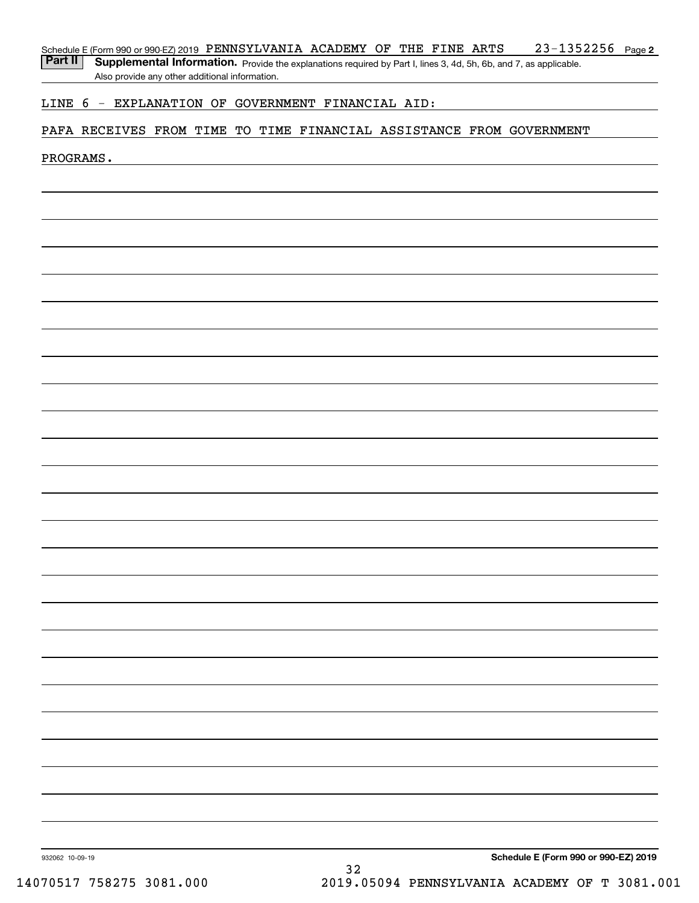Schedule E (Form 990 or 990-EZ) 2019 PENNSYLVANIA ACADEMY OF THE FINE ARTS 23-1352256 Page 2

**Part II** **Supplemental Information.** Provide the explanations required by Part I, lines 3, 4d, 5h, 6b, and 7, as applicable. Also provide any other additional information.

LINE 6 - EXPLANATION OF GOVERNMENT FINANCIAL AID:

PAFA RECEIVES FROM TIME TO TIME FINANCIAL ASSISTANCE FROM GOVERNMENT PROGRAMS.

932062 10-09-19

**Schedule E (Form 990 or 990-EZ) 2019**

14070517 758275 3081.000 2019.05094 PENNSYLVANIA ACADEMY OF T 3081.001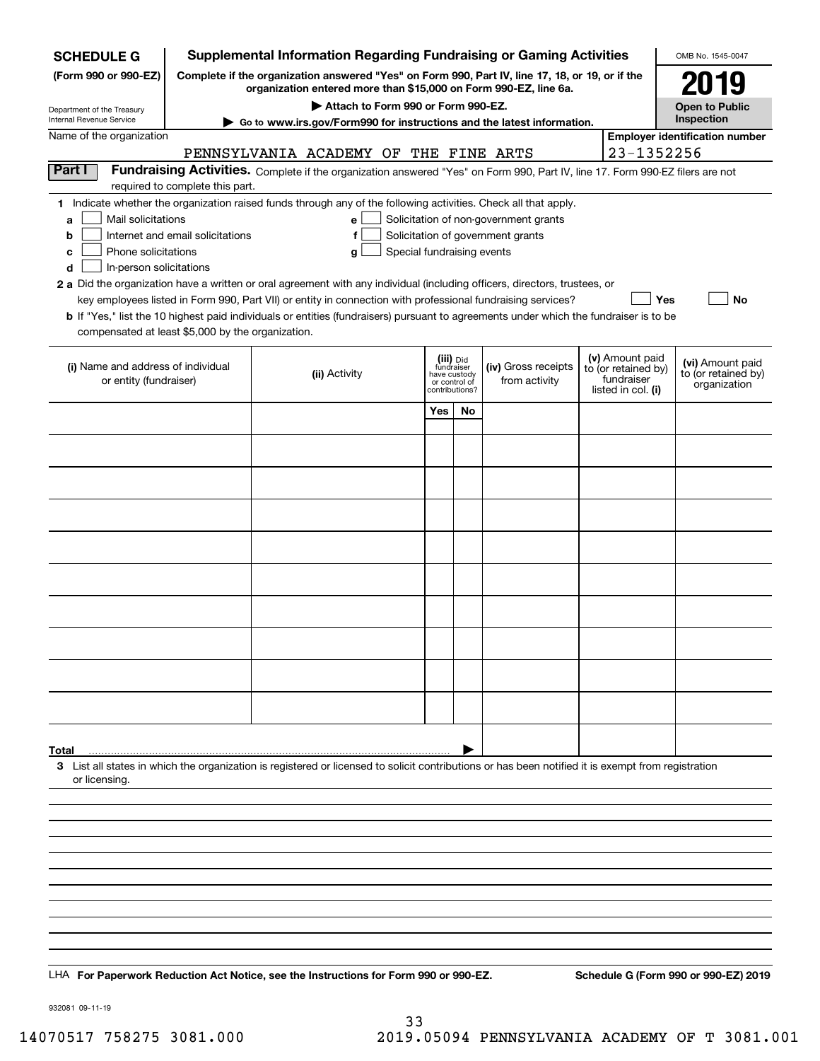**SCHEDULE G** (Form 990 or 990-EZ)

Department of the Treasury
Internal Revenue Service

**Supplemental Information Regarding Fundraising or Gaming Activities**

**Complete if the organization answered "Yes" on Form 990, Part IV, line 17, 18, or 19, or if the organization entered more than $15,000 on Form 990-EZ, line 6a.**

**▶ Attach to Form 990 or Form 990-EZ.**

**▶ Go to www.irs.gov/Form990 for instructions and the latest information.**

OMB No. 1545-0047

**2019**

**Open to Public Inspection**

Name of the organization: PENNSYLVANIA ACADEMY OF THE FINE ARTS

Employer identification number: 23-1352256

**Part I Fundraising Activities.** Complete if the organization answered "Yes" on Form 990, Part IV, line 17. Form 990-EZ filers are not required to complete this part.

**1** Indicate whether the organization raised funds through any of the following activities. Check all that apply.

- **a** ☐ Mail solicitations
- **b** ☐ Internet and email solicitations
- **c** ☐ Phone solicitations
- **d** ☐ In-person solicitations
- **e** ☐ Solicitation of non-government grants
- **f** ☐ Solicitation of government grants
- **g** ☐ Special fundraising events

**2 a** Did the organization have a written or oral agreement with any individual (including officers, directors, trustees, or key employees listed in Form 990, Part VII) or entity in connection with professional fundraising services? ☐ Yes ☐ No

**b** If "Yes," list the 10 highest paid individuals or entities (fundraisers) pursuant to agreements under which the fundraiser is to be compensated at least $5,000 by the organization.

| (i) Name and address of individual or entity (fundraiser) | (ii) Activity | (iii) Did fundraiser have custody or control of contributions? Yes | No | (iv) Gross receipts from activity | (v) Amount paid to (or retained by) fundraiser listed in col. (i) | (vi) Amount paid to (or retained by) organization |
|---|---|---|---|---|---|---|
| | | | | | | |
| | | | | | | |
| | | | | | | |
| | | | | | | |
| | | | | | | |
| | | | | | | |
| | | | | | | |
| | | | | | | |
| | | | | | | |
| | | | | | | |
| **Total** ▶ | | | | | | |

**3** List all states in which the organization is registered or licensed to solicit contributions or has been notified it is exempt from registration or licensing.

LHA **For Paperwork Reduction Act Notice, see the Instructions for Form 990 or 990-EZ.** **Schedule G (Form 990 or 990-EZ) 2019**

932081 09-11-19

14070517 758275 3081.000 2019.05094 PENNSYLVANIA ACADEMY OF T 3081.001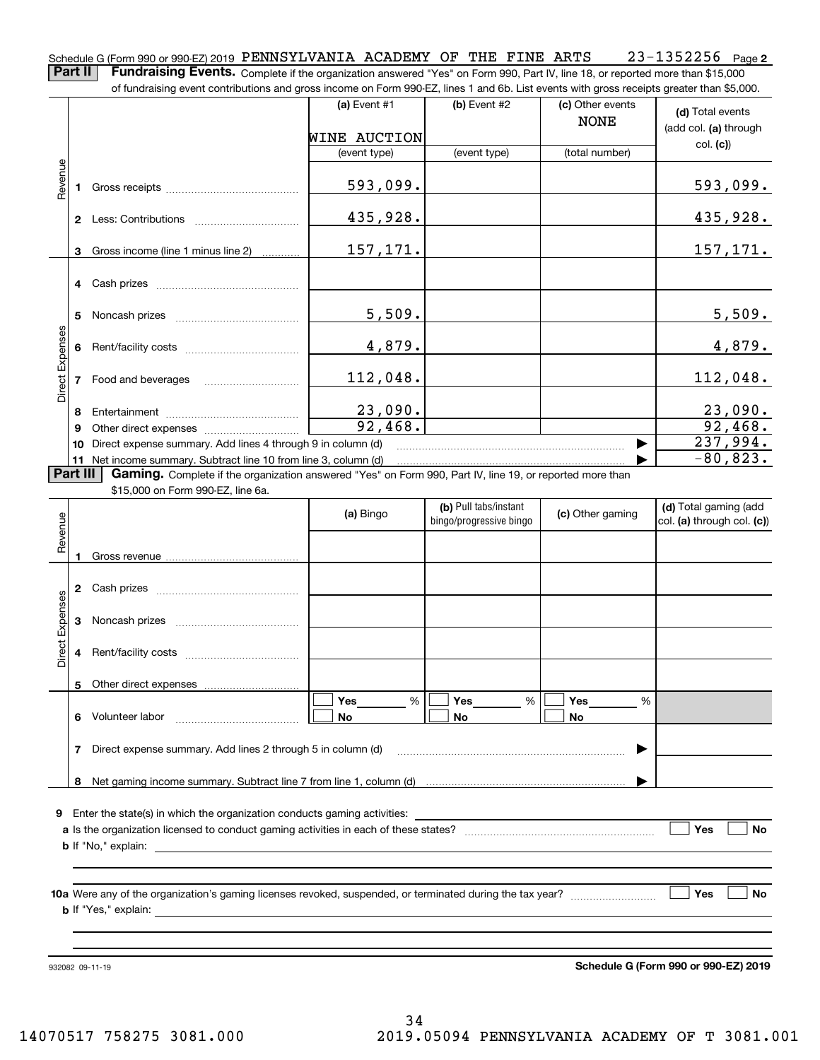Schedule G (Form 990 or 990-EZ) 2019 PENNSYLVANIA ACADEMY OF THE FINE ARTS 23-1352256 Page 2

**Part II** **Fundraising Events.** Complete if the organization answered "Yes" on Form 990, Part IV, line 18, or reported more than $15,000 of fundraising event contributions and gross income on Form 990-EZ, lines 1 and 6b. List events with gross receipts greater than $5,000.

| | | (a) Event #1 | (b) Event #2 | (c) Other events | (d) Total events (add col. (a) through col. (c)) |
|---|---|---|---|---|---|
| | | WINE AUCTION | | NONE | |
| | | (event type) | (event type) | (total number) | |
| Revenue | 1 Gross receipts | 593,099. | | | 593,099. |
| | 2 Less: Contributions | 435,928. | | | 435,928. |
| | 3 Gross income (line 1 minus line 2) | 157,171. | | | 157,171. |
| Direct Expenses | 4 Cash prizes | | | | |
| | 5 Noncash prizes | 5,509. | | | 5,509. |
| | 6 Rent/facility costs | 4,879. | | | 4,879. |
| | 7 Food and beverages | 112,048. | | | 112,048. |
| | 8 Entertainment | 23,090. | | | 23,090. |
| | 9 Other direct expenses | 92,468. | | | 92,468. |
| | 10 Direct expense summary. Add lines 4 through 9 in column (d) | | | | 237,994. |
| | 11 Net income summary. Subtract line 10 from line 3, column (d) | | | | -80,823. |

**Part III** **Gaming.** Complete if the organization answered "Yes" on Form 990, Part IV, line 19, or reported more than $15,000 on Form 990-EZ, line 6a.

| | | (a) Bingo | (b) Pull tabs/instant bingo/progressive bingo | (c) Other gaming | (d) Total gaming (add col. (a) through col. (c)) |
|---|---|---|---|---|---|
| Revenue | 1 Gross revenue | | | | |
| Direct Expenses | 2 Cash prizes | | | | |
| | 3 Noncash prizes | | | | |
| | 4 Rent/facility costs | | | | |
| | 5 Other direct expenses | | | | |
| | 6 Volunteer labor | Yes ____ % / No | Yes ____ % / No | Yes ____ % / No | |
| | 7 Direct expense summary. Add lines 2 through 5 in column (d) | | | | |
| | 8 Net gaming income summary. Subtract line 7 from line 1, column (d) | | | | |

9 Enter the state(s) in which the organization conducts gaming activities: ______

a Is the organization licensed to conduct gaming activities in each of these states? ☐ Yes ☐ No

b If "No," explain: ______

10a Were any of the organization's gaming licenses revoked, suspended, or terminated during the tax year? ☐ Yes ☐ No

b If "Yes," explain: ______

932082 09-11-19 **Schedule G (Form 990 or 990-EZ) 2019**

14070517 758275 3081.000 2019.05094 PENNSYLVANIA ACADEMY OF T 3081.001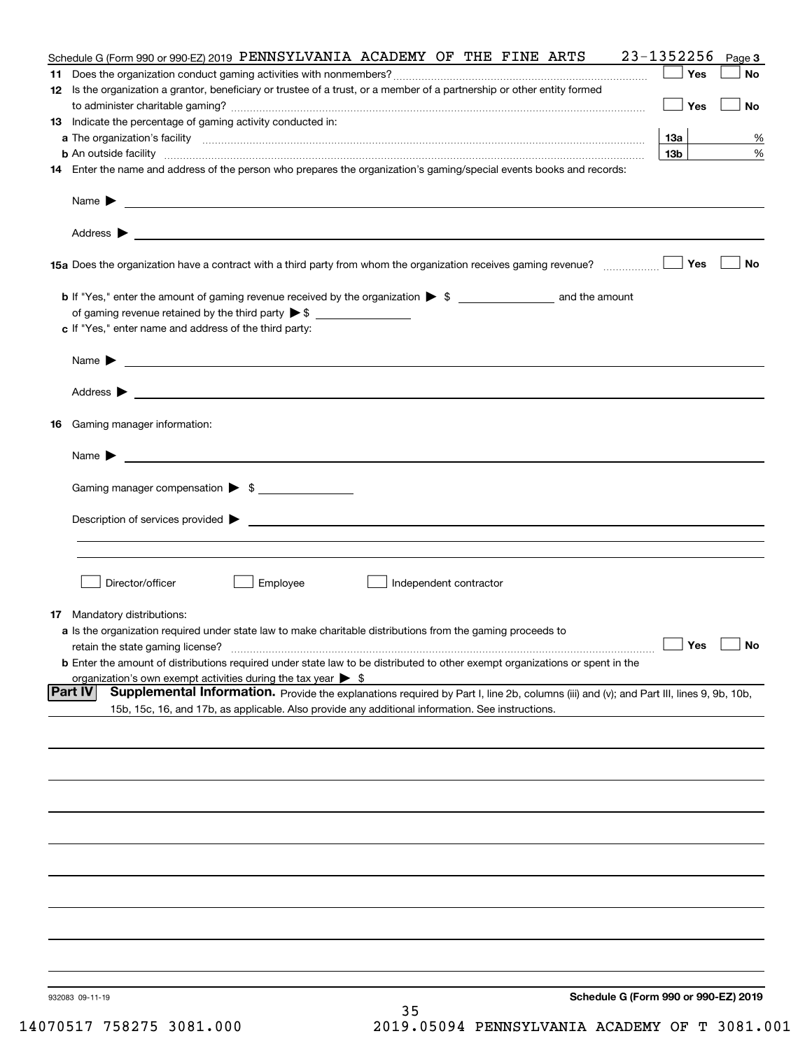Schedule G (Form 990 or 990-EZ) 2019 PENNSYLVANIA ACADEMY OF THE FINE ARTS 23-1352256 Page 3

**11** Does the organization conduct gaming activities with nonmembers? ☐ Yes ☐ No

**12** Is the organization a grantor, beneficiary or trustee of a trust, or a member of a partnership or other entity formed to administer charitable gaming? ☐ Yes ☐ No

**13** Indicate the percentage of gaming activity conducted in:

**a** The organization's facility | **13a** | %

**b** An outside facility | **13b** | %

**14** Enter the name and address of the person who prepares the organization's gaming/special events books and records:

Name ▶

Address ▶

**15a** Does the organization have a contract with a third party from whom the organization receives gaming revenue? ☐ Yes ☐ No

**b** If "Yes," enter the amount of gaming revenue received by the organization ▶ $ ______ and the amount of gaming revenue retained by the third party ▶ $ ______

**c** If "Yes," enter name and address of the third party:

Name ▶

Address ▶

**16** Gaming manager information:

Name ▶

Gaming manager compensation ▶ $

Description of services provided ▶

☐ Director/officer ☐ Employee ☐ Independent contractor

**17** Mandatory distributions:

**a** Is the organization required under state law to make charitable distributions from the gaming proceeds to retain the state gaming license? ☐ Yes ☐ No

**b** Enter the amount of distributions required under state law to be distributed to other exempt organizations or spent in the organization's own exempt activities during the tax year ▶ $

**Part IV** **Supplemental Information.** Provide the explanations required by Part I, line 2b, columns (iii) and (v); and Part III, lines 9, 9b, 10b, 15b, 15c, 16, and 17b, as applicable. Also provide any additional information. See instructions.

932083 09-11-19

**Schedule G (Form 990 or 990-EZ) 2019**

14070517 758275 3081.000 2019.05094 PENNSYLVANIA ACADEMY OF T 3081.001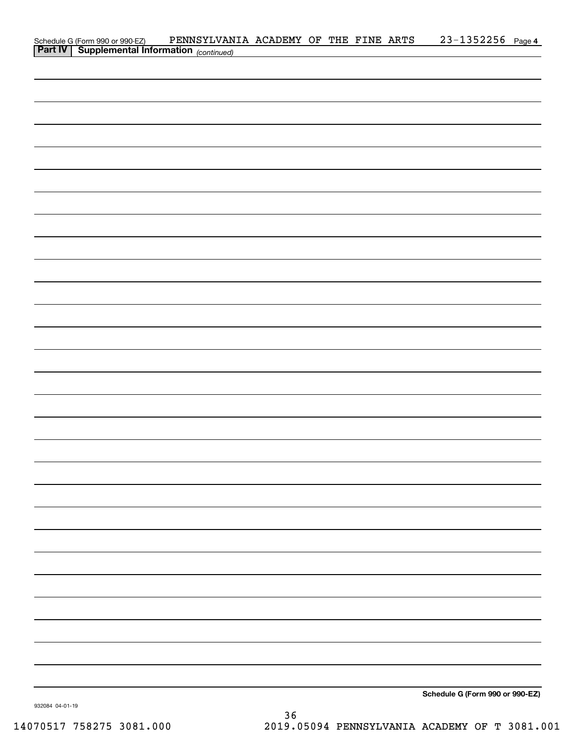Schedule G (Form 990 or 990-EZ) PENNSYLVANIA ACADEMY OF THE FINE ARTS 23-1352256 Page 4

**Part IV | Supplemental Information** *(continued)*

**Schedule G (Form 990 or 990-EZ)**

932084 04-01-19

14070517 758275 3081.000 2019.05094 PENNSYLVANIA ACADEMY OF T 3081.001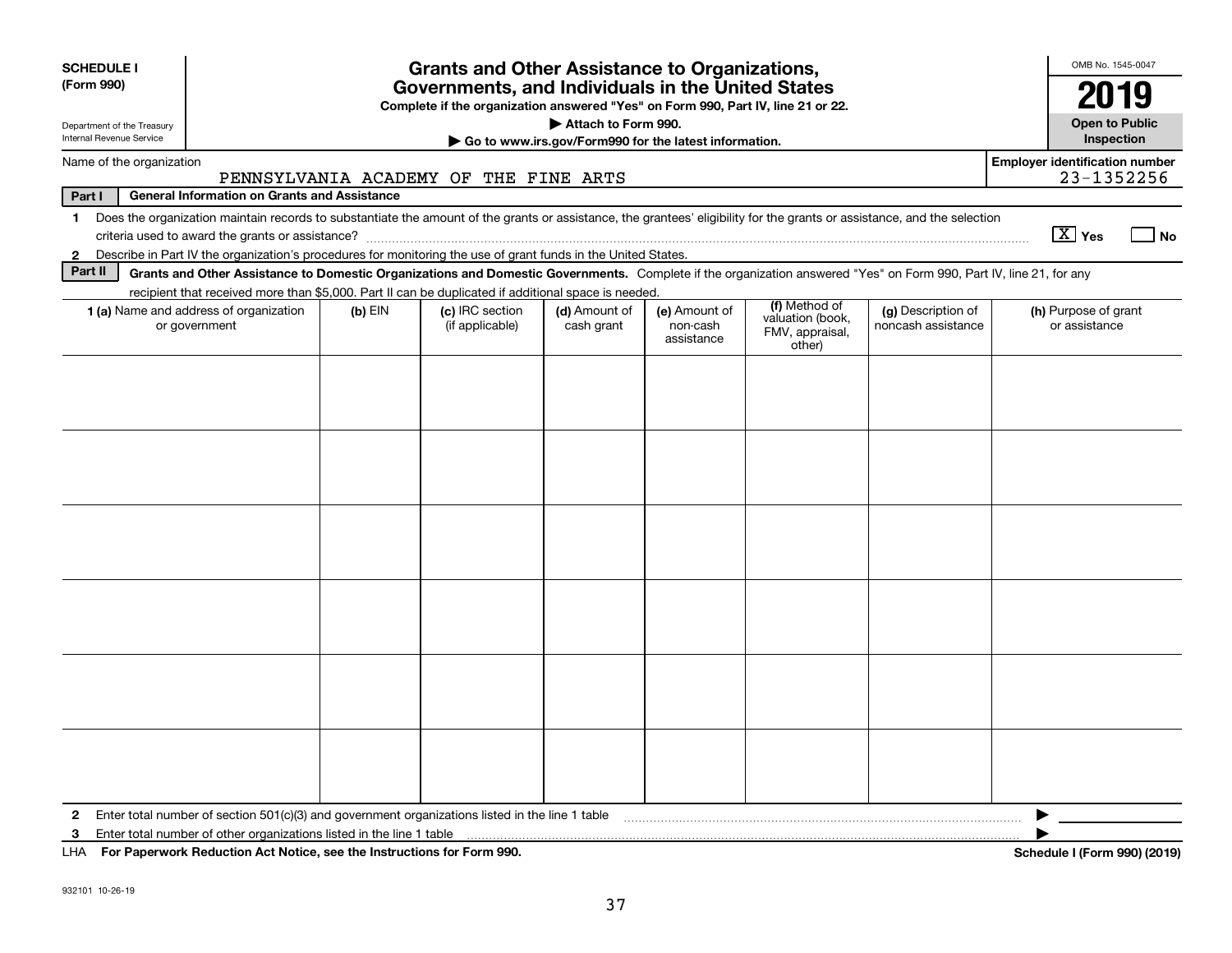**SCHEDULE I (Form 990)**

Department of the Treasury
Internal Revenue Service

# Grants and Other Assistance to Organizations, Governments, and Individuals in the United States

**Complete if the organization answered "Yes" on Form 990, Part IV, line 21 or 22.**

**▶ Attach to Form 990.**

**▶ Go to www.irs.gov/Form990 for the latest information.**

OMB No. 1545-0047

**2019**

**Open to Public Inspection**

Name of the organization: PENNSYLVANIA ACADEMY OF THE FINE ARTS

Employer identification number: 23-1352256

**Part I — General Information on Grants and Assistance**

1 Does the organization maintain records to substantiate the amount of the grants or assistance, the grantees' eligibility for the grants or assistance, and the selection criteria used to award the grants or assistance? [X] Yes [ ] No

2 Describe in Part IV the organization's procedures for monitoring the use of grant funds in the United States.

**Part II — Grants and Other Assistance to Domestic Organizations and Domestic Governments.** Complete if the organization answered "Yes" on Form 990, Part IV, line 21, for any recipient that received more than $5,000. Part II can be duplicated if additional space is needed.

| 1 (a) Name and address of organization or government | (b) EIN | (c) IRC section (if applicable) | (d) Amount of cash grant | (e) Amount of non-cash assistance | (f) Method of valuation (book, FMV, appraisal, other) | (g) Description of noncash assistance | (h) Purpose of grant or assistance |
|---|---|---|---|---|---|---|---|
| | | | | | | | |
| | | | | | | | |
| | | | | | | | |
| | | | | | | | |
| | | | | | | | |
| | | | | | | | |

2 Enter total number of section 501(c)(3) and government organizations listed in the line 1 table ▶

3 Enter total number of other organizations listed in the line 1 table ▶

LHA **For Paperwork Reduction Act Notice, see the Instructions for Form 990.** **Schedule I (Form 990) (2019)**

932101 10-26-19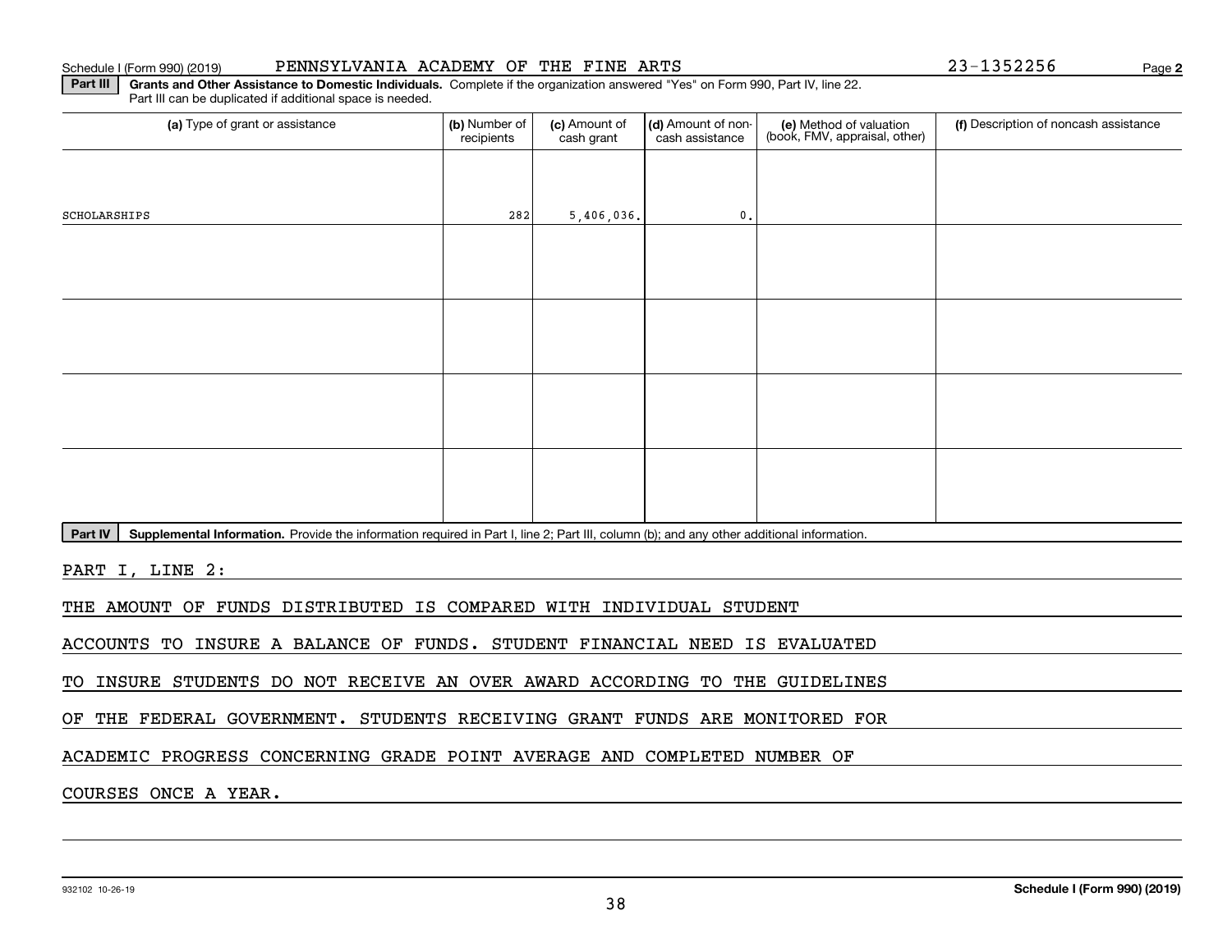Schedule I (Form 990) (2019) PENNSYLVANIA ACADEMY OF THE FINE ARTS 23-1352256 Page **2**

**Part III** **Grants and Other Assistance to Domestic Individuals.** Complete if the organization answered "Yes" on Form 990, Part IV, line 22. Part III can be duplicated if additional space is needed.

| (a) Type of grant or assistance | (b) Number of recipients | (c) Amount of cash grant | (d) Amount of non-cash assistance | (e) Method of valuation (book, FMV, appraisal, other) | (f) Description of noncash assistance |
|---|---|---|---|---|---|
| SCHOLARSHIPS | 282 | 5,406,036. | 0. | | |
| | | | | | |
| | | | | | |
| | | | | | |
| | | | | | |

**Part IV** **Supplemental Information.** Provide the information required in Part I, line 2; Part III, column (b); and any other additional information.

PART I, LINE 2:

THE AMOUNT OF FUNDS DISTRIBUTED IS COMPARED WITH INDIVIDUAL STUDENT ACCOUNTS TO INSURE A BALANCE OF FUNDS. STUDENT FINANCIAL NEED IS EVALUATED TO INSURE STUDENTS DO NOT RECEIVE AN OVER AWARD ACCORDING TO THE GUIDELINES OF THE FEDERAL GOVERNMENT. STUDENTS RECEIVING GRANT FUNDS ARE MONITORED FOR ACADEMIC PROGRESS CONCERNING GRADE POINT AVERAGE AND COMPLETED NUMBER OF COURSES ONCE A YEAR.

932102 10-26-19 **Schedule I (Form 990) (2019)**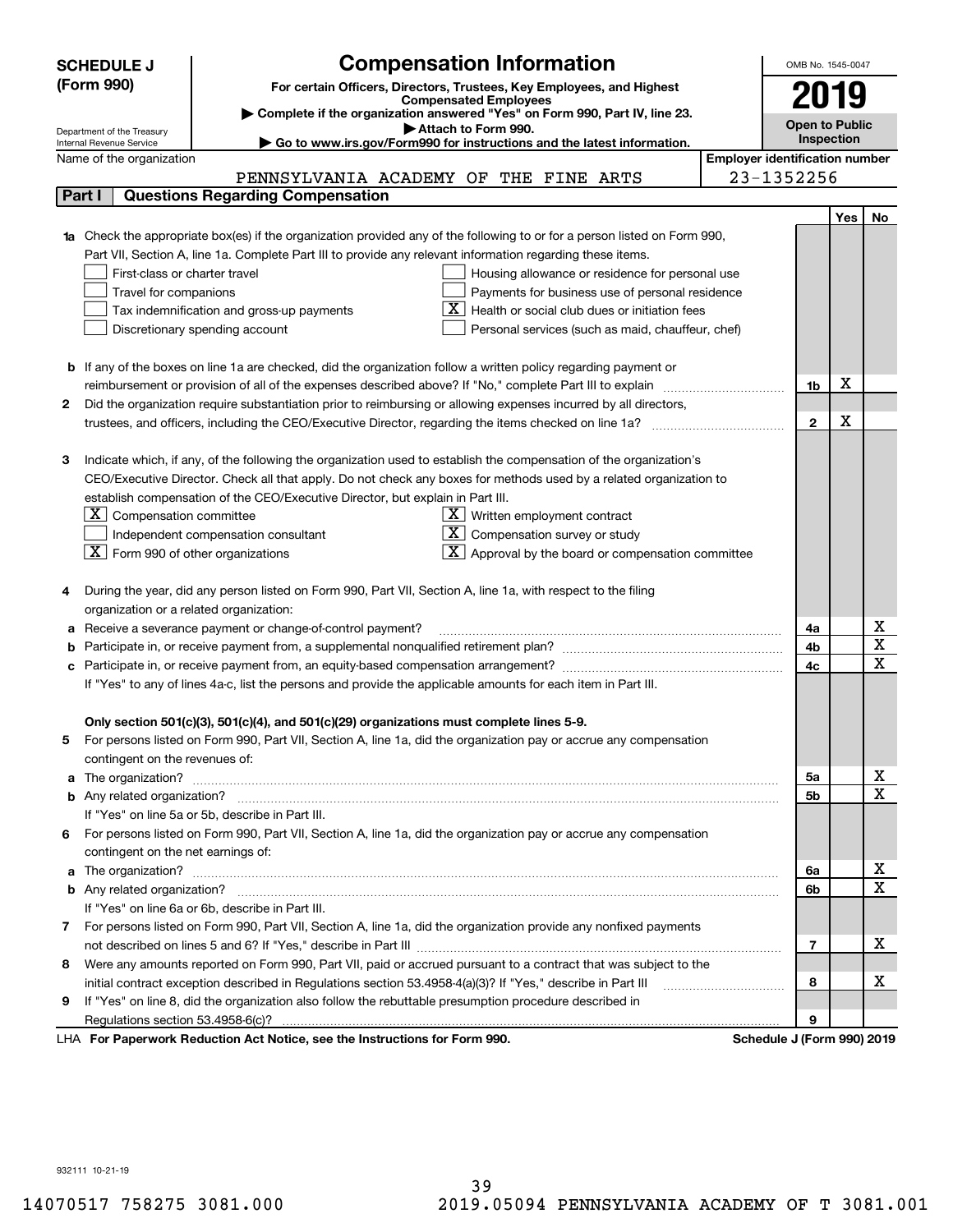**SCHEDULE J (Form 990)**

Department of the Treasury
Internal Revenue Service

# Compensation Information

**For certain Officers, Directors, Trustees, Key Employees, and Highest Compensated Employees**

▶ Complete if the organization answered "Yes" on Form 990, Part IV, line 23.
▶ Attach to Form 990.
▶ Go to www.irs.gov/Form990 for instructions and the latest information.

OMB No. 1545-0047

**2019**

**Open to Public Inspection**

Name of the organization: PENNSYLVANIA ACADEMY OF THE FINE ARTS

Employer identification number: 23-1352256

## Part I Questions Regarding Compensation

| | | | Yes | No |
|---|---|---|---|---|
| **1a** | Check the appropriate box(es) if the organization provided any of the following to or for a person listed on Form 990, Part VII, Section A, line 1a. Complete Part III to provide any relevant information regarding these items.<br>☐ First-class or charter travel<br>☐ Travel for companions<br>☐ Tax indemnification and gross-up payments<br>☐ Discretionary spending account<br>☐ Housing allowance or residence for personal use<br>☐ Payments for business use of personal residence<br>☒ Health or social club dues or initiation fees<br>☐ Personal services (such as maid, chauffeur, chef) | | | |
| **b** | If any of the boxes on line 1a are checked, did the organization follow a written policy regarding payment or reimbursement or provision of all of the expenses described above? If "No," complete Part III to explain | 1b | X | |
| **2** | Did the organization require substantiation prior to reimbursing or allowing expenses incurred by all directors, trustees, and officers, including the CEO/Executive Director, regarding the items checked on line 1a? | 2 | X | |
| **3** | Indicate which, if any, of the following the organization used to establish the compensation of the organization's CEO/Executive Director. Check all that apply. Do not check any boxes for methods used by a related organization to establish compensation of the CEO/Executive Director, but explain in Part III.<br>☒ Compensation committee<br>☐ Independent compensation consultant<br>☒ Form 990 of other organizations<br>☒ Written employment contract<br>☒ Compensation survey or study<br>☒ Approval by the board or compensation committee | | | |
| **4** | During the year, did any person listed on Form 990, Part VII, Section A, line 1a, with respect to the filing organization or a related organization: | | | |
| **a** | Receive a severance payment or change-of-control payment? | 4a | | X |
| **b** | Participate in, or receive payment from, a supplemental nonqualified retirement plan? | 4b | | X |
| **c** | Participate in, or receive payment from, an equity-based compensation arrangement? | 4c | | X |
| | If "Yes" to any of lines 4a-c, list the persons and provide the applicable amounts for each item in Part III. | | | |
| | **Only section 501(c)(3), 501(c)(4), and 501(c)(29) organizations must complete lines 5-9.** | | | |
| **5** | For persons listed on Form 990, Part VII, Section A, line 1a, did the organization pay or accrue any compensation contingent on the revenues of: | | | |
| **a** | The organization? | 5a | | X |
| **b** | Any related organization? | 5b | | X |
| | If "Yes" on line 5a or 5b, describe in Part III. | | | |
| **6** | For persons listed on Form 990, Part VII, Section A, line 1a, did the organization pay or accrue any compensation contingent on the net earnings of: | | | |
| **a** | The organization? | 6a | | X |
| **b** | Any related organization? | 6b | | X |
| | If "Yes" on line 6a or 6b, describe in Part III. | | | |
| **7** | For persons listed on Form 990, Part VII, Section A, line 1a, did the organization provide any nonfixed payments not described on lines 5 and 6? If "Yes," describe in Part III | 7 | | X |
| **8** | Were any amounts reported on Form 990, Part VII, paid or accrued pursuant to a contract that was subject to the initial contract exception described in Regulations section 53.4958-4(a)(3)? If "Yes," describe in Part III | 8 | | X |
| **9** | If "Yes" on line 8, did the organization also follow the rebuttable presumption procedure described in Regulations section 53.4958-6(c)? | 9 | | |

LHA **For Paperwork Reduction Act Notice, see the Instructions for Form 990.** **Schedule J (Form 990) 2019**

932111 10-21-19

14070517 758275 3081.000 2019.05094 PENNSYLVANIA ACADEMY OF T 3081.001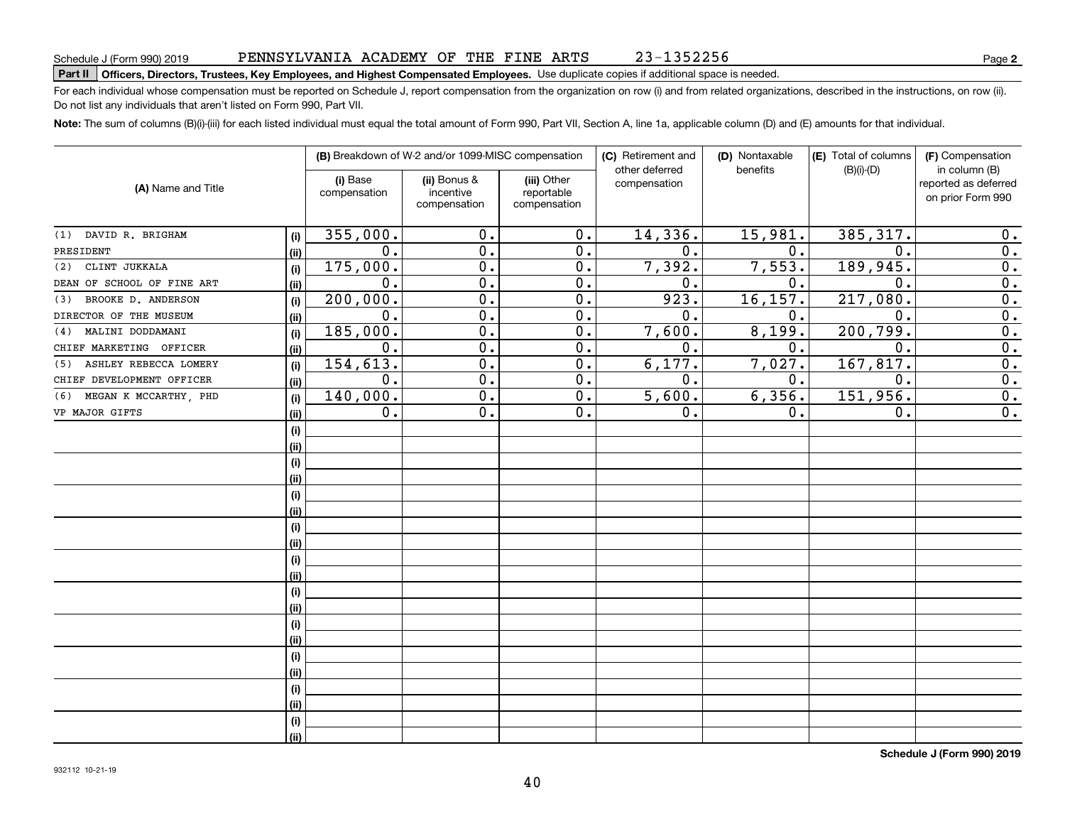Schedule J (Form 990) 2019 PENNSYLVANIA ACADEMY OF THE FINE ARTS 23-1352256 Page **2**

**Part II** **Officers, Directors, Trustees, Key Employees, and Highest Compensated Employees.** Use duplicate copies if additional space is needed.

For each individual whose compensation must be reported on Schedule J, report compensation from the organization on row (i) and from related organizations, described in the instructions, on row (ii). Do not list any individuals that aren't listed on Form 990, Part VII.

**Note:** The sum of columns (B)(i)-(iii) for each listed individual must equal the total amount of Form 990, Part VII, Section A, line 1a, applicable column (D) and (E) amounts for that individual.

| (A) Name and Title | | (B) Breakdown of W-2 and/or 1099-MISC compensation | | | (C) Retirement and other deferred compensation | (D) Nontaxable benefits | (E) Total of columns (B)(i)-(D) | (F) Compensation in column (B) reported as deferred on prior Form 990 |
|---|---|---|---|---|---|---|---|---|
| | | (i) Base compensation | (ii) Bonus & incentive compensation | (iii) Other reportable compensation | | | | |
| (1) DAVID R. BRIGHAM | (i) | 355,000. | 0. | 0. | 14,336. | 15,981. | 385,317. | 0. |
| PRESIDENT | (ii) | 0. | 0. | 0. | 0. | 0. | 0. | 0. |
| (2) CLINT JUKKALA | (i) | 175,000. | 0. | 0. | 7,392. | 7,553. | 189,945. | 0. |
| DEAN OF SCHOOL OF FINE ART | (ii) | 0. | 0. | 0. | 0. | 0. | 0. | 0. |
| (3) BROOKE D. ANDERSON | (i) | 200,000. | 0. | 0. | 923. | 16,157. | 217,080. | 0. |
| DIRECTOR OF THE MUSEUM | (ii) | 0. | 0. | 0. | 0. | 0. | 0. | 0. |
| (4) MALINI DODDAMANI | (i) | 185,000. | 0. | 0. | 7,600. | 8,199. | 200,799. | 0. |
| CHIEF MARKETING OFFICER | (ii) | 0. | 0. | 0. | 0. | 0. | 0. | 0. |
| (5) ASHLEY REBECCA LOMERY | (i) | 154,613. | 0. | 0. | 6,177. | 7,027. | 167,817. | 0. |
| CHIEF DEVELOPMENT OFFICER | (ii) | 0. | 0. | 0. | 0. | 0. | 0. | 0. |
| (6) MEGAN K MCCARTHY, PHD | (i) | 140,000. | 0. | 0. | 5,600. | 6,356. | 151,956. | 0. |
| VP MAJOR GIFTS | (ii) | 0. | 0. | 0. | 0. | 0. | 0. | 0. |

**Schedule J (Form 990) 2019**

932112 10-21-19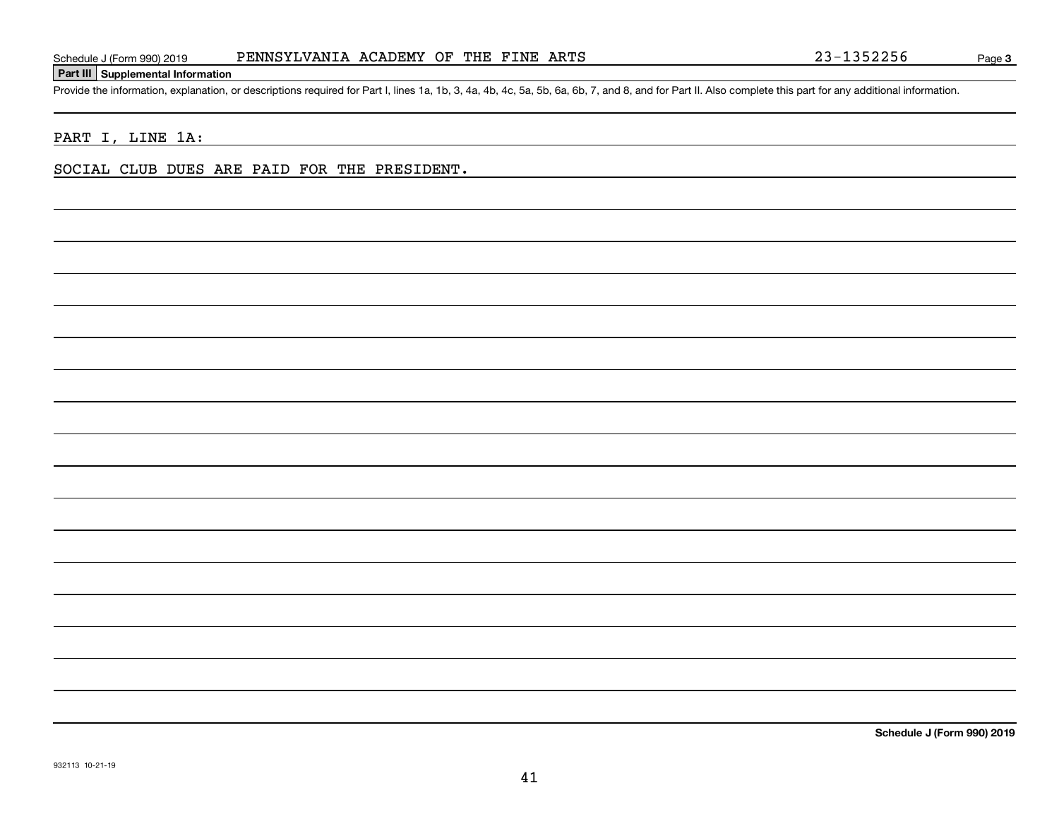## Part III Supplemental Information

Provide the information, explanation, or descriptions required for Part I, lines 1a, 1b, 3, 4a, 4b, 4c, 5a, 5b, 6a, 6b, 7, and 8, and for Part II. Also complete this part for any additional information.

PART I, LINE 1A:

SOCIAL CLUB DUES ARE PAID FOR THE PRESIDENT.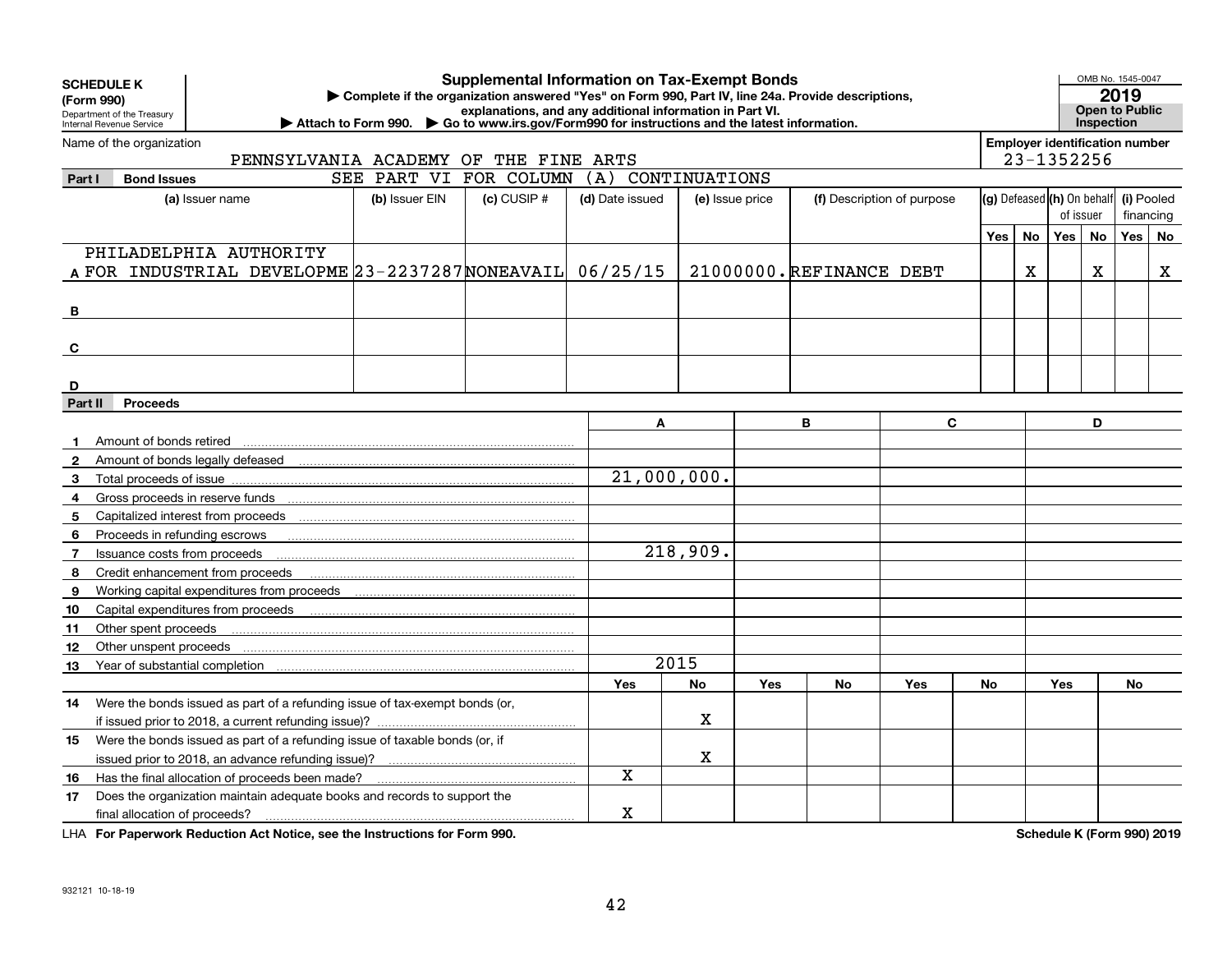**SCHEDULE K (Form 990)**

Department of the Treasury
Internal Revenue Service

# Supplemental Information on Tax-Exempt Bonds

▶ Complete if the organization answered "Yes" on Form 990, Part IV, line 24a. Provide descriptions, explanations, and any additional information in Part VI.

▶ Attach to Form 990. ▶ Go to www.irs.gov/Form990 for instructions and the latest information.

OMB No. 1545-0047

**2019**

**Open to Public Inspection**

Name of the organization: PENNSYLVANIA ACADEMY OF THE FINE ARTS

Employer identification number: 23-1352256

## Part I Bond Issues

SEE PART VI FOR COLUMN (A) CONTINUATIONS

| | (a) Issuer name | (b) Issuer EIN | (c) CUSIP # | (d) Date issued | (e) Issue price | (f) Description of purpose | (g) Defeased Yes | (g) Defeased No | (h) On behalf of issuer Yes | (h) On behalf of issuer No | (i) Pooled financing Yes | (i) Pooled financing No |
|---|---|---|---|---|---|---|---|---|---|---|---|---|
| A | PHILADELPHIA AUTHORITY FOR INDUSTRIAL DEVELOPME | 23-2237287 | NONEAVAIL | 06/25/15 | 21000000. | REFINANCE DEBT | | X | | X | | X |
| B | | | | | | | | | | | | |
| C | | | | | | | | | | | | |
| D | | | | | | | | | | | | |

## Part II Proceeds

| | | A | | B | | C | | D | |
|---|---|---|---|---|---|---|---|---|---|
| 1 | Amount of bonds retired | | | | | | | | |
| 2 | Amount of bonds legally defeased | | | | | | | | |
| 3 | Total proceeds of issue | 21,000,000. | | | | | | | |
| 4 | Gross proceeds in reserve funds | | | | | | | | |
| 5 | Capitalized interest from proceeds | | | | | | | | |
| 6 | Proceeds in refunding escrows | | | | | | | | |
| 7 | Issuance costs from proceeds | 218,909. | | | | | | | |
| 8 | Credit enhancement from proceeds | | | | | | | | |
| 9 | Working capital expenditures from proceeds | | | | | | | | |
| 10 | Capital expenditures from proceeds | | | | | | | | |
| 11 | Other spent proceeds | | | | | | | | |
| 12 | Other unspent proceeds | | | | | | | | |
| 13 | Year of substantial completion | 2015 | | | | | | | |
| | | Yes | No | Yes | No | Yes | No | Yes | No |
| 14 | Were the bonds issued as part of a refunding issue of tax-exempt bonds (or, if issued prior to 2018, a current refunding issue)? | | X | | | | | | |
| 15 | Were the bonds issued as part of a refunding issue of taxable bonds (or, if issued prior to 2018, an advance refunding issue)? | | X | | | | | | |
| 16 | Has the final allocation of proceeds been made? | X | | | | | | | |
| 17 | Does the organization maintain adequate books and records to support the final allocation of proceeds? | X | | | | | | | |

LHA **For Paperwork Reduction Act Notice, see the Instructions for Form 990.**

**Schedule K (Form 990) 2019**

932121 10-18-19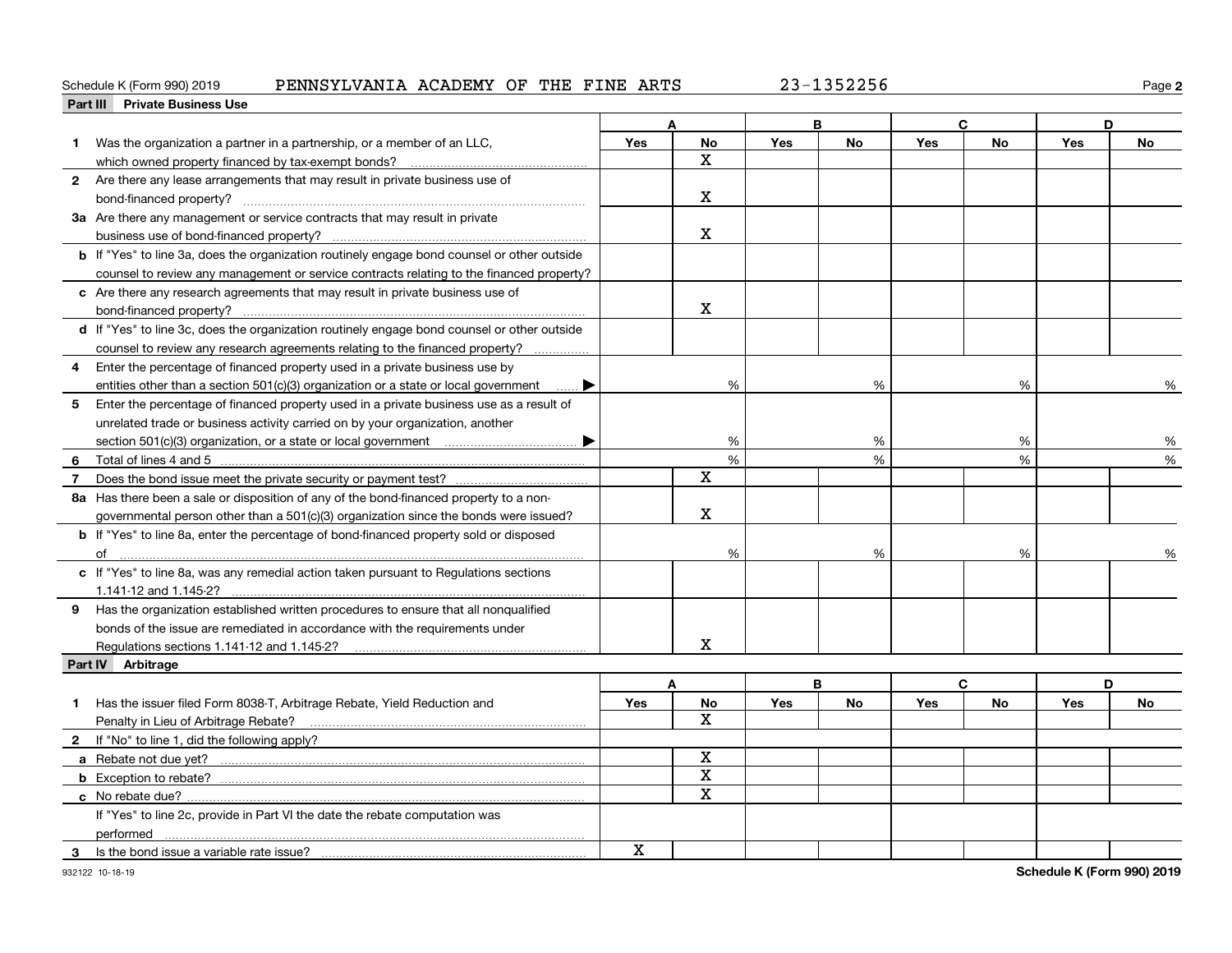Schedule K (Form 990) 2019 PENNSYLVANIA ACADEMY OF THE FINE ARTS 23-1352256

## Part III Private Business Use

| | A | | B | | C | | D | |
|---|---|---|---|---|---|---|---|---|
| | Yes | No | Yes | No | Yes | No | Yes | No |
| **1** Was the organization a partner in a partnership, or a member of an LLC, which owned property financed by tax-exempt bonds? | | X | | | | | | |
| **2** Are there any lease arrangements that may result in private business use of bond-financed property? | | X | | | | | | |
| **3a** Are there any management or service contracts that may result in private business use of bond-financed property? | | X | | | | | | |
| **b** If "Yes" to line 3a, does the organization routinely engage bond counsel or other outside counsel to review any management or service contracts relating to the financed property? | | | | | | | | |
| **c** Are there any research agreements that may result in private business use of bond-financed property? | | X | | | | | | |
| **d** If "Yes" to line 3c, does the organization routinely engage bond counsel or other outside counsel to review any research agreements relating to the financed property? | | | | | | | | |
| **4** Enter the percentage of financed property used in a private business use by entities other than a section 501(c)(3) organization or a state or local government ▶ | | % | | % | | % | | % |
| **5** Enter the percentage of financed property used in a private business use as a result of unrelated trade or business activity carried on by your organization, another section 501(c)(3) organization, or a state or local government ▶ | | % | | % | | % | | % |
| **6** Total of lines 4 and 5 | | % | | % | | % | | % |
| **7** Does the bond issue meet the private security or payment test? | | X | | | | | | |
| **8a** Has there been a sale or disposition of any of the bond-financed property to a non-governmental person other than a 501(c)(3) organization since the bonds were issued? | | X | | | | | | |
| **b** If "Yes" to line 8a, enter the percentage of bond-financed property sold or disposed of | | % | | % | | % | | % |
| **c** If "Yes" to line 8a, was any remedial action taken pursuant to Regulations sections 1.141-12 and 1.145-2? | | | | | | | | |
| **9** Has the organization established written procedures to ensure that all nonqualified bonds of the issue are remediated in accordance with the requirements under Regulations sections 1.141-12 and 1.145-2? | | X | | | | | | |

## Part IV Arbitrage

| | A | | B | | C | | D | |
|---|---|---|---|---|---|---|---|---|
| | Yes | No | Yes | No | Yes | No | Yes | No |
| **1** Has the issuer filed Form 8038-T, Arbitrage Rebate, Yield Reduction and Penalty in Lieu of Arbitrage Rebate? | | X | | | | | | |
| **2** If "No" to line 1, did the following apply? | | | | | | | | |
| **a** Rebate not due yet? | | X | | | | | | |
| **b** Exception to rebate? | | X | | | | | | |
| **c** No rebate due? | | X | | | | | | |
| If "Yes" to line 2c, provide in Part VI the date the rebate computation was performed | | | | | | | | |
| **3** Is the bond issue a variable rate issue? | X | | | | | | | |

932122 10-18-19 Schedule K (Form 990) 2019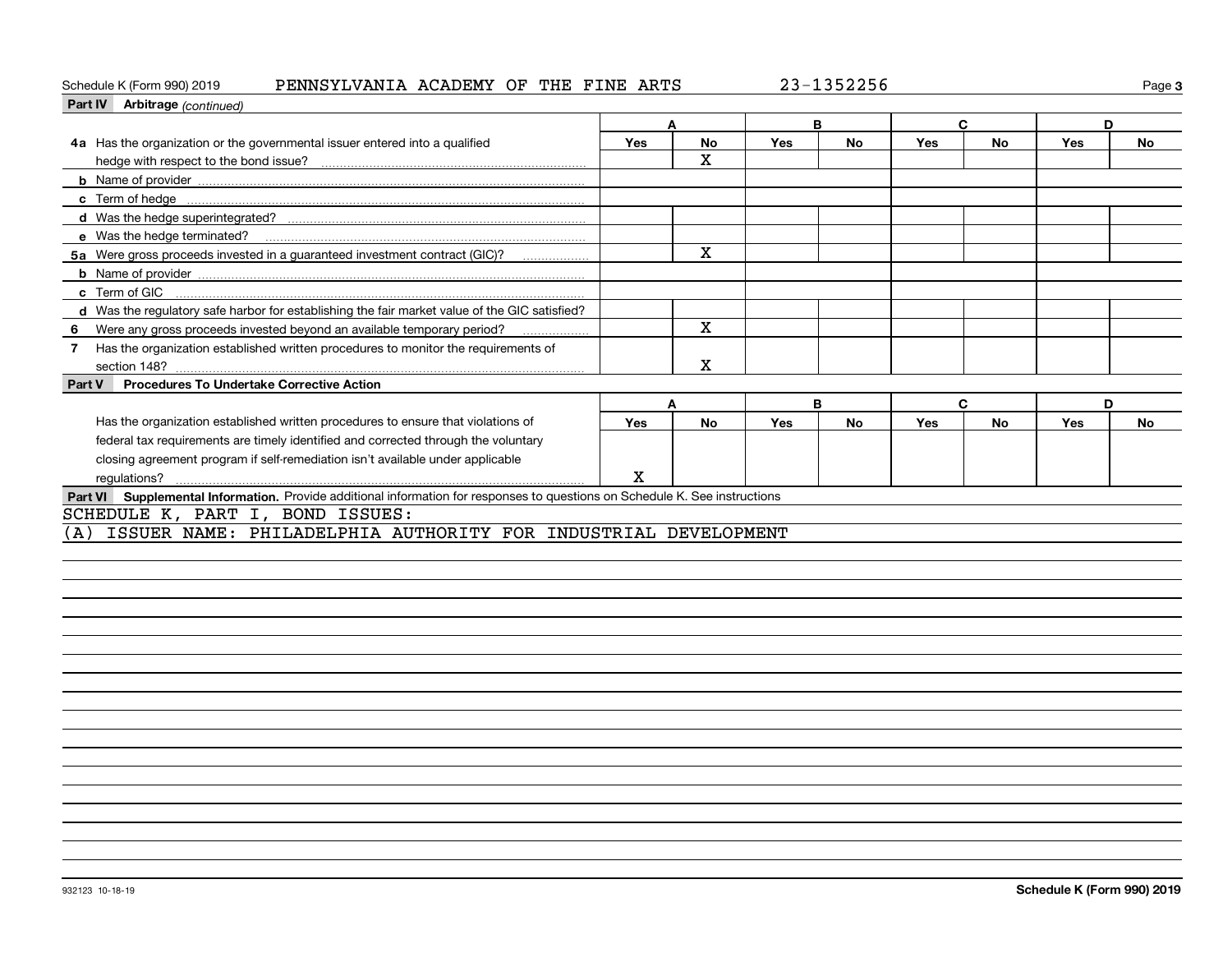Schedule K (Form 990) 2019 PENNSYLVANIA ACADEMY OF THE FINE ARTS 23-1352256

## Part IV Arbitrage *(continued)*

| | A | | B | | C | | D | |
|---|---|---|---|---|---|---|---|---|
| | Yes | No | Yes | No | Yes | No | Yes | No |
| **4a** Has the organization or the governmental issuer entered into a qualified hedge with respect to the bond issue? | | X | | | | | | |
| **b** Name of provider | | | | | | | | |
| **c** Term of hedge | | | | | | | | |
| **d** Was the hedge superintegrated? | | | | | | | | |
| **e** Was the hedge terminated? | | | | | | | | |
| **5a** Were gross proceeds invested in a guaranteed investment contract (GIC)? | | X | | | | | | |
| **b** Name of provider | | | | | | | | |
| **c** Term of GIC | | | | | | | | |
| **d** Was the regulatory safe harbor for establishing the fair market value of the GIC satisfied? | | | | | | | | |
| **6** Were any gross proceeds invested beyond an available temporary period? | | X | | | | | | |
| **7** Has the organization established written procedures to monitor the requirements of section 148? | | X | | | | | | |

## Part V Procedures To Undertake Corrective Action

| | A | | B | | C | | D | |
|---|---|---|---|---|---|---|---|---|
| | Yes | No | Yes | No | Yes | No | Yes | No |
| Has the organization established written procedures to ensure that violations of federal tax requirements are timely identified and corrected through the voluntary closing agreement program if self-remediation isn't available under applicable regulations? | X | | | | | | | |

## Part VI Supplemental Information.

Provide additional information for responses to questions on Schedule K. See instructions

SCHEDULE K, PART I, BOND ISSUES:

(A) ISSUER NAME: PHILADELPHIA AUTHORITY FOR INDUSTRIAL DEVELOPMENT

932123 10-18-19 Schedule K (Form 990) 2019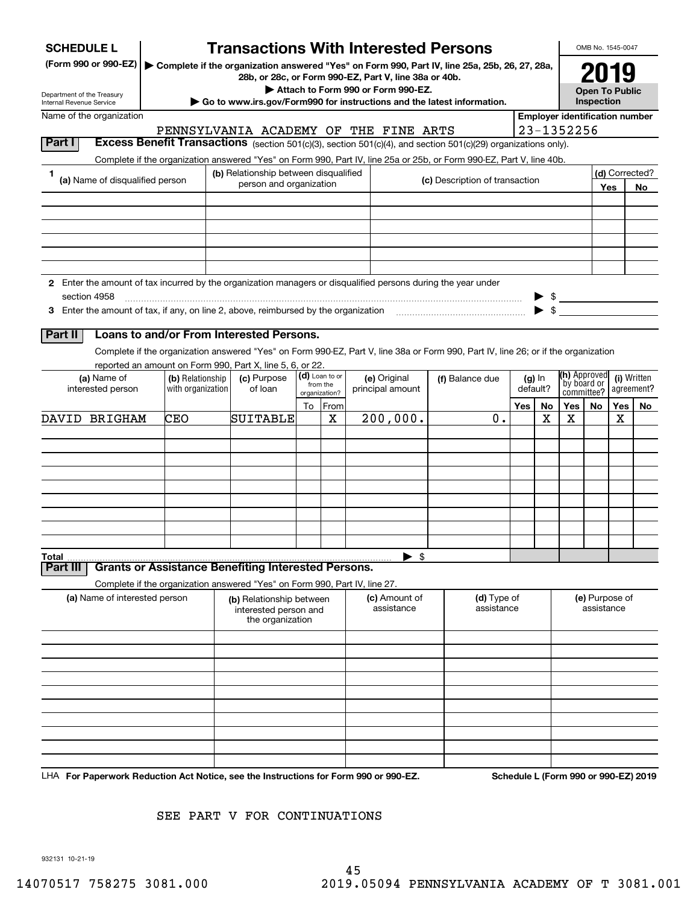**SCHEDULE L**
**(Form 990 or 990-EZ)**

Department of the Treasury
Internal Revenue Service

# Transactions With Interested Persons

▶ Complete if the organization answered "Yes" on Form 990, Part IV, line 25a, 25b, 26, 27, 28a, 28b, or 28c, or Form 990-EZ, Part V, line 38a or 40b.
▶ Attach to Form 990 or Form 990-EZ.
▶ Go to www.irs.gov/Form990 for instructions and the latest information.

OMB No. 1545-0047
**2019**
**Open To Public Inspection**

Name of the organization: PENNSYLVANIA ACADEMY OF THE FINE ARTS
Employer identification number: 23-1352256

## Part I Excess Benefit Transactions (section 501(c)(3), section 501(c)(4), and section 501(c)(29) organizations only).

Complete if the organization answered "Yes" on Form 990, Part IV, line 25a or 25b, or Form 990-EZ, Part V, line 40b.

| 1 (a) Name of disqualified person | (b) Relationship between disqualified person and organization | (c) Description of transaction | (d) Corrected? Yes | No |
|---|---|---|---|---|
| | | | | |
| | | | | |
| | | | | |
| | | | | |
| | | | | |
| | | | | |

**2** Enter the amount of tax incurred by the organization managers or disqualified persons during the year under section 4958 ▶ $

**3** Enter the amount of tax, if any, on line 2, above, reimbursed by the organization ▶ $

## Part II Loans to and/or From Interested Persons.

Complete if the organization answered "Yes" on Form 990-EZ, Part V, line 38a or Form 990, Part IV, line 26; or if the organization reported an amount on Form 990, Part X, line 5, 6, or 22.

| (a) Name of interested person | (b) Relationship with organization | (c) Purpose of loan | (d) Loan to or from the organization? To | From | (e) Original principal amount | (f) Balance due | (g) In default? Yes | No | (h) Approved by board or committee? Yes | No | (i) Written agreement? Yes | No |
|---|---|---|---|---|---|---|---|---|---|---|---|---|
| DAVID BRIGHAM | CEO | SUITABLE | | X | 200,000. | 0. | | X | X | | X | |
| | | | | | | | | | | | | |
| | | | | | | | | | | | | |
| | | | | | | | | | | | | |
| | | | | | | | | | | | | |
| | | | | | | | | | | | | |
| | | | | | | | | | | | | |
| | | | | | | | | | | | | |
| | | | | | | | | | | | | |
| Total | | | | | ▶ $ | | | | | | | |

## Part III Grants or Assistance Benefiting Interested Persons.

Complete if the organization answered "Yes" on Form 990, Part IV, line 27.

| (a) Name of interested person | (b) Relationship between interested person and the organization | (c) Amount of assistance | (d) Type of assistance | (e) Purpose of assistance |
|---|---|---|---|---|
| | | | | |
| | | | | |
| | | | | |
| | | | | |
| | | | | |
| | | | | |
| | | | | |
| | | | | |
| | | | | |
| | | | | |

LHA **For Paperwork Reduction Act Notice, see the Instructions for Form 990 or 990-EZ.** **Schedule L (Form 990 or 990-EZ) 2019**

SEE PART V FOR CONTINUATIONS

932131 10-21-19

14070517 758275 3081.000 2019.05094 PENNSYLVANIA ACADEMY OF T 3081.001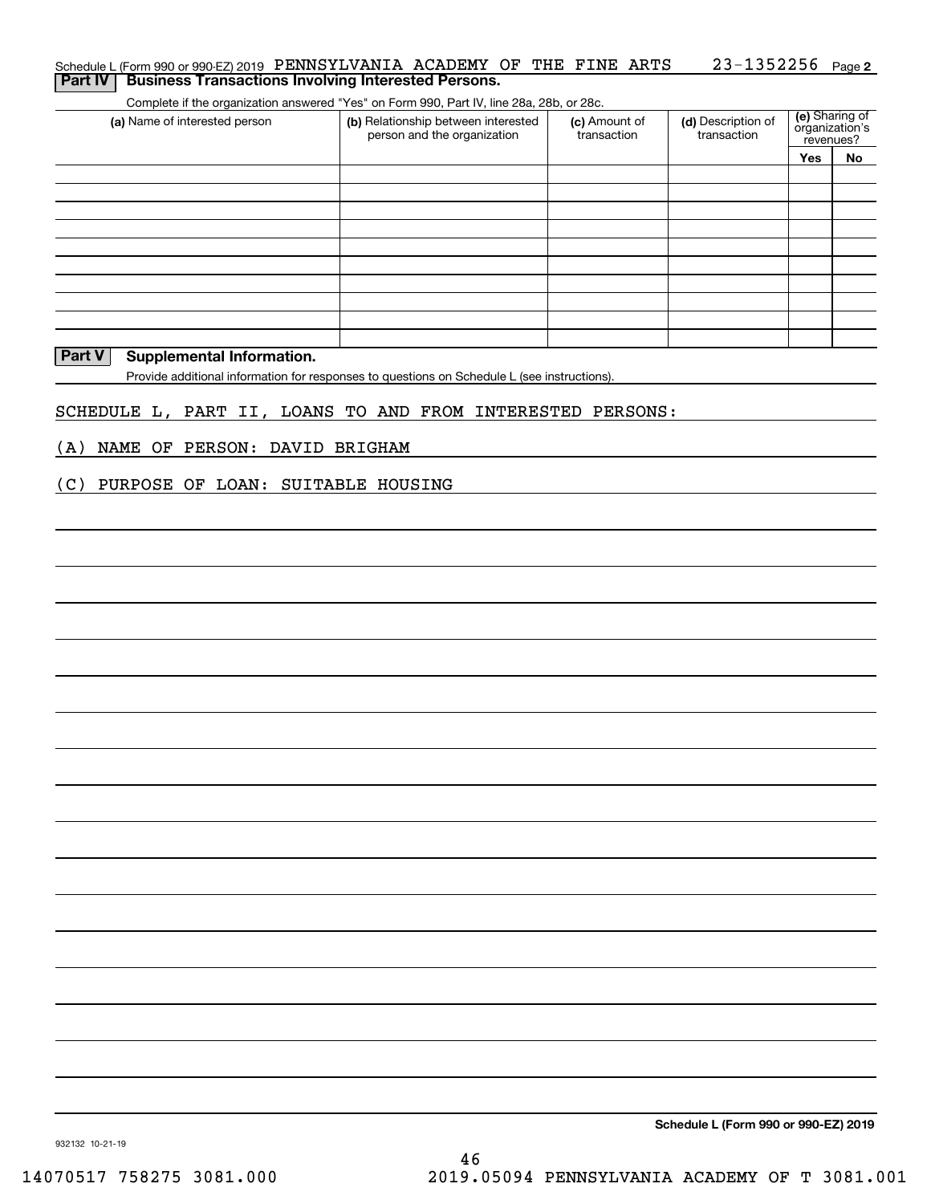Schedule L (Form 990 or 990-EZ) 2019 PENNSYLVANIA ACADEMY OF THE FINE ARTS 23-1352256 Page 2

## Part IV Business Transactions Involving Interested Persons.

Complete if the organization answered "Yes" on Form 990, Part IV, line 28a, 28b, or 28c.

| (a) Name of interested person | (b) Relationship between interested person and the organization | (c) Amount of transaction | (d) Description of transaction | (e) Sharing of organization's revenues? | |
|---|---|---|---|---|---|
| | | | | Yes | No |
| | | | | | |
| | | | | | |
| | | | | | |
| | | | | | |
| | | | | | |
| | | | | | |
| | | | | | |
| | | | | | |
| | | | | | |
| | | | | | |

## Part V Supplemental Information.

Provide additional information for responses to questions on Schedule L (see instructions).

SCHEDULE L, PART II, LOANS TO AND FROM INTERESTED PERSONS:

(A) NAME OF PERSON: DAVID BRIGHAM

(C) PURPOSE OF LOAN: SUITABLE HOUSING

Schedule L (Form 990 or 990-EZ) 2019

932132 10-21-19

14070517 758275 3081.000 2019.05094 PENNSYLVANIA ACADEMY OF T 3081.001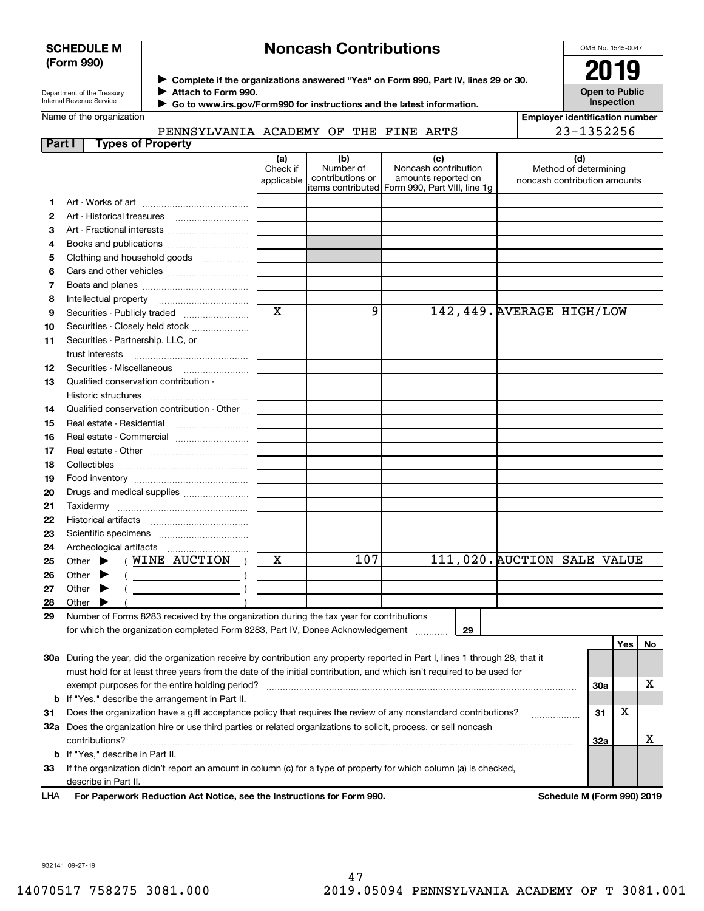**SCHEDULE M (Form 990)**

Department of the Treasury
Internal Revenue Service

# Noncash Contributions

▶ Complete if the organizations answered "Yes" on Form 990, Part IV, lines 29 or 30.
▶ Attach to Form 990.
▶ Go to www.irs.gov/Form990 for instructions and the latest information.

OMB No. 1545-0047

**2019**

**Open to Public Inspection**

Name of the organization: PENNSYLVANIA ACADEMY OF THE FINE ARTS

Employer identification number: 23-1352256

## Part I Types of Property

| | | (a) Check if applicable | (b) Number of contributions or items contributed | (c) Noncash contribution amounts reported on Form 990, Part VIII, line 1g | (d) Method of determining noncash contribution amounts |
|---|---|---|---|---|---|
| 1 | Art - Works of art | | | | |
| 2 | Art - Historical treasures | | | | |
| 3 | Art - Fractional interests | | | | |
| 4 | Books and publications | | | | |
| 5 | Clothing and household goods | | | | |
| 6 | Cars and other vehicles | | | | |
| 7 | Boats and planes | | | | |
| 8 | Intellectual property | | | | |
| 9 | Securities - Publicly traded | X | 9 | 142,449. | AVERAGE HIGH/LOW |
| 10 | Securities - Closely held stock | | | | |
| 11 | Securities - Partnership, LLC, or trust interests | | | | |
| 12 | Securities - Miscellaneous | | | | |
| 13 | Qualified conservation contribution - Historic structures | | | | |
| 14 | Qualified conservation contribution - Other | | | | |
| 15 | Real estate - Residential | | | | |
| 16 | Real estate - Commercial | | | | |
| 17 | Real estate - Other | | | | |
| 18 | Collectibles | | | | |
| 19 | Food inventory | | | | |
| 20 | Drugs and medical supplies | | | | |
| 21 | Taxidermy | | | | |
| 22 | Historical artifacts | | | | |
| 23 | Scientific specimens | | | | |
| 24 | Archeological artifacts | | | | |
| 25 | Other ▶ ( WINE AUCTION ) | X | 107 | 111,020. | AUCTION SALE VALUE |
| 26 | Other ▶ ( ) | | | | |
| 27 | Other ▶ ( ) | | | | |
| 28 | Other ▶ ( ) | | | | |

29 Number of Forms 8283 received by the organization during the tax year for contributions for which the organization completed Form 8283, Part IV, Donee Acknowledgement ..... 29

| | | | Yes | No |
|---|---|---|---|---|
| 30a | During the year, did the organization receive by contribution any property reported in Part I, lines 1 through 28, that it must hold for at least three years from the date of the initial contribution, and which isn't required to be used for exempt purposes for the entire holding period? | 30a | | X |
| b | If "Yes," describe the arrangement in Part II. | | | |
| 31 | Does the organization have a gift acceptance policy that requires the review of any nonstandard contributions? | 31 | X | |
| 32a | Does the organization hire or use third parties or related organizations to solicit, process, or sell noncash contributions? | 32a | | X |
| b | If "Yes," describe in Part II. | | | |
| 33 | If the organization didn't report an amount in column (c) for a type of property for which column (a) is checked, describe in Part II. | | | |

LHA For Paperwork Reduction Act Notice, see the Instructions for Form 990. Schedule M (Form 990) 2019

932141 09-27-19

14070517 758275 3081.000 2019.05094 PENNSYLVANIA ACADEMY OF T 3081.001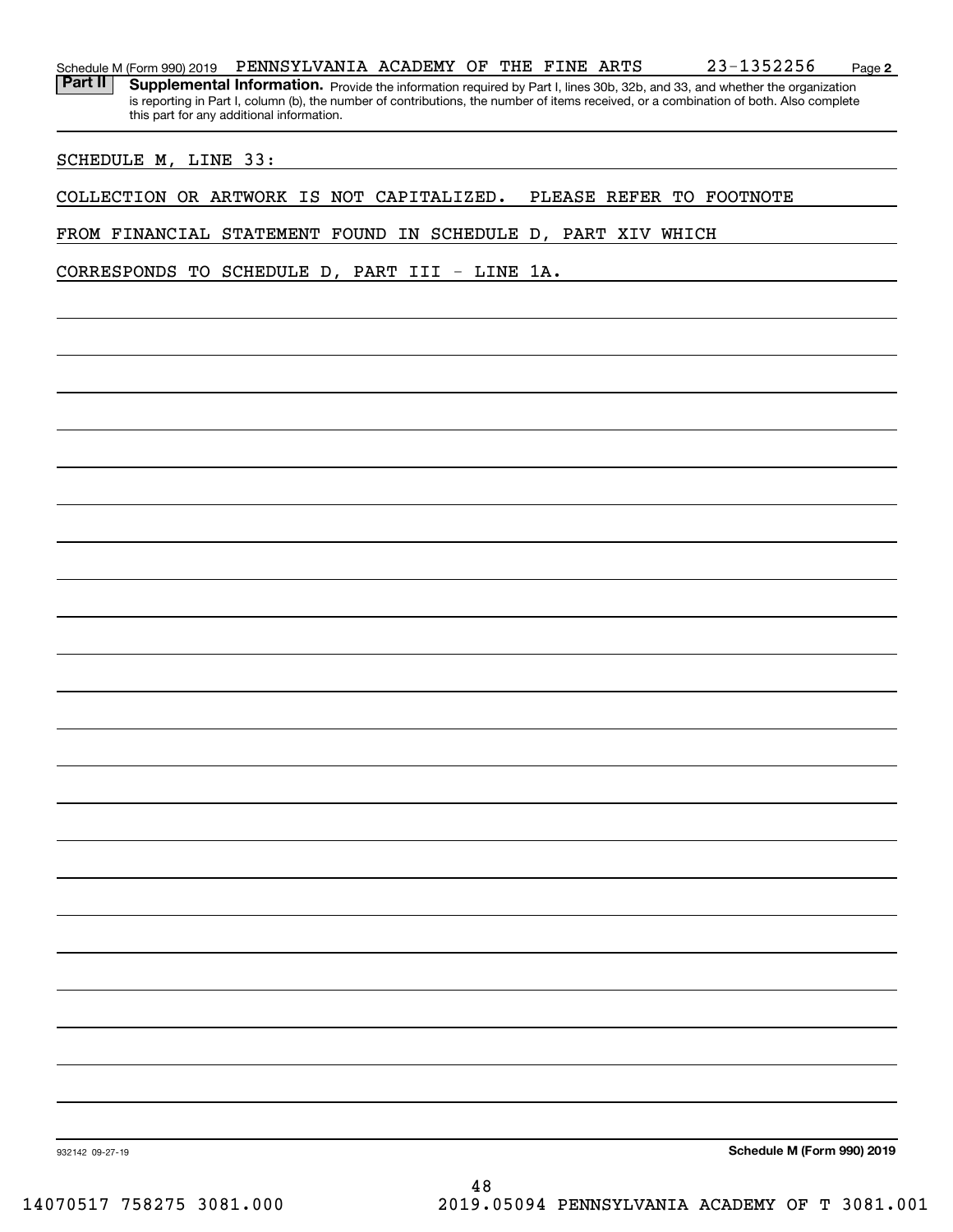Schedule M (Form 990) 2019 PENNSYLVANIA ACADEMY OF THE FINE ARTS 23-1352256

**Part II** **Supplemental Information.** Provide the information required by Part I, lines 30b, 32b, and 33, and whether the organization is reporting in Part I, column (b), the number of contributions, the number of items received, or a combination of both. Also complete this part for any additional information.

SCHEDULE M, LINE 33:

COLLECTION OR ARTWORK IS NOT CAPITALIZED. PLEASE REFER TO FOOTNOTE FROM FINANCIAL STATEMENT FOUND IN SCHEDULE D, PART XIV WHICH CORRESPONDS TO SCHEDULE D, PART III - LINE 1A.

932142 09-27-19 **Schedule M (Form 990) 2019**

14070517 758275 3081.000 2019.05094 PENNSYLVANIA ACADEMY OF T 3081.001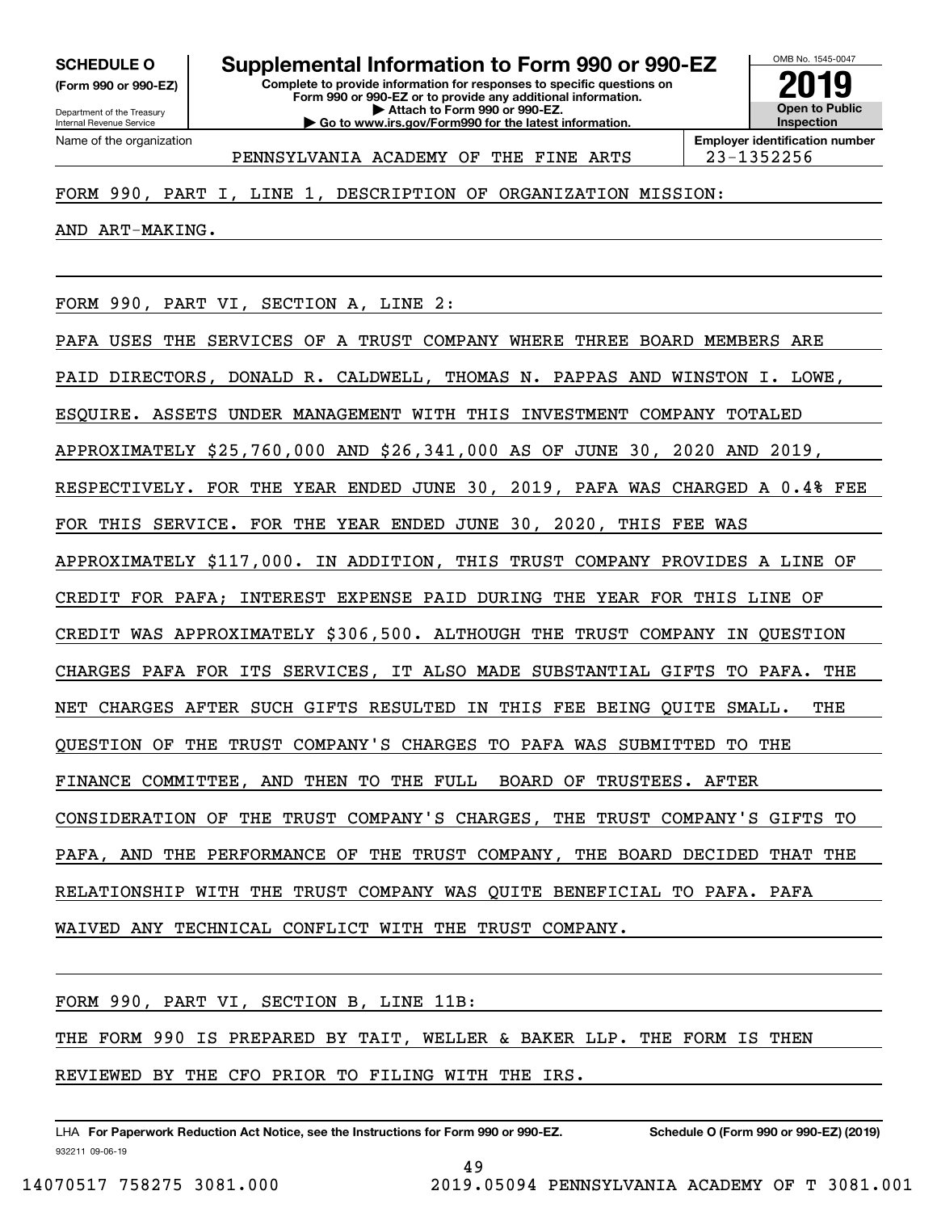**SCHEDULE O**
**(Form 990 or 990-EZ)**

Department of the Treasury
Internal Revenue Service

# Supplemental Information to Form 990 or 990-EZ

**Complete to provide information for responses to specific questions on Form 990 or 990-EZ or to provide any additional information.**
**▶ Attach to Form 990 or 990-EZ.**
**▶ Go to www.irs.gov/Form990 for the latest information.**

OMB No. 1545-0047
**2019**
**Open to Public Inspection**

| Name of the organization | Employer identification number |
|---|---|
| PENNSYLVANIA ACADEMY OF THE FINE ARTS | 23-1352256 |

FORM 990, PART I, LINE 1, DESCRIPTION OF ORGANIZATION MISSION:

AND ART-MAKING.

FORM 990, PART VI, SECTION A, LINE 2:

PAFA USES THE SERVICES OF A TRUST COMPANY WHERE THREE BOARD MEMBERS ARE PAID DIRECTORS, DONALD R. CALDWELL, THOMAS N. PAPPAS AND WINSTON I. LOWE, ESQUIRE. ASSETS UNDER MANAGEMENT WITH THIS INVESTMENT COMPANY TOTALED APPROXIMATELY $25,760,000 AND $26,341,000 AS OF JUNE 30, 2020 AND 2019, RESPECTIVELY. FOR THE YEAR ENDED JUNE 30, 2019, PAFA WAS CHARGED A 0.4% FEE FOR THIS SERVICE. FOR THE YEAR ENDED JUNE 30, 2020, THIS FEE WAS APPROXIMATELY $117,000. IN ADDITION, THIS TRUST COMPANY PROVIDES A LINE OF CREDIT FOR PAFA; INTEREST EXPENSE PAID DURING THE YEAR FOR THIS LINE OF CREDIT WAS APPROXIMATELY $306,500. ALTHOUGH THE TRUST COMPANY IN QUESTION CHARGES PAFA FOR ITS SERVICES, IT ALSO MADE SUBSTANTIAL GIFTS TO PAFA. THE NET CHARGES AFTER SUCH GIFTS RESULTED IN THIS FEE BEING QUITE SMALL. THE QUESTION OF THE TRUST COMPANY'S CHARGES TO PAFA WAS SUBMITTED TO THE FINANCE COMMITTEE, AND THEN TO THE FULL BOARD OF TRUSTEES. AFTER CONSIDERATION OF THE TRUST COMPANY'S CHARGES, THE TRUST COMPANY'S GIFTS TO PAFA, AND THE PERFORMANCE OF THE TRUST COMPANY, THE BOARD DECIDED THAT THE RELATIONSHIP WITH THE TRUST COMPANY WAS QUITE BENEFICIAL TO PAFA. PAFA WAIVED ANY TECHNICAL CONFLICT WITH THE TRUST COMPANY.

FORM 990, PART VI, SECTION B, LINE 11B:

THE FORM 990 IS PREPARED BY TAIT, WELLER & BAKER LLP. THE FORM IS THEN REVIEWED BY THE CFO PRIOR TO FILING WITH THE IRS.

LHA **For Paperwork Reduction Act Notice, see the Instructions for Form 990 or 990-EZ.** **Schedule O (Form 990 or 990-EZ) (2019)**
932211 09-06-19

14070517 758275 3081.000 2019.05094 PENNSYLVANIA ACADEMY OF T 3081.001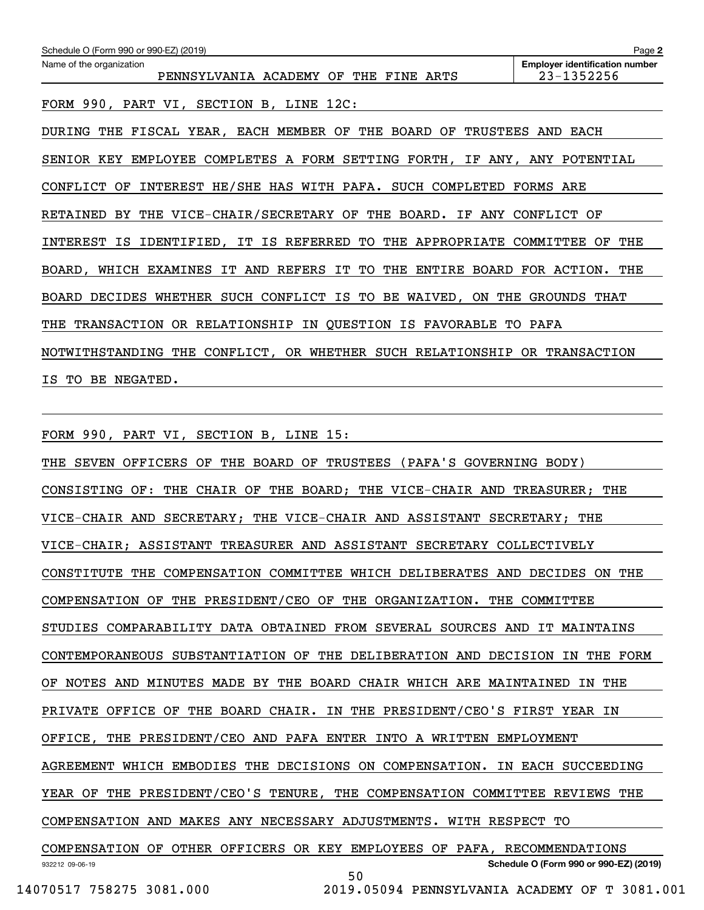Name of the organization: PENNSYLVANIA ACADEMY OF THE FINE ARTS

Employer identification number: 23-1352256

FORM 990, PART VI, SECTION B, LINE 12C:

DURING THE FISCAL YEAR, EACH MEMBER OF THE BOARD OF TRUSTEES AND EACH SENIOR KEY EMPLOYEE COMPLETES A FORM SETTING FORTH, IF ANY, ANY POTENTIAL CONFLICT OF INTEREST HE/SHE HAS WITH PAFA. SUCH COMPLETED FORMS ARE RETAINED BY THE VICE-CHAIR/SECRETARY OF THE BOARD. IF ANY CONFLICT OF INTEREST IS IDENTIFIED, IT IS REFERRED TO THE APPROPRIATE COMMITTEE OF THE BOARD, WHICH EXAMINES IT AND REFERS IT TO THE ENTIRE BOARD FOR ACTION. THE BOARD DECIDES WHETHER SUCH CONFLICT IS TO BE WAIVED, ON THE GROUNDS THAT THE TRANSACTION OR RELATIONSHIP IN QUESTION IS FAVORABLE TO PAFA NOTWITHSTANDING THE CONFLICT, OR WHETHER SUCH RELATIONSHIP OR TRANSACTION IS TO BE NEGATED.

FORM 990, PART VI, SECTION B, LINE 15:

THE SEVEN OFFICERS OF THE BOARD OF TRUSTEES (PAFA'S GOVERNING BODY) CONSISTING OF: THE CHAIR OF THE BOARD; THE VICE-CHAIR AND TREASURER; THE VICE-CHAIR AND SECRETARY; THE VICE-CHAIR AND ASSISTANT SECRETARY; THE VICE-CHAIR; ASSISTANT TREASURER AND ASSISTANT SECRETARY COLLECTIVELY CONSTITUTE THE COMPENSATION COMMITTEE WHICH DELIBERATES AND DECIDES ON THE COMPENSATION OF THE PRESIDENT/CEO OF THE ORGANIZATION. THE COMMITTEE STUDIES COMPARABILITY DATA OBTAINED FROM SEVERAL SOURCES AND IT MAINTAINS CONTEMPORANEOUS SUBSTANTIATION OF THE DELIBERATION AND DECISION IN THE FORM OF NOTES AND MINUTES MADE BY THE BOARD CHAIR WHICH ARE MAINTAINED IN THE PRIVATE OFFICE OF THE BOARD CHAIR. IN THE PRESIDENT/CEO'S FIRST YEAR IN OFFICE, THE PRESIDENT/CEO AND PAFA ENTER INTO A WRITTEN EMPLOYMENT AGREEMENT WHICH EMBODIES THE DECISIONS ON COMPENSATION. IN EACH SUCCEEDING YEAR OF THE PRESIDENT/CEO'S TENURE, THE COMPENSATION COMMITTEE REVIEWS THE COMPENSATION AND MAKES ANY NECESSARY ADJUSTMENTS. WITH RESPECT TO COMPENSATION OF OTHER OFFICERS OR KEY EMPLOYEES OF PAFA, RECOMMENDATIONS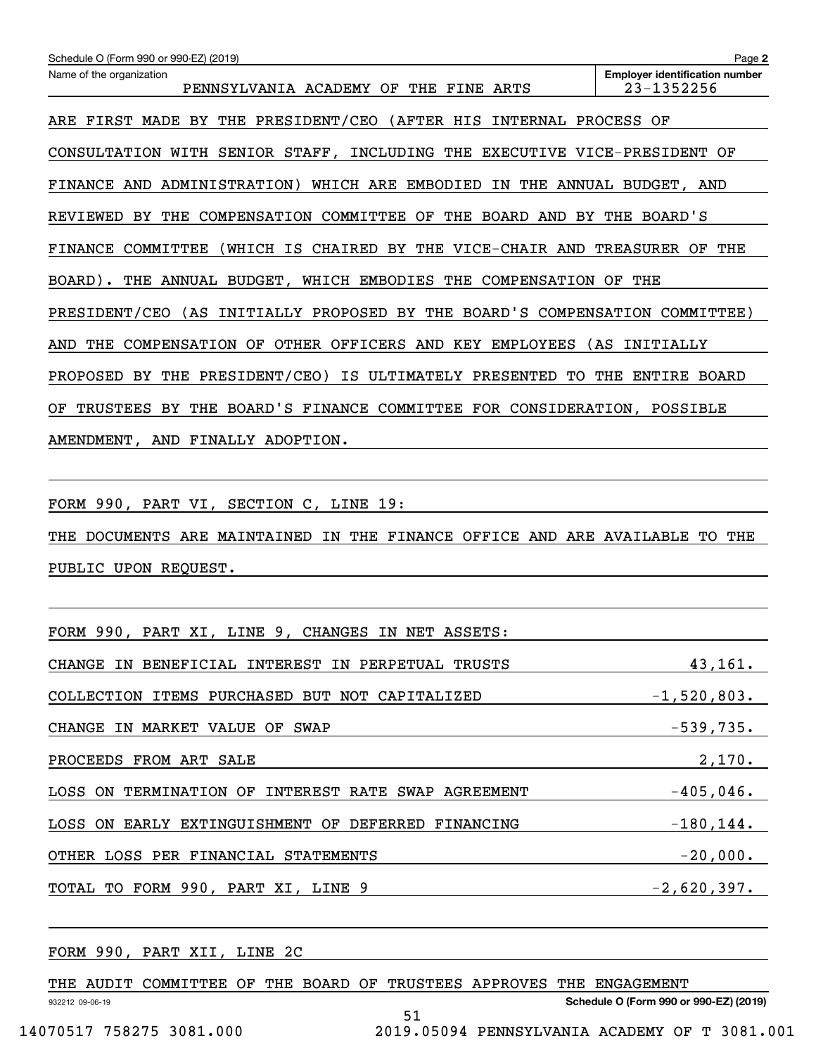Schedule O (Form 990 or 990-EZ) (2019)

| Name of the organization | Employer identification number |
|---|---|
| PENNSYLVANIA ACADEMY OF THE FINE ARTS | 23-1352256 |

ARE FIRST MADE BY THE PRESIDENT/CEO (AFTER HIS INTERNAL PROCESS OF CONSULTATION WITH SENIOR STAFF, INCLUDING THE EXECUTIVE VICE-PRESIDENT OF FINANCE AND ADMINISTRATION) WHICH ARE EMBODIED IN THE ANNUAL BUDGET, AND REVIEWED BY THE COMPENSATION COMMITTEE OF THE BOARD AND BY THE BOARD'S FINANCE COMMITTEE (WHICH IS CHAIRED BY THE VICE-CHAIR AND TREASURER OF THE BOARD). THE ANNUAL BUDGET, WHICH EMBODIES THE COMPENSATION OF THE PRESIDENT/CEO (AS INITIALLY PROPOSED BY THE BOARD'S COMPENSATION COMMITTEE) AND THE COMPENSATION OF OTHER OFFICERS AND KEY EMPLOYEES (AS INITIALLY PROPOSED BY THE PRESIDENT/CEO) IS ULTIMATELY PRESENTED TO THE ENTIRE BOARD OF TRUSTEES BY THE BOARD'S FINANCE COMMITTEE FOR CONSIDERATION, POSSIBLE AMENDMENT, AND FINALLY ADOPTION.

FORM 990, PART VI, SECTION C, LINE 19:

THE DOCUMENTS ARE MAINTAINED IN THE FINANCE OFFICE AND ARE AVAILABLE TO THE PUBLIC UPON REQUEST.

FORM 990, PART XI, LINE 9, CHANGES IN NET ASSETS:

| | |
|---|---|
| CHANGE IN BENEFICIAL INTEREST IN PERPETUAL TRUSTS | 43,161. |
| COLLECTION ITEMS PURCHASED BUT NOT CAPITALIZED | -1,520,803. |
| CHANGE IN MARKET VALUE OF SWAP | -539,735. |
| PROCEEDS FROM ART SALE | 2,170. |
| LOSS ON TERMINATION OF INTEREST RATE SWAP AGREEMENT | -405,046. |
| LOSS ON EARLY EXTINGUISHMENT OF DEFERRED FINANCING | -180,144. |
| OTHER LOSS PER FINANCIAL STATEMENTS | -20,000. |
| TOTAL TO FORM 990, PART XI, LINE 9 | -2,620,397. |

FORM 990, PART XII, LINE 2C

THE AUDIT COMMITTEE OF THE BOARD OF TRUSTEES APPROVES THE ENGAGEMENT

932212 09-06-19 Schedule O (Form 990 or 990-EZ) (2019)

14070517 758275 3081.000 2019.05094 PENNSYLVANIA ACADEMY OF T 3081.001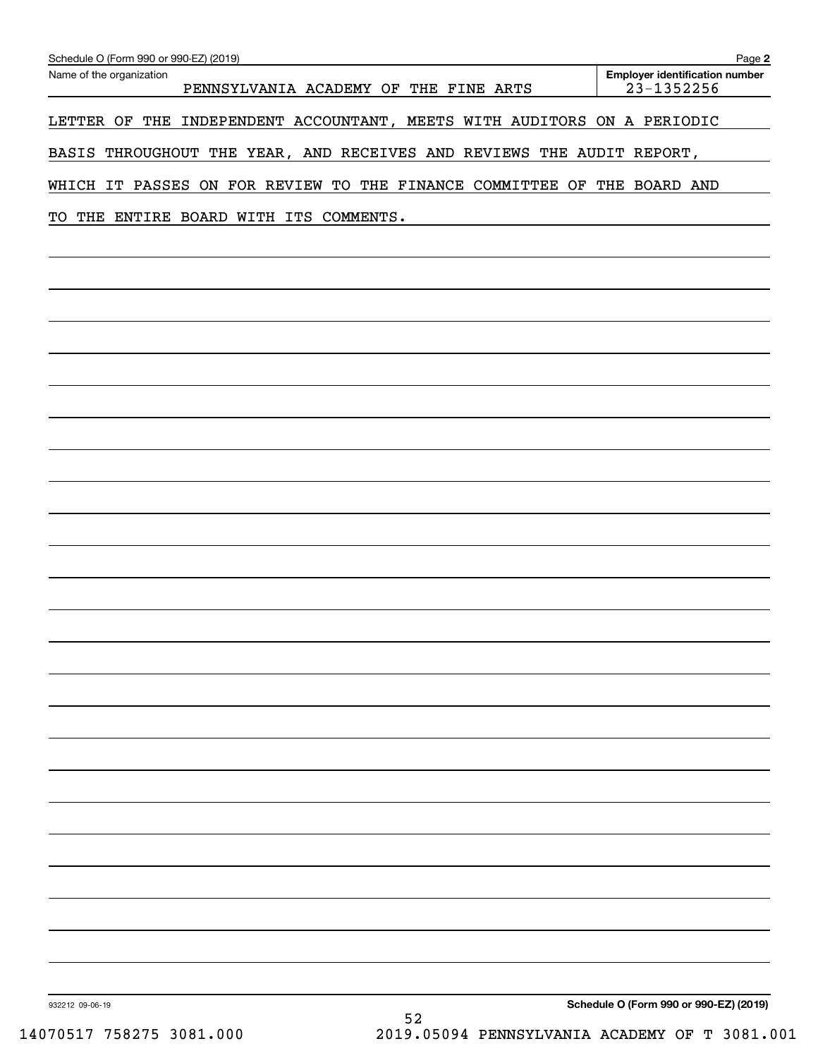Schedule O (Form 990 or 990-EZ) (2019) Page **2**

Name of the organization: PENNSYLVANIA ACADEMY OF THE FINE ARTS

**Employer identification number** 23-1352256

LETTER OF THE INDEPENDENT ACCOUNTANT, MEETS WITH AUDITORS ON A PERIODIC BASIS THROUGHOUT THE YEAR, AND RECEIVES AND REVIEWS THE AUDIT REPORT, WHICH IT PASSES ON FOR REVIEW TO THE FINANCE COMMITTEE OF THE BOARD AND TO THE ENTIRE BOARD WITH ITS COMMENTS.

932212 09-06-19

**Schedule O (Form 990 or 990-EZ) (2019)**

14070517 758275 3081.000 2019.05094 PENNSYLVANIA ACADEMY OF T 3081.001